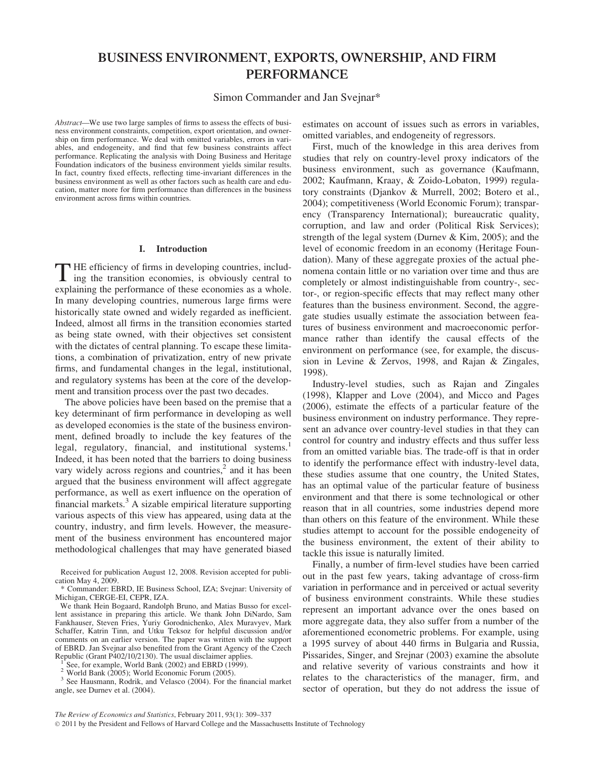# BUSINESS ENVIRONMENT, EXPORTS, OWNERSHIP, AND FIRM PERFORMANCE

Simon Commander and Jan Svejnar*

*Abstract*—We use two large samples of firms to assess the effects of business environment constraints, competition, export orientation, and ownership on firm performance. We deal with omitted variables, errors in variables, and endogeneity, and find that few business constraints affect performance. Replicating the analysis with Doing Business and Heritage Foundation indicators of the business environment yields similar results. In fact, country fixed effects, reflecting time-invariant differences in the business environment as well as other factors such as health care and education, matter more for firm performance than differences in the business environment across firms within countries.

## I. Introduction

THE efficiency of firms in developing countries, including the transition economies, is obviously central to explaining the performance of these economies as a whole. In many developing countries, numerous large firms were historically state owned and widely regarded as inefficient. Indeed, almost all firms in the transition economies started as being state owned, with their objectives set consistent with the dictates of central planning. To escape these limitations, a combination of privatization, entry of new private firms, and fundamental changes in the legal, institutional, and regulatory systems has been at the core of the development and transition process over the past two decades.

The above policies have been based on the premise that a key determinant of firm performance in developing as well as developed economies is the state of the business environment, defined broadly to include the key features of the legal, regulatory, financial, and institutional systems.[1] Indeed, it has been noted that the barriers to doing business vary widely across regions and countries,[2] and it has been argued that the business environment will affect aggregate performance, as well as exert influence on the operation of financial markets.[3] A sizable empirical literature supporting various aspects of this view has appeared, using data at the country, industry, and firm levels. However, the measurement of the business environment has encountered major methodological challenges that may have generated biased estimates on account of issues such as errors in variables, omitted variables, and endogeneity of regressors.

First, much of the knowledge in this area derives from studies that rely on country-level proxy indicators of the business environment, such as governance (Kaufmann, 2002; Kaufmann, Kraay, & Zoido-Lobaton, 1999) regulatory constraints (Djankov & Murrell, 2002; Botero et al., 2004); competitiveness (World Economic Forum); transparency (Transparency International); bureaucratic quality, corruption, and law and order (Political Risk Services); strength of the legal system (Durnev & Kim, 2005); and the level of economic freedom in an economy (Heritage Foundation). Many of these aggregate proxies of the actual phenomena contain little or no variation over time and thus are completely or almost indistinguishable from country-, sector-, or region-specific effects that may reflect many other features than the business environment. Second, the aggregate studies usually estimate the association between features of business environment and macroeconomic performance rather than identify the causal effects of the environment on performance (see, for example, the discussion in Levine & Zervos, 1998, and Rajan & Zingales, 1998).

Industry-level studies, such as Rajan and Zingales (1998), Klapper and Love (2004), and Micco and Pages (2006), estimate the effects of a particular feature of the business environment on industry performance. They represent an advance over country-level studies in that they can control for country and industry effects and thus suffer less from an omitted variable bias. The trade-off is that in order to identify the performance effect with industry-level data, these studies assume that one country, the United States, has an optimal value of the particular feature of business environment and that there is some technological or other reason that in all countries, some industries depend more than others on this feature of the environment. While these studies attempt to account for the possible endogeneity of the business environment, the extent of their ability to tackle this issue is naturally limited.

Finally, a number of firm-level studies have been carried out in the past few years, taking advantage of cross-firm variation in performance and in perceived or actual severity of business environment constraints. While these studies represent an important advance over the ones based on more aggregate data, they also suffer from a number of the aforementioned econometric problems. For example, using a 1995 survey of about 440 firms in Bulgaria and Russia, Pissarides, Singer, and Srejnar (2003) examine the absolute and relative severity of various constraints and how it relates to the characteristics of the manager, firm, and sector of operation, but they do not address the issue of

Received for publication August 12, 2008. Revision accepted for publication May 4, 2009.

\* Commander: EBRD, IE Business School, IZA; Svejnar: University of Michigan, CERGE-EI, CEPR, IZA.

We thank Hein Bogaard, Randolph Bruno, and Matias Busso for excellent assistance in preparing this article. We thank John DiNardo, Sam Fankhauser, Steven Fries, Yuriy Gorodnichenko, Alex Muravyev, Mark Schaffer, Katrin Tinn, and Utku Teksoz for helpful discussion and/or comments on an earlier version. The paper was written with the support of EBRD. Jan Svejnar also benefited from the Grant Agency of the Czech Republic (Grant P402/10/2130). The usual disclaimer applies.

[1] See, for example, World Bank (2002) and EBRD (1999).

[2] World Bank (2005); World Economic Forum (2005).

[3] See Hausmann, Rodrik, and Velasco (2004). For the financial market angle, see Durnev et al. (2004).

© 2011 by the President and Fellows of Harvard College and the Massachusetts Institute of Technology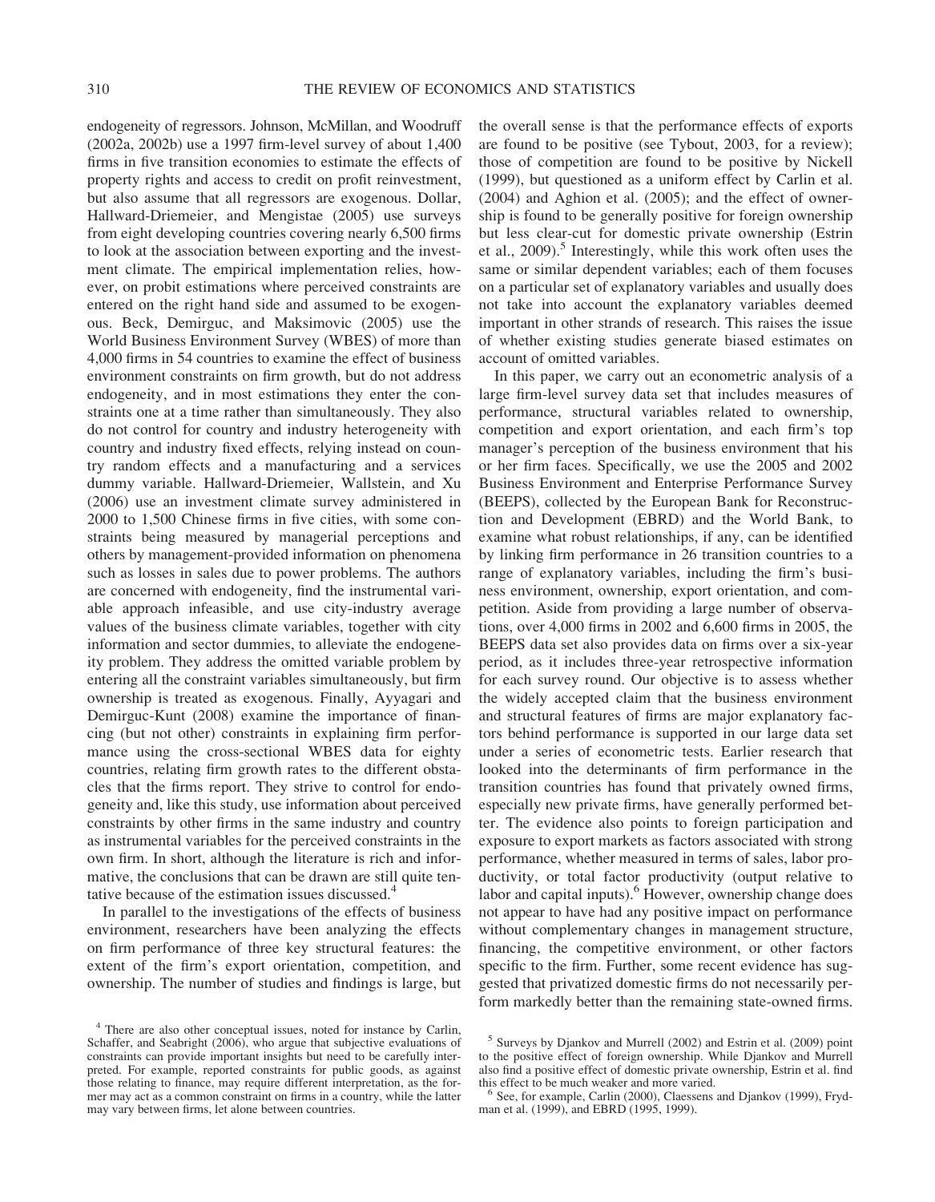endogeneity of regressors. Johnson, McMillan, and Woodruff (2002a, 2002b) use a 1997 firm-level survey of about 1,400 firms in five transition economies to estimate the effects of property rights and access to credit on profit reinvestment, but also assume that all regressors are exogenous. Dollar, Hallward-Driemeier, and Mengistae (2005) use surveys from eight developing countries covering nearly 6,500 firms to look at the association between exporting and the investment climate. The empirical implementation relies, however, on probit estimations where perceived constraints are entered on the right hand side and assumed to be exogenous. Beck, Demirguc, and Maksimovic (2005) use the World Business Environment Survey (WBES) of more than 4,000 firms in 54 countries to examine the effect of business environment constraints on firm growth, but do not address endogeneity, and in most estimations they enter the constraints one at a time rather than simultaneously. They also do not control for country and industry heterogeneity with country and industry fixed effects, relying instead on country random effects and a manufacturing and a services dummy variable. Hallward-Driemeier, Wallstein, and Xu (2006) use an investment climate survey administered in 2000 to 1,500 Chinese firms in five cities, with some constraints being measured by managerial perceptions and others by management-provided information on phenomena such as losses in sales due to power problems. The authors are concerned with endogeneity, find the instrumental variable approach infeasible, and use city-industry average values of the business climate variables, together with city information and sector dummies, to alleviate the endogeneity problem. They address the omitted variable problem by entering all the constraint variables simultaneously, but firm ownership is treated as exogenous. Finally, Ayyagari and Demirguc-Kunt (2008) examine the importance of financing (but not other) constraints in explaining firm performance using the cross-sectional WBES data for eighty countries, relating firm growth rates to the different obstacles that the firms report. They strive to control for endogeneity and, like this study, use information about perceived constraints by other firms in the same industry and country as instrumental variables for the perceived constraints in the own firm. In short, although the literature is rich and informative, the conclusions that can be drawn are still quite tentative because of the estimation issues discussed.[4]

In parallel to the investigations of the effects of business environment, researchers have been analyzing the effects on firm performance of three key structural features: the extent of the firm's export orientation, competition, and ownership. The number of studies and findings is large, but the overall sense is that the performance effects of exports are found to be positive (see Tybout, 2003, for a review); those of competition are found to be positive by Nickell (1999), but questioned as a uniform effect by Carlin et al. (2004) and Aghion et al. (2005); and the effect of ownership is found to be generally positive for foreign ownership but less clear-cut for domestic private ownership (Estrin et al., 2009).[5] Interestingly, while this work often uses the same or similar dependent variables; each of them focuses on a particular set of explanatory variables and usually does not take into account the explanatory variables deemed important in other strands of research. This raises the issue of whether existing studies generate biased estimates on account of omitted variables.

In this paper, we carry out an econometric analysis of a large firm-level survey data set that includes measures of performance, structural variables related to ownership, competition and export orientation, and each firm's top manager's perception of the business environment that his or her firm faces. Specifically, we use the 2005 and 2002 Business Environment and Enterprise Performance Survey (BEEPS), collected by the European Bank for Reconstruction and Development (EBRD) and the World Bank, to examine what robust relationships, if any, can be identified by linking firm performance in 26 transition countries to a range of explanatory variables, including the firm's business environment, ownership, export orientation, and competition. Aside from providing a large number of observations, over 4,000 firms in 2002 and 6,600 firms in 2005, the BEEPS data set also provides data on firms over a six-year period, as it includes three-year retrospective information for each survey round. Our objective is to assess whether the widely accepted claim that the business environment and structural features of firms are major explanatory factors behind performance is supported in our large data set under a series of econometric tests. Earlier research that looked into the determinants of firm performance in the transition countries has found that privately owned firms, especially new private firms, have generally performed better. The evidence also points to foreign participation and exposure to export markets as factors associated with strong performance, whether measured in terms of sales, labor productivity, or total factor productivity (output relative to labor and capital inputs).[6] However, ownership change does not appear to have had any positive impact on performance without complementary changes in management structure, financing, the competitive environment, or other factors specific to the firm. Further, some recent evidence has suggested that privatized domestic firms do not necessarily perform markedly better than the remaining state-owned firms.

[4] There are also other conceptual issues, noted for instance by Carlin, Schaffer, and Seabright (2006), who argue that subjective evaluations of constraints can provide important insights but need to be carefully interpreted. For example, reported constraints for public goods, as against those relating to finance, may require different interpretation, as the former may act as a common constraint on firms in a country, while the latter may vary between firms, let alone between countries.

[5] Surveys by Djankov and Murrell (2002) and Estrin et al. (2009) point to the positive effect of foreign ownership. While Djankov and Murrell also find a positive effect of domestic private ownership, Estrin et al. find this effect to be much weaker and more varied.

[6] See, for example, Carlin (2000), Claessens and Djankov (1999), Frydman et al. (1999), and EBRD (1995, 1999).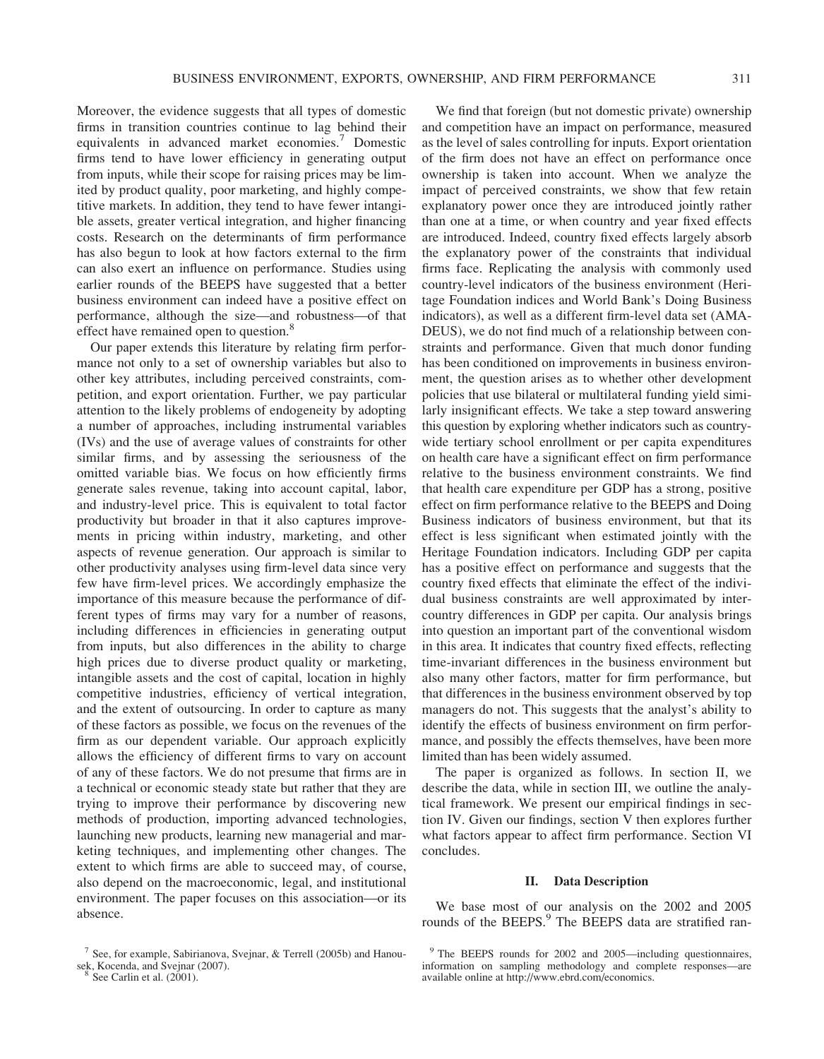Moreover, the evidence suggests that all types of domestic firms in transition countries continue to lag behind their equivalents in advanced market economies.[7] Domestic firms tend to have lower efficiency in generating output from inputs, while their scope for raising prices may be limited by product quality, poor marketing, and highly competitive markets. In addition, they tend to have fewer intangible assets, greater vertical integration, and higher financing costs. Research on the determinants of firm performance has also begun to look at how factors external to the firm can also exert an influence on performance. Studies using earlier rounds of the BEEPS have suggested that a better business environment can indeed have a positive effect on performance, although the size—and robustness—of that effect have remained open to question.[8]

Our paper extends this literature by relating firm performance not only to a set of ownership variables but also to other key attributes, including perceived constraints, competition, and export orientation. Further, we pay particular attention to the likely problems of endogeneity by adopting a number of approaches, including instrumental variables (IVs) and the use of average values of constraints for other similar firms, and by assessing the seriousness of the omitted variable bias. We focus on how efficiently firms generate sales revenue, taking into account capital, labor, and industry-level price. This is equivalent to total factor productivity but broader in that it also captures improvements in pricing within industry, marketing, and other aspects of revenue generation. Our approach is similar to other productivity analyses using firm-level data since very few have firm-level prices. We accordingly emphasize the importance of this measure because the performance of different types of firms may vary for a number of reasons, including differences in efficiencies in generating output from inputs, but also differences in the ability to charge high prices due to diverse product quality or marketing, intangible assets and the cost of capital, location in highly competitive industries, efficiency of vertical integration, and the extent of outsourcing. In order to capture as many of these factors as possible, we focus on the revenues of the firm as our dependent variable. Our approach explicitly allows the efficiency of different firms to vary on account of any of these factors. We do not presume that firms are in a technical or economic steady state but rather that they are trying to improve their performance by discovering new methods of production, importing advanced technologies, launching new products, learning new managerial and marketing techniques, and implementing other changes. The extent to which firms are able to succeed may, of course, also depend on the macroeconomic, legal, and institutional environment. The paper focuses on this association—or its absence.

We find that foreign (but not domestic private) ownership and competition have an impact on performance, measured as the level of sales controlling for inputs. Export orientation of the firm does not have an effect on performance once ownership is taken into account. When we analyze the impact of perceived constraints, we show that few retain explanatory power once they are introduced jointly rather than one at a time, or when country and year fixed effects are introduced. Indeed, country fixed effects largely absorb the explanatory power of the constraints that individual firms face. Replicating the analysis with commonly used country-level indicators of the business environment (Heritage Foundation indices and World Bank's Doing Business indicators), as well as a different firm-level data set (AMADEUS), we do not find much of a relationship between constraints and performance. Given that much donor funding has been conditioned on improvements in business environment, the question arises as to whether other development policies that use bilateral or multilateral funding yield similarly insignificant effects. We take a step toward answering this question by exploring whether indicators such as countrywide tertiary school enrollment or per capita expenditures on health care have a significant effect on firm performance relative to the business environment constraints. We find that health care expenditure per GDP has a strong, positive effect on firm performance relative to the BEEPS and Doing Business indicators of business environment, but that its effect is less significant when estimated jointly with the Heritage Foundation indicators. Including GDP per capita has a positive effect on performance and suggests that the country fixed effects that eliminate the effect of the individual business constraints are well approximated by intercountry differences in GDP per capita. Our analysis brings into question an important part of the conventional wisdom in this area. It indicates that country fixed effects, reflecting time-invariant differences in the business environment but also many other factors, matter for firm performance, but that differences in the business environment observed by top managers do not. This suggests that the analyst's ability to identify the effects of business environment on firm performance, and possibly the effects themselves, have been more limited than has been widely assumed.

The paper is organized as follows. In section II, we describe the data, while in section III, we outline the analytical framework. We present our empirical findings in section IV. Given our findings, section V then explores further what factors appear to affect firm performance. Section VI concludes.

## II. Data Description

We base most of our analysis on the 2002 and 2005 rounds of the BEEPS.[9] The BEEPS data are stratified ran-

[7] See, for example, Sabirianova, Svejnar, & Terrell (2005b) and Hanousek, Kocenda, and Svejnar (2007).

[8] See Carlin et al. (2001).

[9] The BEEPS rounds for 2002 and 2005—including questionnaires, information on sampling methodology and complete responses—are available online at http://www.ebrd.com/economics.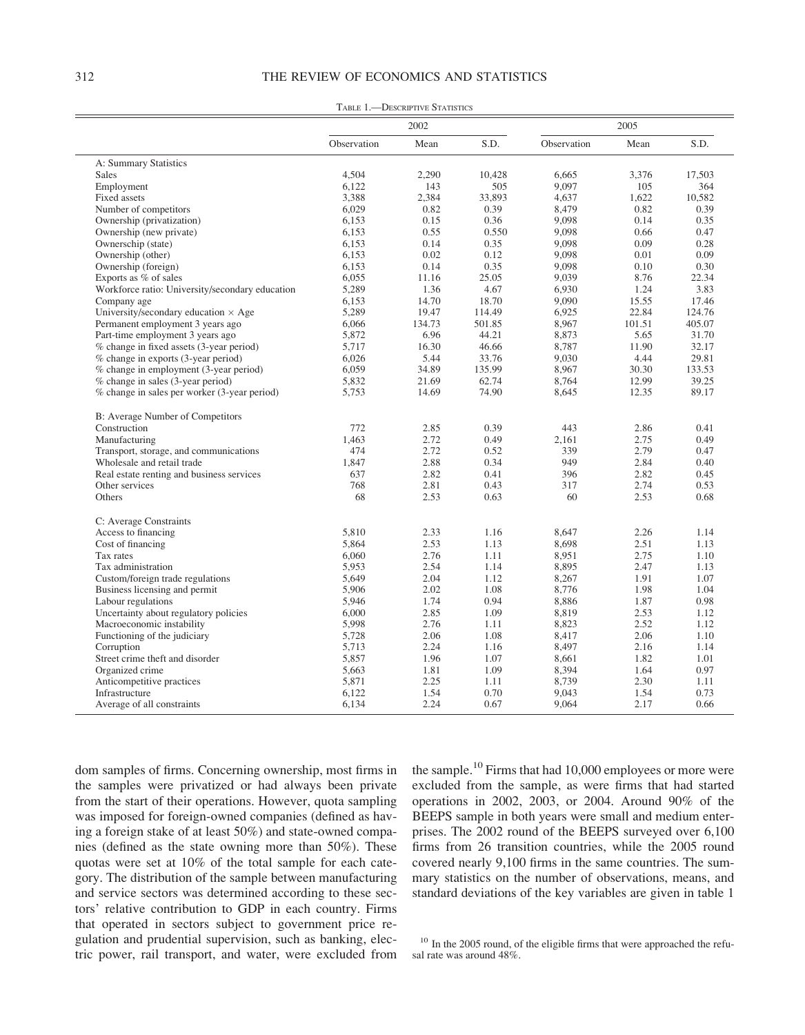TABLE 1.—DESCRIPTIVE STATISTICS

| | 2002 | | | 2005 | | |
|---|---|---|---|---|---|---|
| | Observation | Mean | S.D. | Observation | Mean | S.D. |
| A: Summary Statistics | | | | | | |
| Sales | 4,504 | 2,290 | 10,428 | 6,665 | 3,376 | 17,503 |
| Employment | 6,122 | 143 | 505 | 9,097 | 105 | 364 |
| Fixed assets | 3,388 | 2,384 | 33,893 | 4,637 | 1,622 | 10,582 |
| Number of competitors | 6,029 | 0.82 | 0.39 | 8,479 | 0.82 | 0.39 |
| Ownership (privatization) | 6,153 | 0.15 | 0.36 | 9,098 | 0.14 | 0.35 |
| Ownership (new private) | 6,153 | 0.55 | 0.550 | 9,098 | 0.66 | 0.47 |
| Ownerschip (state) | 6,153 | 0.14 | 0.35 | 9,098 | 0.09 | 0.28 |
| Ownership (other) | 6,153 | 0.02 | 0.12 | 9,098 | 0.01 | 0.09 |
| Ownership (foreign) | 6,153 | 0.14 | 0.35 | 9,098 | 0.10 | 0.30 |
| Exports as % of sales | 6,055 | 11.16 | 25.05 | 9,039 | 8.76 | 22.34 |
| Workforce ratio: University/secondary education | 5,289 | 1.36 | 4.67 | 6,930 | 1.24 | 3.83 |
| Company age | 6,153 | 14.70 | 18.70 | 9,090 | 15.55 | 17.46 |
| University/secondary education × Age | 5,289 | 19.47 | 114.49 | 6,925 | 22.84 | 124.76 |
| Permanent employment 3 years ago | 6,066 | 134.73 | 501.85 | 8,967 | 101.51 | 405.07 |
| Part-time employment 3 years ago | 5,872 | 6.96 | 44.21 | 8,873 | 5.65 | 31.70 |
| % change in fixed assets (3-year period) | 5,717 | 16.30 | 46.66 | 8,787 | 11.90 | 32.17 |
| % change in exports (3-year period) | 6,026 | 5.44 | 33.76 | 9,030 | 4.44 | 29.81 |
| % change in employment (3-year period) | 6,059 | 34.89 | 135.99 | 8,967 | 30.30 | 133.53 |
| % change in sales (3-year period) | 5,832 | 21.69 | 62.74 | 8,764 | 12.99 | 39.25 |
| % change in sales per worker (3-year period) | 5,753 | 14.69 | 74.90 | 8,645 | 12.35 | 89.17 |
| B: Average Number of Competitors | | | | | | |
| Construction | 772 | 2.85 | 0.39 | 443 | 2.86 | 0.41 |
| Manufacturing | 1,463 | 2.72 | 0.49 | 2,161 | 2.75 | 0.49 |
| Transport, storage, and communications | 474 | 2.72 | 0.52 | 339 | 2.79 | 0.47 |
| Wholesale and retail trade | 1,847 | 2.88 | 0.34 | 949 | 2.84 | 0.40 |
| Real estate renting and business services | 637 | 2.82 | 0.41 | 396 | 2.82 | 0.45 |
| Other services | 768 | 2.81 | 0.43 | 317 | 2.74 | 0.53 |
| Others | 68 | 2.53 | 0.63 | 60 | 2.53 | 0.68 |
| C: Average Constraints | | | | | | |
| Access to financing | 5,810 | 2.33 | 1.16 | 8,647 | 2.26 | 1.14 |
| Cost of financing | 5,864 | 2.53 | 1.13 | 8,698 | 2.51 | 1.13 |
| Tax rates | 6,060 | 2.76 | 1.11 | 8,951 | 2.75 | 1.10 |
| Tax administration | 5,953 | 2.54 | 1.14 | 8,895 | 2.47 | 1.13 |
| Custom/foreign trade regulations | 5,649 | 2.04 | 1.12 | 8,267 | 1.91 | 1.07 |
| Business licensing and permit | 5,906 | 2.02 | 1.08 | 8,776 | 1.98 | 1.04 |
| Labour regulations | 5,946 | 1.74 | 0.94 | 8,886 | 1.87 | 0.98 |
| Uncertainty about regulatory policies | 6,000 | 2.85 | 1.09 | 8,819 | 2.53 | 1.12 |
| Macroeconomic instability | 5,998 | 2.76 | 1.11 | 8,823 | 2.52 | 1.12 |
| Functioning of the judiciary | 5,728 | 2.06 | 1.08 | 8,417 | 2.06 | 1.10 |
| Corruption | 5,713 | 2.24 | 1.16 | 8,497 | 2.16 | 1.14 |
| Street crime theft and disorder | 5,857 | 1.96 | 1.07 | 8,661 | 1.82 | 1.01 |
| Organized crime | 5,663 | 1.81 | 1.09 | 8,394 | 1.64 | 0.97 |
| Anticompetitive practices | 5,871 | 2.25 | 1.11 | 8,739 | 2.30 | 1.11 |
| Infrastructure | 6,122 | 1.54 | 0.70 | 9,043 | 1.54 | 0.73 |
| Average of all constraints | 6,134 | 2.24 | 0.67 | 9,064 | 2.17 | 0.66 |

dom samples of firms. Concerning ownership, most firms in the samples were privatized or had always been private from the start of their operations. However, quota sampling was imposed for foreign-owned companies (defined as having a foreign stake of at least 50%) and state-owned companies (defined as the state owning more than 50%). These quotas were set at 10% of the total sample for each category. The distribution of the sample between manufacturing and service sectors was determined according to these sectors' relative contribution to GDP in each country. Firms that operated in sectors subject to government price regulation and prudential supervision, such as banking, electric power, rail transport, and water, were excluded from the sample.[10] Firms that had 10,000 employees or more were excluded from the sample, as were firms that had started operations in 2002, 2003, or 2004. Around 90% of the BEEPS sample in both years were small and medium enterprises. The 2002 round of the BEEPS surveyed over 6,100 firms from 26 transition countries, while the 2005 round covered nearly 9,100 firms in the same countries. The summary statistics on the number of observations, means, and standard deviations of the key variables are given in table 1

[10] In the 2005 round, of the eligible firms that were approached the refusal rate was around 48%.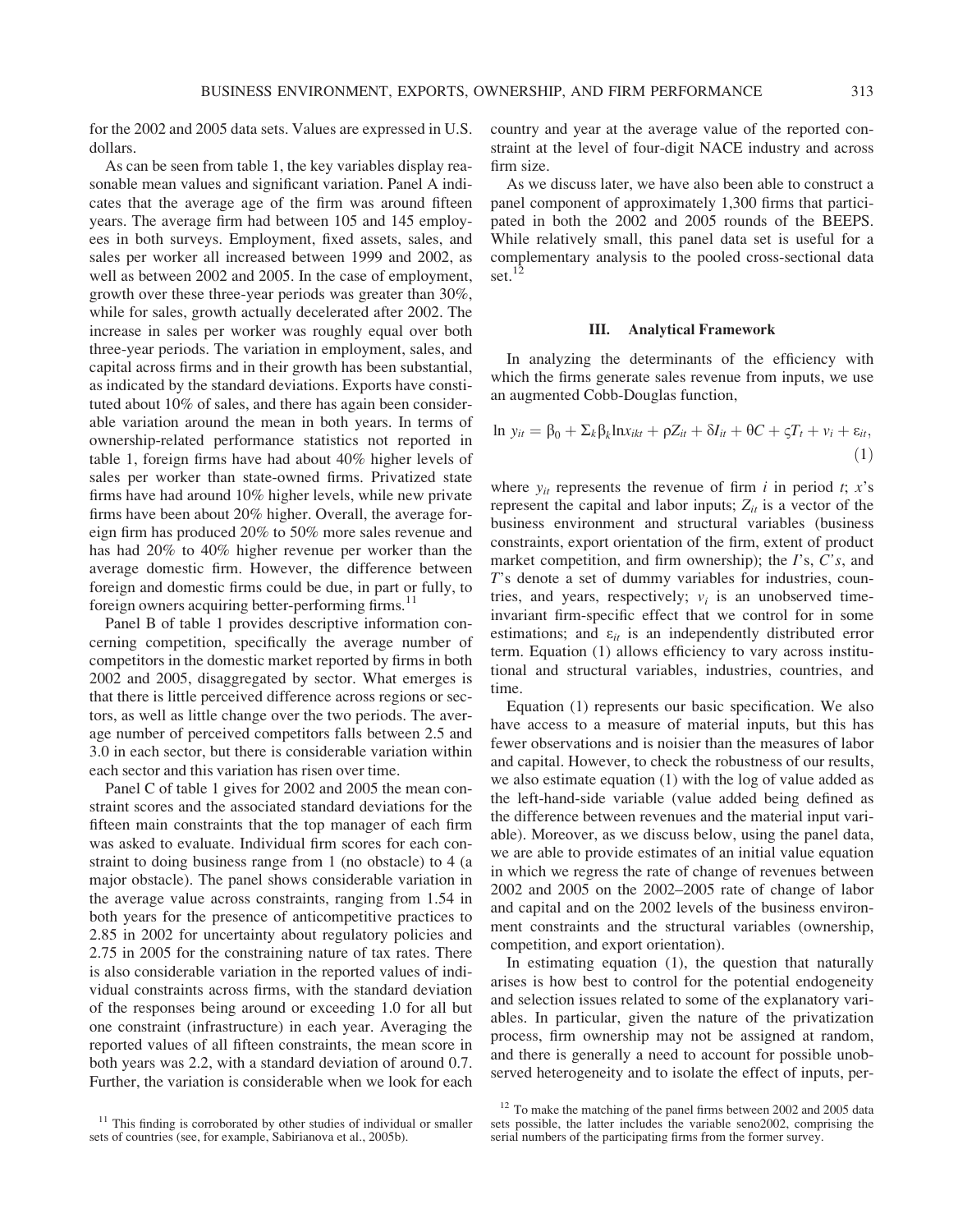for the 2002 and 2005 data sets. Values are expressed in U.S. dollars.

As can be seen from table 1, the key variables display reasonable mean values and significant variation. Panel A indicates that the average age of the firm was around fifteen years. The average firm had between 105 and 145 employees in both surveys. Employment, fixed assets, sales, and sales per worker all increased between 1999 and 2002, as well as between 2002 and 2005. In the case of employment, growth over these three-year periods was greater than 30%, while for sales, growth actually decelerated after 2002. The increase in sales per worker was roughly equal over both three-year periods. The variation in employment, sales, and capital across firms and in their growth has been substantial, as indicated by the standard deviations. Exports have constituted about 10% of sales, and there has again been considerable variation around the mean in both years. In terms of ownership-related performance statistics not reported in table 1, foreign firms have had about 40% higher levels of sales per worker than state-owned firms. Privatized state firms have had around 10% higher levels, while new private firms have been about 20% higher. Overall, the average foreign firm has produced 20% to 50% more sales revenue and has had 20% to 40% higher revenue per worker than the average domestic firm. However, the difference between foreign and domestic firms could be due, in part or fully, to foreign owners acquiring better-performing firms.[11]

Panel B of table 1 provides descriptive information concerning competition, specifically the average number of competitors in the domestic market reported by firms in both 2002 and 2005, disaggregated by sector. What emerges is that there is little perceived difference across regions or sectors, as well as little change over the two periods. The average number of perceived competitors falls between 2.5 and 3.0 in each sector, but there is considerable variation within each sector and this variation has risen over time.

Panel C of table 1 gives for 2002 and 2005 the mean constraint scores and the associated standard deviations for the fifteen main constraints that the top manager of each firm was asked to evaluate. Individual firm scores for each constraint to doing business range from 1 (no obstacle) to 4 (a major obstacle). The panel shows considerable variation in the average value across constraints, ranging from 1.54 in both years for the presence of anticompetitive practices to 2.85 in 2002 for uncertainty about regulatory policies and 2.75 in 2005 for the constraining nature of tax rates. There is also considerable variation in the reported values of individual constraints across firms, with the standard deviation of the responses being around or exceeding 1.0 for all but one constraint (infrastructure) in each year. Averaging the reported values of all fifteen constraints, the mean score in both years was 2.2, with a standard deviation of around 0.7. Further, the variation is considerable when we look for each country and year at the average value of the reported constraint at the level of four-digit NACE industry and across firm size.

As we discuss later, we have also been able to construct a panel component of approximately 1,300 firms that participated in both the 2002 and 2005 rounds of the BEEPS. While relatively small, this panel data set is useful for a complementary analysis to the pooled cross-sectional data set.[12]

## III. Analytical Framework

In analyzing the determinants of the efficiency with which the firms generate sales revenue from inputs, we use an augmented Cobb-Douglas function,

$$\ln y_{it} = \beta_0 + \Sigma_k \beta_k \ln x_{ikt} + \rho Z_{it} + \delta I_{it} + \theta C + \varsigma T_t + v_i + \varepsilon_{it}, \quad (1)$$

where $y_{it}$ represents the revenue of firm $i$ in period $t$; $x$'s represent the capital and labor inputs; $Z_{it}$ is a vector of the business environment and structural variables (business constraints, export orientation of the firm, extent of product market competition, and firm ownership); the $I$'s, $C$'s, and $T$'s denote a set of dummy variables for industries, countries, and years, respectively; $v_i$ is an unobserved time-invariant firm-specific effect that we control for in some estimations; and $\varepsilon_{it}$ is an independently distributed error term. Equation (1) allows efficiency to vary across institutional and structural variables, industries, countries, and time.

Equation (1) represents our basic specification. We also have access to a measure of material inputs, but this has fewer observations and is noisier than the measures of labor and capital. However, to check the robustness of our results, we also estimate equation (1) with the log of value added as the left-hand-side variable (value added being defined as the difference between revenues and the material input variable). Moreover, as we discuss below, using the panel data, we are able to provide estimates of an initial value equation in which we regress the rate of change of revenues between 2002 and 2005 on the 2002–2005 rate of change of labor and capital and on the 2002 levels of the business environment constraints and the structural variables (ownership, competition, and export orientation).

In estimating equation (1), the question that naturally arises is how best to control for the potential endogeneity and selection issues related to some of the explanatory variables. In particular, given the nature of the privatization process, firm ownership may not be assigned at random, and there is generally a need to account for possible unobserved heterogeneity and to isolate the effect of inputs, per-

[11] This finding is corroborated by other studies of individual or smaller sets of countries (see, for example, Sabirianova et al., 2005b).

[12] To make the matching of the panel firms between 2002 and 2005 data sets possible, the latter includes the variable seno2002, comprising the serial numbers of the participating firms from the former survey.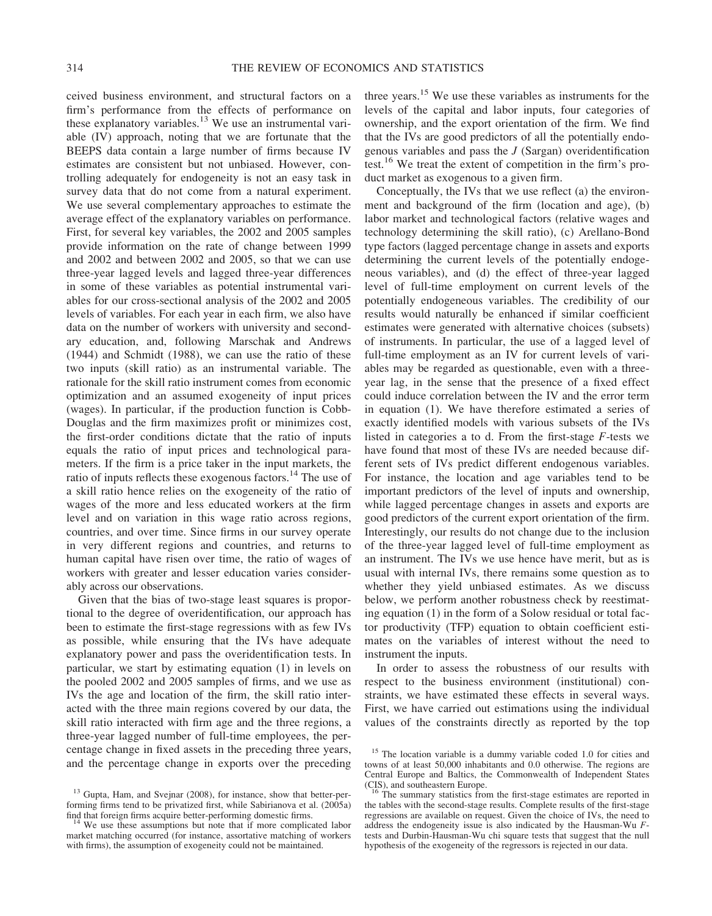ceived business environment, and structural factors on a firm's performance from the effects of performance on these explanatory variables.[13] We use an instrumental variable (IV) approach, noting that we are fortunate that the BEEPS data contain a large number of firms because IV estimates are consistent but not unbiased. However, controlling adequately for endogeneity is not an easy task in survey data that do not come from a natural experiment. We use several complementary approaches to estimate the average effect of the explanatory variables on performance. First, for several key variables, the 2002 and 2005 samples provide information on the rate of change between 1999 and 2002 and between 2002 and 2005, so that we can use three-year lagged levels and lagged three-year differences in some of these variables as potential instrumental variables for our cross-sectional analysis of the 2002 and 2005 levels of variables. For each year in each firm, we also have data on the number of workers with university and secondary education, and, following Marschak and Andrews (1944) and Schmidt (1988), we can use the ratio of these two inputs (skill ratio) as an instrumental variable. The rationale for the skill ratio instrument comes from economic optimization and an assumed exogeneity of input prices (wages). In particular, if the production function is Cobb-Douglas and the firm maximizes profit or minimizes cost, the first-order conditions dictate that the ratio of inputs equals the ratio of input prices and technological parameters. If the firm is a price taker in the input markets, the ratio of inputs reflects these exogenous factors.[14] The use of a skill ratio hence relies on the exogeneity of the ratio of wages of the more and less educated workers at the firm level and on variation in this wage ratio across regions, countries, and over time. Since firms in our survey operate in very different regions and countries, and returns to human capital have risen over time, the ratio of wages of workers with greater and lesser education varies considerably across our observations.

Given that the bias of two-stage least squares is proportional to the degree of overidentification, our approach has been to estimate the first-stage regressions with as few IVs as possible, while ensuring that the IVs have adequate explanatory power and pass the overidentification tests. In particular, we start by estimating equation (1) in levels on the pooled 2002 and 2005 samples of firms, and we use as IVs the age and location of the firm, the skill ratio interacted with the three main regions covered by our data, the skill ratio interacted with firm age and the three regions, a three-year lagged number of full-time employees, the percentage change in fixed assets in the preceding three years, and the percentage change in exports over the preceding three years.[15] We use these variables as instruments for the levels of the capital and labor inputs, four categories of ownership, and the export orientation of the firm. We find that the IVs are good predictors of all the potentially endogenous variables and pass the $J$ (Sargan) overidentification test.[16] We treat the extent of competition in the firm's product market as exogenous to a given firm.

Conceptually, the IVs that we use reflect (a) the environment and background of the firm (location and age), (b) labor market and technological factors (relative wages and technology determining the skill ratio), (c) Arellano-Bond type factors (lagged percentage change in assets and exports determining the current levels of the potentially endogeneous variables), and (d) the effect of three-year lagged level of full-time employment on current levels of the potentially endogeneous variables. The credibility of our results would naturally be enhanced if similar coefficient estimates were generated with alternative choices (subsets) of instruments. In particular, the use of a lagged level of full-time employment as an IV for current levels of variables may be regarded as questionable, even with a three-year lag, in the sense that the presence of a fixed effect could induce correlation between the IV and the error term in equation (1). We have therefore estimated a series of exactly identified models with various subsets of the IVs listed in categories a to d. From the first-stage $F$-tests we have found that most of these IVs are needed because different sets of IVs predict different endogenous variables. For instance, the location and age variables tend to be important predictors of the level of inputs and ownership, while lagged percentage changes in assets and exports are good predictors of the current export orientation of the firm. Interestingly, our results do not change due to the inclusion of the three-year lagged level of full-time employment as an instrument. The IVs we use hence have merit, but as is usual with internal IVs, there remains some question as to whether they yield unbiased estimates. As we discuss below, we perform another robustness check by reestimating equation (1) in the form of a Solow residual or total factor productivity (TFP) equation to obtain coefficient estimates on the variables of interest without the need to instrument the inputs.

In order to assess the robustness of our results with respect to the business environment (institutional) constraints, we have estimated these effects in several ways. First, we have carried out estimations using the individual values of the constraints directly as reported by the top

[13] Gupta, Ham, and Svejnar (2008), for instance, show that better-performing firms tend to be privatized first, while Sabirianova et al. (2005a) find that foreign firms acquire better-performing domestic firms.

[14] We use these assumptions but note that if more complicated labor market matching occurred (for instance, assortative matching of workers with firms), the assumption of exogeneity could not be maintained.

[15] The location variable is a dummy variable coded 1.0 for cities and towns of at least 50,000 inhabitants and 0.0 otherwise. The regions are Central Europe and Baltics, the Commonwealth of Independent States (CIS), and southeastern Europe.

[16] The summary statistics from the first-stage estimates are reported in the tables with the second-stage results. Complete results of the first-stage regressions are available on request. Given the choice of IVs, the need to address the endogeneity issue is also indicated by the Hausman-Wu $F$-tests and Durbin-Hausman-Wu chi square tests that suggest that the null hypothesis of the exogeneity of the regressors is rejected in our data.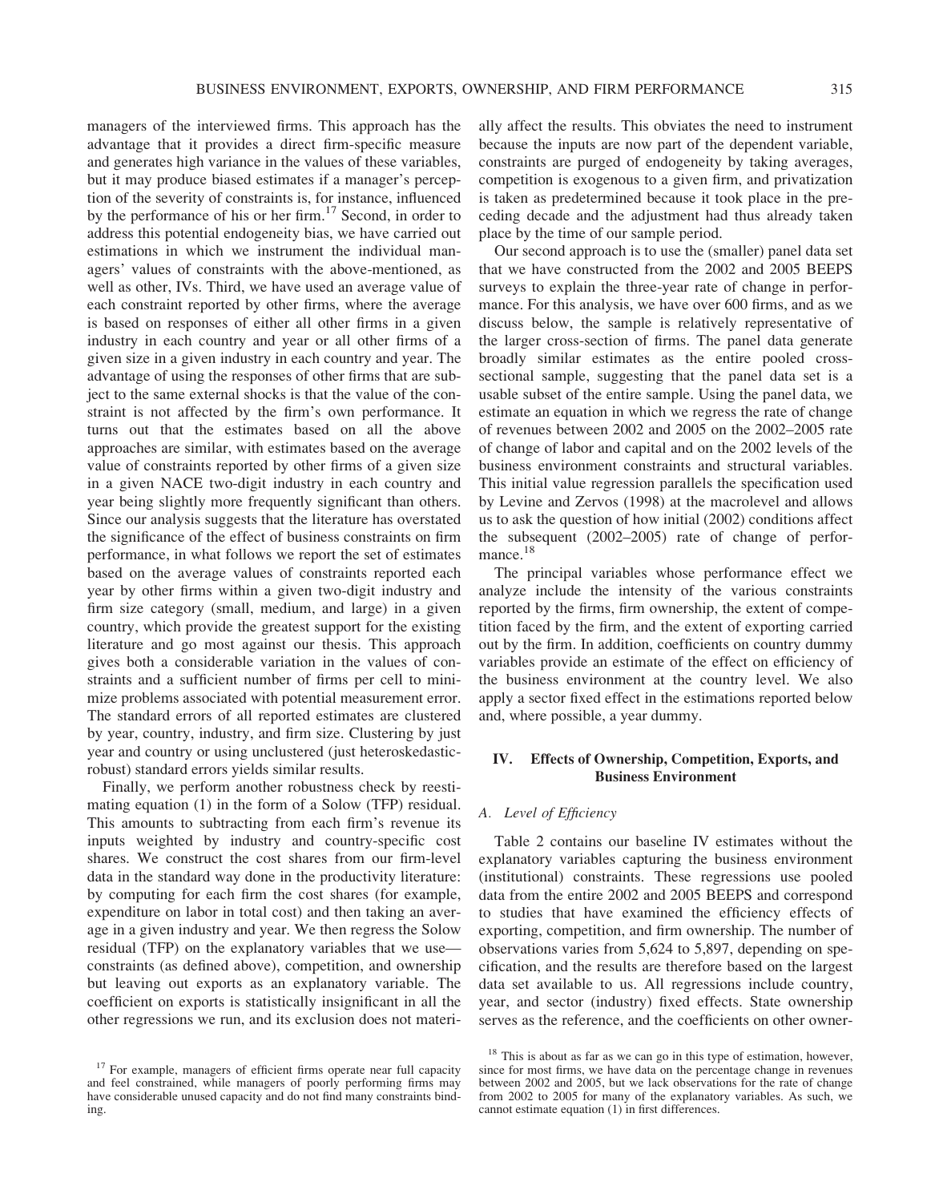managers of the interviewed firms. This approach has the advantage that it provides a direct firm-specific measure and generates high variance in the values of these variables, but it may produce biased estimates if a manager's perception of the severity of constraints is, for instance, influenced by the performance of his or her firm.[17] Second, in order to address this potential endogeneity bias, we have carried out estimations in which we instrument the individual managers' values of constraints with the above-mentioned, as well as other, IVs. Third, we have used an average value of each constraint reported by other firms, where the average is based on responses of either all other firms in a given industry in each country and year or all other firms of a given size in a given industry in each country and year. The advantage of using the responses of other firms that are subject to the same external shocks is that the value of the constraint is not affected by the firm's own performance. It turns out that the estimates based on all the above approaches are similar, with estimates based on the average value of constraints reported by other firms of a given size in a given NACE two-digit industry in each country and year being slightly more frequently significant than others. Since our analysis suggests that the literature has overstated the significance of the effect of business constraints on firm performance, in what follows we report the set of estimates based on the average values of constraints reported each year by other firms within a given two-digit industry and firm size category (small, medium, and large) in a given country, which provide the greatest support for the existing literature and go most against our thesis. This approach gives both a considerable variation in the values of constraints and a sufficient number of firms per cell to minimize problems associated with potential measurement error. The standard errors of all reported estimates are clustered by year, country, industry, and firm size. Clustering by just year and country or using unclustered (just heteroskedastic-robust) standard errors yields similar results.

Finally, we perform another robustness check by reestimating equation (1) in the form of a Solow (TFP) residual. This amounts to subtracting from each firm's revenue its inputs weighted by industry and country-specific cost shares. We construct the cost shares from our firm-level data in the standard way done in the productivity literature: by computing for each firm the cost shares (for example, expenditure on labor in total cost) and then taking an average in a given industry and year. We then regress the Solow residual (TFP) on the explanatory variables that we use—constraints (as defined above), competition, and ownership but leaving out exports as an explanatory variable. The coefficient on exports is statistically insignificant in all the other regressions we run, and its exclusion does not materially affect the results. This obviates the need to instrument because the inputs are now part of the dependent variable, constraints are purged of endogeneity by taking averages, competition is exogenous to a given firm, and privatization is taken as predetermined because it took place in the preceding decade and the adjustment had thus already taken place by the time of our sample period.

Our second approach is to use the (smaller) panel data set that we have constructed from the 2002 and 2005 BEEPS surveys to explain the three-year rate of change in performance. For this analysis, we have over 600 firms, and as we discuss below, the sample is relatively representative of the larger cross-section of firms. The panel data generate broadly similar estimates as the entire pooled cross-sectional sample, suggesting that the panel data set is a usable subset of the entire sample. Using the panel data, we estimate an equation in which we regress the rate of change of revenues between 2002 and 2005 on the 2002–2005 rate of change of labor and capital and on the 2002 levels of the business environment constraints and structural variables. This initial value regression parallels the specification used by Levine and Zervos (1998) at the macrolevel and allows us to ask the question of how initial (2002) conditions affect the subsequent (2002–2005) rate of change of performance.[18]

The principal variables whose performance effect we analyze include the intensity of the various constraints reported by the firms, firm ownership, the extent of competition faced by the firm, and the extent of exporting carried out by the firm. In addition, coefficients on country dummy variables provide an estimate of the effect on efficiency of the business environment at the country level. We also apply a sector fixed effect in the estimations reported below and, where possible, a year dummy.

## IV. Effects of Ownership, Competition, Exports, and Business Environment

### *A. Level of Efficiency*

Table 2 contains our baseline IV estimates without the explanatory variables capturing the business environment (institutional) constraints. These regressions use pooled data from the entire 2002 and 2005 BEEPS and correspond to studies that have examined the efficiency effects of exporting, competition, and firm ownership. The number of observations varies from 5,624 to 5,897, depending on specification, and the results are therefore based on the largest data set available to us. All regressions include country, year, and sector (industry) fixed effects. State ownership serves as the reference, and the coefficients on other owner-

[17] For example, managers of efficient firms operate near full capacity and feel constrained, while managers of poorly performing firms may have considerable unused capacity and do not find many constraints binding.

[18] This is about as far as we can go in this type of estimation, however, since for most firms, we have data on the percentage change in revenues between 2002 and 2005, but we lack observations for the rate of change from 2002 to 2005 for many of the explanatory variables. As such, we cannot estimate equation (1) in first differences.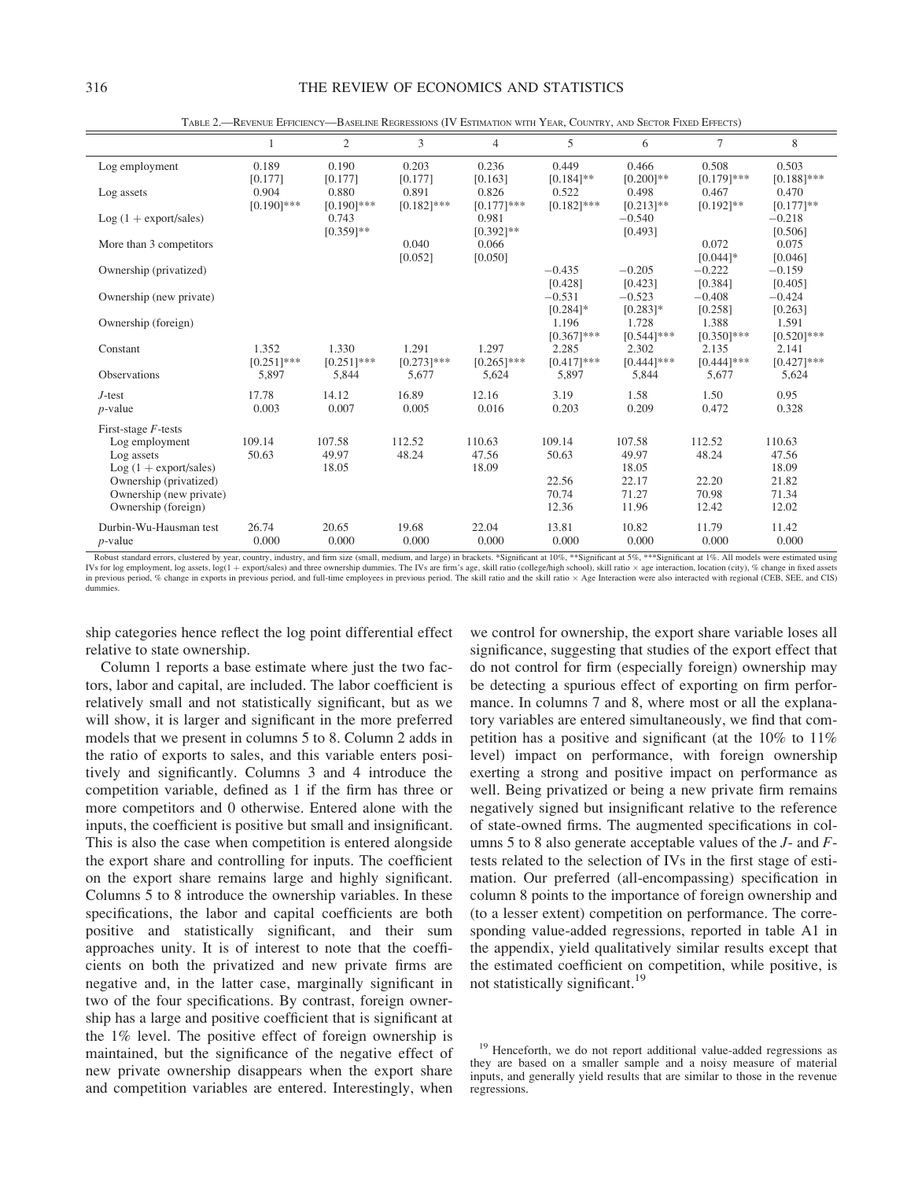Table 2.—Revenue Efficiency—Baseline Regressions (IV Estimation with Year, Country, and Sector Fixed Effects)

| | 1 | 2 | 3 | 4 | 5 | 6 | 7 | 8 |
|---|---|---|---|---|---|---|---|---|
| Log employment | 0.189 | 0.190 | 0.203 | 0.236 | 0.449 | 0.466 | 0.508 | 0.503 |
| | [0.177] | [0.177] | [0.177] | [0.163] | [0.184]** | [0.200]** | [0.179]*** | [0.188]*** |
| Log assets | 0.904 | 0.880 | 0.891 | 0.826 | 0.522 | 0.498 | 0.467 | 0.470 |
| | [0.190]*** | [0.190]*** | [0.182]*** | [0.177]*** | [0.182]*** | [0.213]** | [0.192]** | [0.177]** |
| Log (1 + export/sales) | | 0.743 | | 0.981 | | −0.540 | | −0.218 |
| | | [0.359]** | | [0.392]** | | [0.493] | | [0.506] |
| More than 3 competitors | | | 0.040 | 0.066 | | | 0.072 | 0.075 |
| | | | [0.052] | [0.050] | | | [0.044]* | [0.046] |
| Ownership (privatized) | | | | | −0.435 | −0.205 | −0.222 | −0.159 |
| | | | | | [0.428] | [0.423] | [0.384] | [0.405] |
| Ownership (new private) | | | | | −0.531 | −0.523 | −0.408 | −0.424 |
| | | | | | [0.284]* | [0.283]* | [0.258] | [0.263] |
| Ownership (foreign) | | | | | 1.196 | 1.728 | 1.388 | 1.591 |
| | | | | | [0.367]*** | [0.544]*** | [0.350]*** | [0.520]*** |
| Constant | 1.352 | 1.330 | 1.291 | 1.297 | 2.285 | 2.302 | 2.135 | 2.141 |
| | [0.251]*** | [0.251]*** | [0.273]*** | [0.265]*** | [0.417]*** | [0.444]*** | [0.444]*** | [0.427]*** |
| Observations | 5,897 | 5,844 | 5,677 | 5,624 | 5,897 | 5,844 | 5,677 | 5,624 |
| *J*-test | 17.78 | 14.12 | 16.89 | 12.16 | 3.19 | 1.58 | 1.50 | 0.95 |
| *p*-value | 0.003 | 0.007 | 0.005 | 0.016 | 0.203 | 0.209 | 0.472 | 0.328 |
| First-stage *F*-tests | | | | | | | | |
| Log employment | 109.14 | 107.58 | 112.52 | 110.63 | 109.14 | 107.58 | 112.52 | 110.63 |
| Log assets | 50.63 | 49.97 | 48.24 | 47.56 | 50.63 | 49.97 | 48.24 | 47.56 |
| Log (1 + export/sales) | | 18.05 | | 18.09 | | 18.05 | | 18.09 |
| Ownership (privatized) | | | | | 22.56 | 22.17 | 22.20 | 21.82 |
| Ownership (new private) | | | | | 70.74 | 71.27 | 70.98 | 71.34 |
| Ownership (foreign) | | | | | 12.36 | 11.96 | 12.42 | 12.02 |
| Durbin-Wu-Hausman test | 26.74 | 20.65 | 19.68 | 22.04 | 13.81 | 10.82 | 11.79 | 11.42 |
| *p*-value | 0.000 | 0.000 | 0.000 | 0.000 | 0.000 | 0.000 | 0.000 | 0.000 |

Robust standard errors, clustered by year, country, industry, and firm size (small, medium, and large) in brackets. *Significant at 10%, **Significant at 5%, ***Significant at 1%. All models were estimated using IVs for log employment, log assets, log(1 + export/sales) and three ownership dummies. The IVs are firm's age, skill ratio (college/high school), skill ratio × age interaction, location (city), % change in fixed assets in previous period, % change in exports in previous period, and full-time employees in previous period. The skill ratio and the skill ratio × Age Interaction were also interacted with regional (CEB, SEE, and CIS) dummies.

ship categories hence reflect the log point differential effect relative to state ownership.

Column 1 reports a base estimate where just the two factors, labor and capital, are included. The labor coefficient is relatively small and not statistically significant, but as we will show, it is larger and significant in the more preferred models that we present in columns 5 to 8. Column 2 adds in the ratio of exports to sales, and this variable enters positively and significantly. Columns 3 and 4 introduce the competition variable, defined as 1 if the firm has three or more competitors and 0 otherwise. Entered alone with the inputs, the coefficient is positive but small and insignificant. This is also the case when competition is entered alongside the export share and controlling for inputs. The coefficient on the export share remains large and highly significant. Columns 5 to 8 introduce the ownership variables. In these specifications, the labor and capital coefficients are both positive and statistically significant, and their sum approaches unity. It is of interest to note that the coefficients on both the privatized and new private firms are negative and, in the latter case, marginally significant in two of the four specifications. By contrast, foreign ownership has a large and positive coefficient that is significant at the 1% level. The positive effect of foreign ownership is maintained, but the significance of the negative effect of new private ownership disappears when the export share and competition variables are entered. Interestingly, when we control for ownership, the export share variable loses all significance, suggesting that studies of the export effect that do not control for firm (especially foreign) ownership may be detecting a spurious effect of exporting on firm performance. In columns 7 and 8, where most or all the explanatory variables are entered simultaneously, we find that competition has a positive and significant (at the 10% to 11% level) impact on performance, with foreign ownership exerting a strong and positive impact on performance as well. Being privatized or being a new private firm remains negatively signed but insignificant relative to the reference of state-owned firms. The augmented specifications in columns 5 to 8 also generate acceptable values of the *J*- and *F*-tests related to the selection of IVs in the first stage of estimation. Our preferred (all-encompassing) specification in column 8 points to the importance of foreign ownership and (to a lesser extent) competition on performance. The corresponding value-added regressions, reported in table A1 in the appendix, yield qualitatively similar results except that the estimated coefficient on competition, while positive, is not statistically significant.[19]

[19] Henceforth, we do not report additional value-added regressions as they are based on a smaller sample and a noisy measure of material inputs, and generally yield results that are similar to those in the revenue regressions.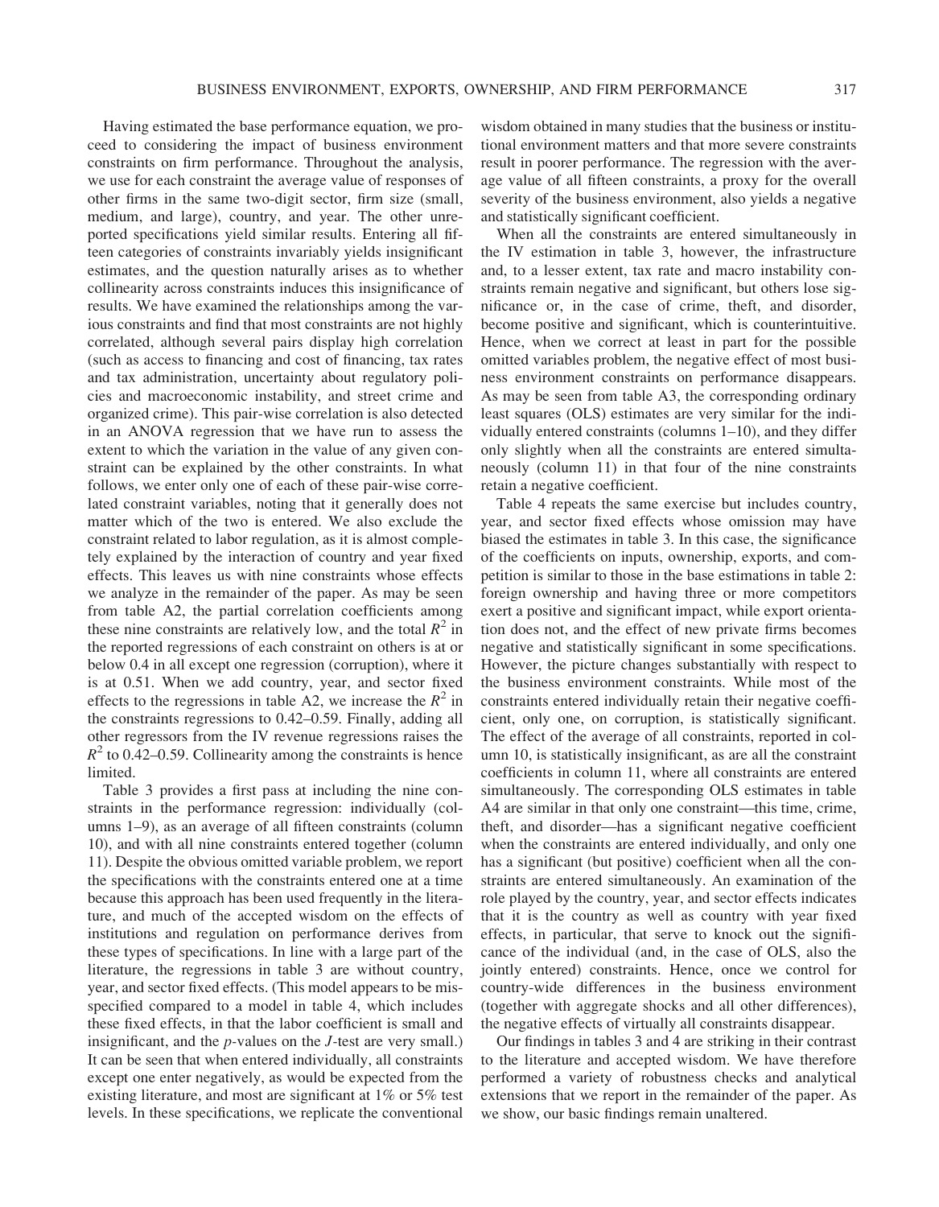Having estimated the base performance equation, we proceed to considering the impact of business environment constraints on firm performance. Throughout the analysis, we use for each constraint the average value of responses of other firms in the same two-digit sector, firm size (small, medium, and large), country, and year. The other unreported specifications yield similar results. Entering all fifteen categories of constraints invariably yields insignificant estimates, and the question naturally arises as to whether collinearity across constraints induces this insignificance of results. We have examined the relationships among the various constraints and find that most constraints are not highly correlated, although several pairs display high correlation (such as access to financing and cost of financing, tax rates and tax administration, uncertainty about regulatory policies and macroeconomic instability, and street crime and organized crime). This pair-wise correlation is also detected in an ANOVA regression that we have run to assess the extent to which the variation in the value of any given constraint can be explained by the other constraints. In what follows, we enter only one of each of these pair-wise correlated constraint variables, noting that it generally does not matter which of the two is entered. We also exclude the constraint related to labor regulation, as it is almost completely explained by the interaction of country and year fixed effects. This leaves us with nine constraints whose effects we analyze in the remainder of the paper. As may be seen from table A2, the partial correlation coefficients among these nine constraints are relatively low, and the total $R^2$ in the reported regressions of each constraint on others is at or below 0.4 in all except one regression (corruption), where it is at 0.51. When we add country, year, and sector fixed effects to the regressions in table A2, we increase the $R^2$ in the constraints regressions to 0.42–0.59. Finally, adding all other regressors from the IV revenue regressions raises the $R^2$ to 0.42–0.59. Collinearity among the constraints is hence limited.

Table 3 provides a first pass at including the nine constraints in the performance regression: individually (columns 1–9), as an average of all fifteen constraints (column 10), and with all nine constraints entered together (column 11). Despite the obvious omitted variable problem, we report the specifications with the constraints entered one at a time because this approach has been used frequently in the literature, and much of the accepted wisdom on the effects of institutions and regulation on performance derives from these types of specifications. In line with a large part of the literature, the regressions in table 3 are without country, year, and sector fixed effects. (This model appears to be misspecified compared to a model in table 4, which includes these fixed effects, in that the labor coefficient is small and insignificant, and the $p$-values on the $J$-test are very small.) It can be seen that when entered individually, all constraints except one enter negatively, as would be expected from the existing literature, and most are significant at 1% or 5% test levels. In these specifications, we replicate the conventional wisdom obtained in many studies that the business or institutional environment matters and that more severe constraints result in poorer performance. The regression with the average value of all fifteen constraints, a proxy for the overall severity of the business environment, also yields a negative and statistically significant coefficient.

When all the constraints are entered simultaneously in the IV estimation in table 3, however, the infrastructure and, to a lesser extent, tax rate and macro instability constraints remain negative and significant, but others lose significance or, in the case of crime, theft, and disorder, become positive and significant, which is counterintuitive. Hence, when we correct at least in part for the possible omitted variables problem, the negative effect of most business environment constraints on performance disappears. As may be seen from table A3, the corresponding ordinary least squares (OLS) estimates are very similar for the individually entered constraints (columns 1–10), and they differ only slightly when all the constraints are entered simultaneously (column 11) in that four of the nine constraints retain a negative coefficient.

Table 4 repeats the same exercise but includes country, year, and sector fixed effects whose omission may have biased the estimates in table 3. In this case, the significance of the coefficients on inputs, ownership, exports, and competition is similar to those in the base estimations in table 2: foreign ownership and having three or more competitors exert a positive and significant impact, while export orientation does not, and the effect of new private firms becomes negative and statistically significant in some specifications. However, the picture changes substantially with respect to the business environment constraints. While most of the constraints entered individually retain their negative coefficient, only one, on corruption, is statistically significant. The effect of the average of all constraints, reported in column 10, is statistically insignificant, as are all the constraint coefficients in column 11, where all constraints are entered simultaneously. The corresponding OLS estimates in table A4 are similar in that only one constraint—this time, crime, theft, and disorder—has a significant negative coefficient when the constraints are entered individually, and only one has a significant (but positive) coefficient when all the constraints are entered simultaneously. An examination of the role played by the country, year, and sector effects indicates that it is the country as well as country with year fixed effects, in particular, that serve to knock out the significance of the individual (and, in the case of OLS, also the jointly entered) constraints. Hence, once we control for country-wide differences in the business environment (together with aggregate shocks and all other differences), the negative effects of virtually all constraints disappear.

Our findings in tables 3 and 4 are striking in their contrast to the literature and accepted wisdom. We have therefore performed a variety of robustness checks and analytical extensions that we report in the remainder of the paper. As we show, our basic findings remain unaltered.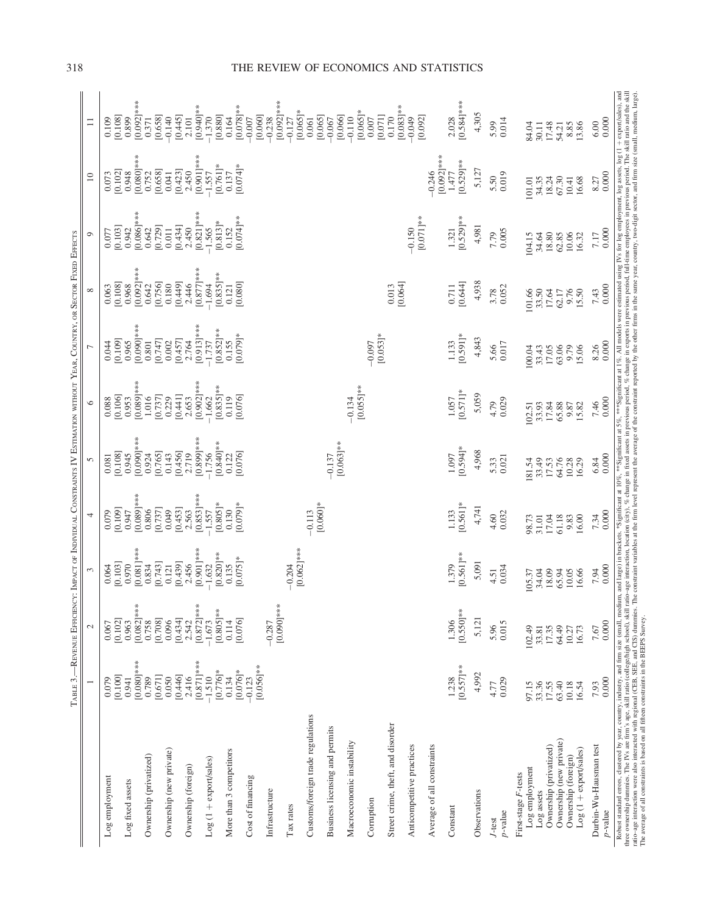TABLE 3.—REVENUE EFFICIENCY: IMPACT OF INDIVIDUAL CONSTRAINTS IV ESTIMATION WITHOUT YEAR, COUNTRY, OR SECTOR FIXED EFFECTS

| | 1 | 2 | 3 | 4 | 5 | 6 | 7 | 8 | 9 | 10 | 11 |
|---|---|---|---|---|---|---|---|---|---|---|---|
| Log employment | 0.079 | 0.067 | 0.064 | 0.079 | 0.081 | 0.088 | 0.044 | 0.063 | 0.077 | 0.073 | 0.109 |
| | [0.100] | [0.102] | [0.103] | [0.109] | [0.108] | [0.106] | [0.109] | [0.108] | [0.103] | [0.102] | [0.108] |
| Log fixed assets | 0.941 | 0.963 | 0.970 | 0.947 | 0.945 | 0.953 | 0.965 | 0.968 | 0.942 | 0.948 | 0.899 |
| | [0.080]*** | [0.082]*** | [0.081]*** | [0.089]*** | [0.090]*** | [0.089]*** | [0.090]*** | [0.092]*** | [0.086]*** | [0.080]*** | [0.092]*** |
| Ownership (privatized) | 0.789 | 0.758 | 0.834 | 0.806 | 0.924 | 1.016 | 0.801 | 0.642 | 0.642 | 0.752 | 0.371 |
| | [0.671] | [0.708] | [0.743] | [0.737] | [0.765] | [0.737] | [0.747] | [0.756] | [0.729] | [0.658] | [0.658] |
| Ownership (new private) | 0.050 | 0.096 | 0.121 | 0.049 | 0.143 | 0.229 | 0.002 | 0.180 | 0.011 | 0.041 | −0.140 |
| | [0.446] | [0.434] | [0.439] | [0.453] | [0.456] | [0.441] | [0.457] | [0.449] | [0.434] | [0.423] | [0.445] |
| Ownership (foreign) | 2.416 | 2.542 | 2.456 | 2.563 | 2.719 | 2.653 | 2.764 | 2.446 | 2.450 | 2.450 | 2.101 |
| | [0.871]*** | [0.872]*** | [0.901]*** | [0.853]*** | [0.899]*** | [0.902]*** | [0.913]*** | [0.877]*** | [0.821]*** | [0.901]*** | [0.940]** |
| Log (1 + export/sales) | −1.510 | −1.673 | −1.632 | −1.557 | −1.756 | −1.662 | −1.737 | −1.694 | −1.565 | −1.557 | −1.370 |
| | [0.776]* | [0.805]** | [0.820]** | [0.805]* | [0.840]** | [0.835]** | [0.852]** | [0.835]** | [0.813]* | [0.761]* | [0.880] |
| More than 3 competitors | 0.134 | 0.114 | 0.135 | 0.130 | 0.122 | 0.119 | 0.155 | 0.121 | 0.152 | 0.137 | 0.164 |
| | [0.076]* | [0.076] | [0.075]* | [0.079]* | [0.076] | [0.076] | [0.079]* | [0.080] | [0.074]** | [0.074]* | [0.078]** |
| Cost of financing | −0.123 | | | | | | | | | | −0.007 |
| | [0.056]** | | | | | | | | | | [0.060] |
| Infrastructure | | −0.287 | | | | | | | | | −0.238 |
| | | [0.090]*** | | | | | | | | | [0.092]*** |
| Tax rates | | | −0.204 | | | | | | | | −0.127 |
| | | | [0.062]*** | | | | | | | | [0.065]* |
| Customs/foreign trade regulations | | | | −0.113 | | | | | | | 0.061 |
| | | | | [0.060]* | | | | | | | [0.065] |
| Business licensing and permits | | | | | −0.137 | | | | | | −0.067 |
| | | | | | [0.063]** | | | | | | [0.066] |
| Macroeconomic instability | | | | | | −0.134 | | | | | −0.110 |
| | | | | | | [0.055]** | | | | | [0.065]* |
| Corruption | | | | | | | −0.097 | | | | 0.007 |
| | | | | | | | [0.053]* | | | | [0.071] |
| Street crime, theft, and disorder | | | | | | | | 0.013 | | | 0.170 |
| | | | | | | | | [0.064] | | | [0.083]** |
| Anticompetitive practices | | | | | | | | | −0.150 | | −0.049 |
| | | | | | | | | | [0.071]** | | [0.092] |
| Average of all constraints | | | | | | | | | | −0.246 | |
| | | | | | | | | | | [0.092]*** | |
| Constant | 1.238 | 1.306 | 1.379 | 1.133 | 1.097 | 1.057 | 1.133 | 0.711 | 1.321 | 1.477 | 2.028 |
| | [0.557]** | [0.550]** | [0.561]** | [0.561]* | [0.594]* | [0.571]* | [0.591]* | [0.644] | [0.529]** | [0.529]** | [0.584]*** |
| Observations | 4,992 | 5,121 | 5,091 | 4,741 | 4,968 | 5,059 | 4,843 | 4,938 | 4,981 | 5,127 | 4,305 |
| *J*-test | 4.77 | 5.96 | 4.51 | 4.60 | 5.33 | 4.79 | 5.66 | 3.78 | 7.79 | 5.50 | 5.99 |
| *p*-value | 0.029 | 0.015 | 0.034 | 0.032 | 0.021 | 0.029 | 0.017 | 0.052 | 0.005 | 0.019 | 0.014 |
| First-stage *F*-tests | | | | | | | | | | | |
| Log employment | 97.15 | 102.49 | 105.37 | 98.73 | 181.54 | 102.51 | 100.04 | 101.66 | 104.15 | 101.01 | 84.04 |
| Log assets | 33.36 | 33.81 | 34.04 | 31.01 | 33.49 | 33.93 | 33.43 | 33.50 | 34.64 | 34.35 | 30.11 |
| Ownership (privatized) | 17.55 | 17.35 | 18.09 | 17.04 | 17.53 | 17.84 | 17.05 | 17.64 | 18.80 | 18.24 | 17.48 |
| Ownership (new private) | 63.40 | 64.49 | 65.94 | 61.18 | 64.76 | 65.88 | 63.06 | 62.17 | 62.85 | 67.30 | 54.21 |
| Ownership (foreign) | 10.18 | 10.27 | 10.05 | 9.83 | 10.28 | 9.87 | 9.79 | 9.76 | 10.06 | 10.41 | 8.85 |
| Log (1 + export/sales) | 16.54 | 16.73 | 16.66 | 16.00 | 16.29 | 15.82 | 15.06 | 15.50 | 16.32 | 16.68 | 13.86 |
| Durbin-Wu-Hausman test | 7.93 | 7.67 | 7.94 | 7.34 | 6.84 | 7.46 | 8.26 | 7.43 | 7.17 | 8.27 | 6.00 |
| *p*-value | 0.000 | 0.000 | 0.000 | 0.000 | 0.000 | 0.000 | 0.000 | 0.000 | 0.000 | 0.000 | 0.000 |

Robust standard errors, clustered by year, country, industry, and firm size (small, medium, and large) in brackets. *Significant at 10%, **Significant at 5%, ***Significant at 1%. All models were estimated using IVs for log employment, log assets, log (1 + export/sales), and three ownership dummies. The IVs are firm's age, skill ratio (college/high school), skill ratio–age interaction, location (city), % change in fixed assets in previous period, % change in exports in previous period, full-time employees in previous period. The skill ratio and the skill ratio–age interaction were also interacted with regional (CEB, SEE, and CIS) dummies. The constraint variables at the firm level represent the average of the constraint reported by the other firms in the same year, country, two-digit sector, and firm size (small, medium, large). The average of all constraints is based on all fifteen constraints in the BEEPS Survey.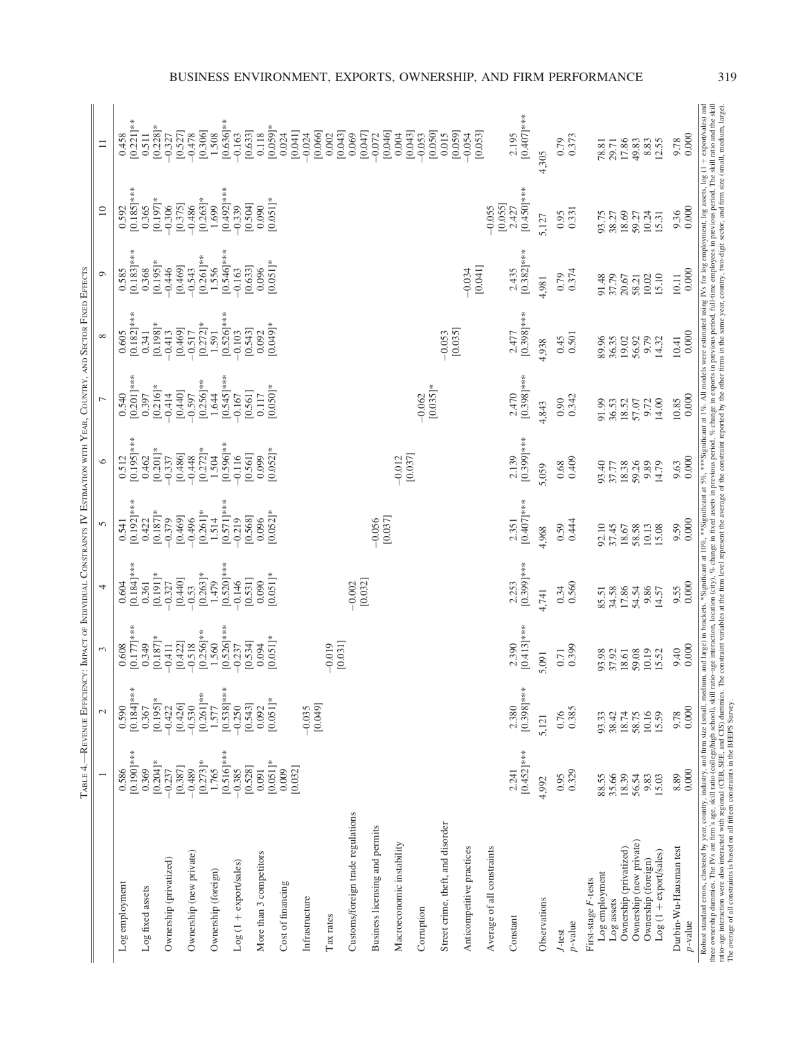TABLE 4.—REVENUE EFFICIENCY: IMPACT OF INDIVIDUAL CONSTRAINTS IV ESTIMATION WITH YEAR, COUNTRY, AND SECTOR FIXED EFFECTS

| | 1 | 2 | 3 | 4 | 5 | 6 | 7 | 8 | 9 | 10 | 11 |
|---|---|---|---|---|---|---|---|---|---|---|---|
| Log employment | 0.586 | 0.590 | 0.608 | 0.604 | 0.541 | 0.512 | 0.540 | 0.605 | 0.585 | 0.592 | 0.458 |
| | [0.190]*** | [0.184]*** | [0.177]*** | [0.184]*** | [0.192]*** | [0.195]*** | [0.201]*** | [0.182]*** | [0.183]*** | [0.185]*** | [0.221]** |
| Log fixed assets | 0.369 | 0.367 | 0.349 | 0.361 | 0.422 | 0.462 | 0.397 | 0.341 | 0.368 | 0.365 | 0.511 |
| | [0.204]* | [0.195]* | [0.187]* | [0.191]* | [0.187]* | [0.201]* | [0.216]* | [0.198]* | [0.195]* | [0.197]* | [0.228]* |
| Ownership (privatized) | −0.237 | −0.422 | −0.411 | −0.327 | −0.379 | −0.337 | −0.414 | −0.413 | −0.446 | −0.306 | −0.327 |
| | [0.387] | [0.426] | [0.422] | [0.440] | [0.469] | [0.486] | [0.440] | [0.469] | [0.469] | [0.375] | [0.527] |
| Ownership (new private) | −0.489 | −0.530 | −0.518 | −0.53 | −0.496 | −0.448 | −0.597 | −0.517 | −0.543 | −0.486 | −0.478 |
| | [0.273]* | [0.261]** | [0.256]** | [0.263]* | [0.261]* | [0.272]* | [0.256]** | [0.272]* | [0.261]** | [0.263]* | [0.306] |
| Ownership (foreign) | 1.765 | 1.577 | 1.560 | 1.479 | 1.514 | 1.504 | 1.644 | 1.591 | 1.556 | 1.699 | 1.508 |
| | [0.516]*** | [0.538]*** | [0.526]*** | [0.520]*** | [0.571]*** | [0.596]** | [0.545]*** | [0.526]*** | [0.546]*** | [0.492]*** | [0.636]** |
| Log (1 + export/sales) | −0.385 | −0.250 | −0.237 | −0.146 | −0.219 | −0.116 | −0.167 | −0.103 | −0.163 | −0.339 | −0.163 |
| | [0.528] | [0.543] | [0.534] | [0.531] | [0.568] | [0.561] | [0.561] | [0.543] | [0.633] | [0.504] | [0.633] |
| More than 3 competitors | 0.091 | 0.092 | 0.094 | 0.090 | 0.096 | 0.099 | 0.117 | 0.092 | 0.096 | 0.090 | 0.118 |
| | [0.051]* | [0.051]* | [0.051]* | [0.051]* | [0.052]* | [0.052]* | [0.050]* | [0.049]* | [0.051]* | [0.051]* | [0.059]* |
| Cost of financing | 0.009 | | | | | | | | | | 0.024 |
| | [0.032] | | | | | | | | | | [0.041] |
| Infrastructure | | −0.035 | | | | | | | | | −0.024 |
| | | [0.049] | | | | | | | | | [0.066] |
| Tax rates | | | −0.019 | | | | | | | | 0.002 |
| | | | [0.031] | | | | | | | | [0.043] |
| Customs/foreign trade regulations | | | | −0.002 | | | | | | | 0.069 |
| | | | | [0.032] | | | | | | | [0.047] |
| Business licensing and permits | | | | | −0.056 | | | | | | −0.072 |
| | | | | | [0.037] | | | | | | [0.046] |
| Macroeconomic instability | | | | | | −0.012 | | | | | 0.004 |
| | | | | | | [0.037] | | | | | [0.043] |
| Corruption | | | | | | | −0.062 | | | | −0.053 |
| | | | | | | | [0.035]* | | | | [0.050] |
| Street crime, theft, and disorder | | | | | | | | −0.053 | | | 0.015 |
| | | | | | | | | [0.035] | | | [0.059] |
| Anticompetitive practices | | | | | | | | | −0.034 | | −0.054 |
| | | | | | | | | | [0.041] | | [0.053] |
| Average of all constraints | | | | | | | | | | −0.055 | |
| | | | | | | | | | | [0.055] | |
| Constant | 2.241 | 2.380 | 2.390 | 2.253 | 2.351 | 2.139 | 2.470 | 2.477 | 2.435 | 2.427 | 2.195 |
| | [0.452]*** | [0.398]*** | [0.413]*** | [0.399]*** | [0.407]*** | [0.399]*** | [0.398]*** | [0.398]*** | [0.382]*** | [0.450]*** | [0.407]*** |
| Observations | 4,992 | 5,121 | 5,091 | 4,741 | 4,968 | 5,059 | 4,843 | 4,938 | 4,981 | 5,127 | 4,305 |
| $J$-test | 0.95 | 0.76 | 0.71 | 0.34 | 0.59 | 0.68 | 0.90 | 0.45 | 0.79 | 0.95 | 0.79 |
| $p$-value | 0.329 | 0.385 | 0.399 | 0.560 | 0.444 | 0.409 | 0.342 | 0.501 | 0.374 | 0.331 | 0.373 |
| First-stage $F$-tests | | | | | | | | | | | |
| Log employment | 88.55 | 93.33 | 93.98 | 85.51 | 92.10 | 93.40 | 91.99 | 89.96 | 91.48 | 93.75 | 78.81 |
| Log assets | 35.66 | 38.42 | 37.92 | 34.58 | 37.45 | 37.77 | 36.53 | 36.35 | 37.79 | 38.27 | 29.71 |
| Ownership (privatized) | 18.39 | 18.74 | 18.61 | 17.86 | 18.67 | 18.38 | 18.52 | 19.02 | 20.67 | 18.69 | 17.86 |
| Ownership (new private) | 56.54 | 58.75 | 59.08 | 54.54 | 58.58 | 59.26 | 57.07 | 56.92 | 58.21 | 59.27 | 49.83 |
| Ownership (foreign) | 9.83 | 10.16 | 10.19 | 9.86 | 10.13 | 9.89 | 9.72 | 9.79 | 10.02 | 10.24 | 8.83 |
| Log (1 + export/sales) | 15.03 | 15.59 | 15.52 | 14.57 | 15.08 | 14.79 | 14.00 | 14.32 | 15.10 | 15.31 | 12.55 |
| Durbin-Wu-Hausman test | 8.89 | 9.78 | 9.40 | 9.55 | 9.59 | 9.63 | 10.85 | 10.41 | 10.11 | 9.36 | 9.78 |
| $p$-value | 0.000 | 0.000 | 0.000 | 0.000 | 0.000 | 0.000 | 0.000 | 0.000 | 0.000 | 0.000 | 0.000 |

Robust standard errors, clustered by year, country, industry, and firm size (small, medium, and large) in brackets. *Significant at 10%, **Significant at 5%, ***Significant at 1%. All models were estimated using IVs for log employment, log assets, log (1 + export/sales) and three ownership dummies. The IVs are firm's age, skill ratio (college/high school), skill ratio–age interaction, location (city), % change in fixed assets in previous period, % change in exports in previous period, full-time employees in previous period. The skill ratio and the skill ratio–age interaction were also interacted with regional (CEB, SEE, and CIS) dummies. The constraint variables at the firm level represent the average of the constraint reported by the other firms in the same year, country, two-digit sector, and firm size (small, medium, large). The average of all constraints is based on all fifteen constraints in the BEEPS Survey.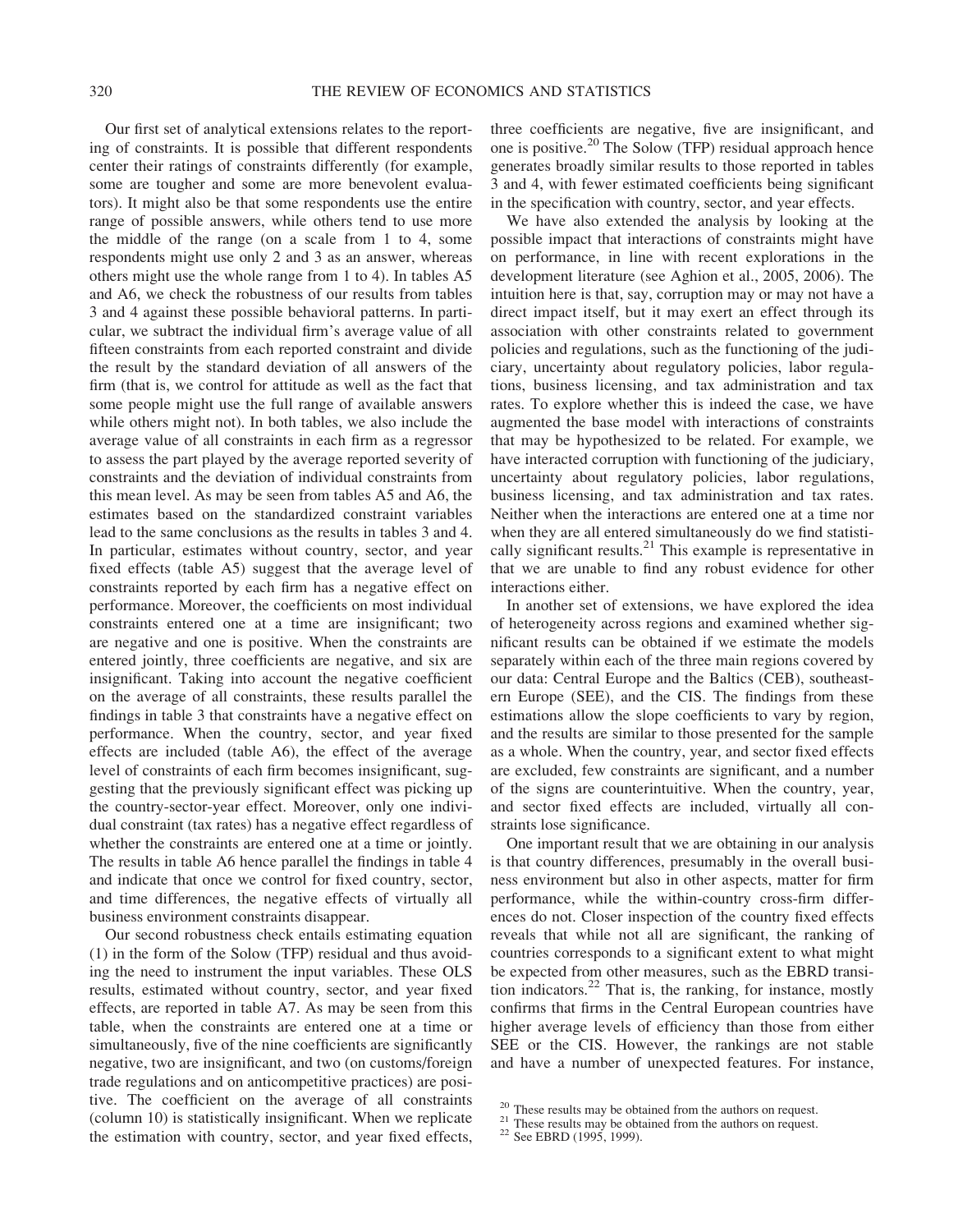Our first set of analytical extensions relates to the reporting of constraints. It is possible that different respondents center their ratings of constraints differently (for example, some are tougher and some are more benevolent evaluators). It might also be that some respondents use the entire range of possible answers, while others tend to use more the middle of the range (on a scale from 1 to 4, some respondents might use only 2 and 3 as an answer, whereas others might use the whole range from 1 to 4). In tables A5 and A6, we check the robustness of our results from tables 3 and 4 against these possible behavioral patterns. In particular, we subtract the individual firm's average value of all fifteen constraints from each reported constraint and divide the result by the standard deviation of all answers of the firm (that is, we control for attitude as well as the fact that some people might use the full range of available answers while others might not). In both tables, we also include the average value of all constraints in each firm as a regressor to assess the part played by the average reported severity of constraints and the deviation of individual constraints from this mean level. As may be seen from tables A5 and A6, the estimates based on the standardized constraint variables lead to the same conclusions as the results in tables 3 and 4. In particular, estimates without country, sector, and year fixed effects (table A5) suggest that the average level of constraints reported by each firm has a negative effect on performance. Moreover, the coefficients on most individual constraints entered one at a time are insignificant; two are negative and one is positive. When the constraints are entered jointly, three coefficients are negative, and six are insignificant. Taking into account the negative coefficient on the average of all constraints, these results parallel the findings in table 3 that constraints have a negative effect on performance. When the country, sector, and year fixed effects are included (table A6), the effect of the average level of constraints of each firm becomes insignificant, suggesting that the previously significant effect was picking up the country-sector-year effect. Moreover, only one individual constraint (tax rates) has a negative effect regardless of whether the constraints are entered one at a time or jointly. The results in table A6 hence parallel the findings in table 4 and indicate that once we control for fixed country, sector, and time differences, the negative effects of virtually all business environment constraints disappear.

Our second robustness check entails estimating equation (1) in the form of the Solow (TFP) residual and thus avoiding the need to instrument the input variables. These OLS results, estimated without country, sector, and year fixed effects, are reported in table A7. As may be seen from this table, when the constraints are entered one at a time or simultaneously, five of the nine coefficients are significantly negative, two are insignificant, and two (on customs/foreign trade regulations and on anticompetitive practices) are positive. The coefficient on the average of all constraints (column 10) is statistically insignificant. When we replicate the estimation with country, sector, and year fixed effects, three coefficients are negative, five are insignificant, and one is positive.[20] The Solow (TFP) residual approach hence generates broadly similar results to those reported in tables 3 and 4, with fewer estimated coefficients being significant in the specification with country, sector, and year effects.

We have also extended the analysis by looking at the possible impact that interactions of constraints might have on performance, in line with recent explorations in the development literature (see Aghion et al., 2005, 2006). The intuition here is that, say, corruption may or may not have a direct impact itself, but it may exert an effect through its association with other constraints related to government policies and regulations, such as the functioning of the judiciary, uncertainty about regulatory policies, labor regulations, business licensing, and tax administration and tax rates. To explore whether this is indeed the case, we have augmented the base model with interactions of constraints that may be hypothesized to be related. For example, we have interacted corruption with functioning of the judiciary, uncertainty about regulatory policies, labor regulations, business licensing, and tax administration and tax rates. Neither when the interactions are entered one at a time nor when they are all entered simultaneously do we find statistically significant results.[21] This example is representative in that we are unable to find any robust evidence for other interactions either.

In another set of extensions, we have explored the idea of heterogeneity across regions and examined whether significant results can be obtained if we estimate the models separately within each of the three main regions covered by our data: Central Europe and the Baltics (CEB), southeastern Europe (SEE), and the CIS. The findings from these estimations allow the slope coefficients to vary by region, and the results are similar to those presented for the sample as a whole. When the country, year, and sector fixed effects are excluded, few constraints are significant, and a number of the signs are counterintuitive. When the country, year, and sector fixed effects are included, virtually all constraints lose significance.

One important result that we are obtaining in our analysis is that country differences, presumably in the overall business environment but also in other aspects, matter for firm performance, while the within-country cross-firm differences do not. Closer inspection of the country fixed effects reveals that while not all are significant, the ranking of countries corresponds to a significant extent to what might be expected from other measures, such as the EBRD transition indicators.[22] That is, the ranking, for instance, mostly confirms that firms in the Central European countries have higher average levels of efficiency than those from either SEE or the CIS. However, the rankings are not stable and have a number of unexpected features. For instance,

[20] These results may be obtained from the authors on request.

[21] These results may be obtained from the authors on request.

[22] See EBRD (1995, 1999).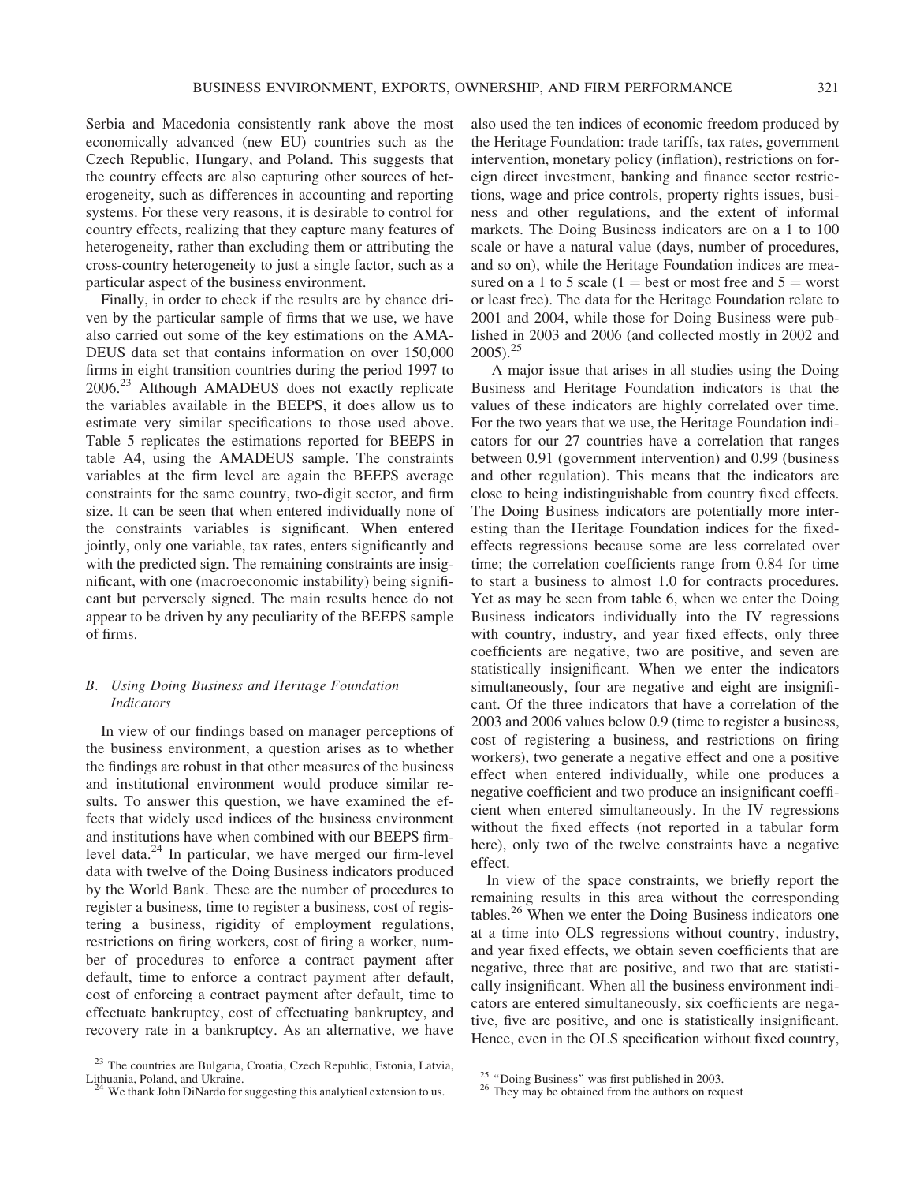Serbia and Macedonia consistently rank above the most economically advanced (new EU) countries such as the Czech Republic, Hungary, and Poland. This suggests that the country effects are also capturing other sources of heterogeneity, such as differences in accounting and reporting systems. For these very reasons, it is desirable to control for country effects, realizing that they capture many features of heterogeneity, rather than excluding them or attributing the cross-country heterogeneity to just a single factor, such as a particular aspect of the business environment.

Finally, in order to check if the results are by chance driven by the particular sample of firms that we use, we have also carried out some of the key estimations on the AMADEUS data set that contains information on over 150,000 firms in eight transition countries during the period 1997 to 2006.[23] Although AMADEUS does not exactly replicate the variables available in the BEEPS, it does allow us to estimate very similar specifications to those used above. Table 5 replicates the estimations reported for BEEPS in table A4, using the AMADEUS sample. The constraints variables at the firm level are again the BEEPS average constraints for the same country, two-digit sector, and firm size. It can be seen that when entered individually none of the constraints variables is significant. When entered jointly, only one variable, tax rates, enters significantly and with the predicted sign. The remaining constraints are insignificant, with one (macroeconomic instability) being significant but perversely signed. The main results hence do not appear to be driven by any peculiarity of the BEEPS sample of firms.

### *B. Using Doing Business and Heritage Foundation Indicators*

In view of our findings based on manager perceptions of the business environment, a question arises as to whether the findings are robust in that other measures of the business and institutional environment would produce similar results. To answer this question, we have examined the effects that widely used indices of the business environment and institutions have when combined with our BEEPS firm-level data.[24] In particular, we have merged our firm-level data with twelve of the Doing Business indicators produced by the World Bank. These are the number of procedures to register a business, time to register a business, cost of registering a business, rigidity of employment regulations, restrictions on firing workers, cost of firing a worker, number of procedures to enforce a contract payment after default, time to enforce a contract payment after default, cost of enforcing a contract payment after default, time to effectuate bankruptcy, cost of effectuating bankruptcy, and recovery rate in a bankruptcy. As an alternative, we have also used the ten indices of economic freedom produced by the Heritage Foundation: trade tariffs, tax rates, government intervention, monetary policy (inflation), restrictions on foreign direct investment, banking and finance sector restrictions, wage and price controls, property rights issues, business and other regulations, and the extent of informal markets. The Doing Business indicators are on a 1 to 100 scale or have a natural value (days, number of procedures, and so on), while the Heritage Foundation indices are measured on a 1 to 5 scale (1 = best or most free and 5 = worst or least free). The data for the Heritage Foundation relate to 2001 and 2004, while those for Doing Business were published in 2003 and 2006 (and collected mostly in 2002 and 2005).[25]

A major issue that arises in all studies using the Doing Business and Heritage Foundation indicators is that the values of these indicators are highly correlated over time. For the two years that we use, the Heritage Foundation indicators for our 27 countries have a correlation that ranges between 0.91 (government intervention) and 0.99 (business and other regulation). This means that the indicators are close to being indistinguishable from country fixed effects. The Doing Business indicators are potentially more interesting than the Heritage Foundation indices for the fixed-effects regressions because some are less correlated over time; the correlation coefficients range from 0.84 for time to start a business to almost 1.0 for contracts procedures. Yet as may be seen from table 6, when we enter the Doing Business indicators individually into the IV regressions with country, industry, and year fixed effects, only three coefficients are negative, two are positive, and seven are statistically insignificant. When we enter the indicators simultaneously, four are negative and eight are insignificant. Of the three indicators that have a correlation of the 2003 and 2006 values below 0.9 (time to register a business, cost of registering a business, and restrictions on firing workers), two generate a negative effect and one a positive effect when entered individually, while one produces a negative coefficient and two produce an insignificant coefficient when entered simultaneously. In the IV regressions without the fixed effects (not reported in a tabular form here), only two of the twelve constraints have a negative effect.

In view of the space constraints, we briefly report the remaining results in this area without the corresponding tables.[26] When we enter the Doing Business indicators one at a time into OLS regressions without country, industry, and year fixed effects, we obtain seven coefficients that are negative, three that are positive, and two that are statistically insignificant. When all the business environment indicators are entered simultaneously, six coefficients are negative, five are positive, and one is statistically insignificant. Hence, even in the OLS specification without fixed country,

[23] The countries are Bulgaria, Croatia, Czech Republic, Estonia, Latvia, Lithuania, Poland, and Ukraine.

[24] We thank John DiNardo for suggesting this analytical extension to us.

[25] "Doing Business" was first published in 2003.

[26] They may be obtained from the authors on request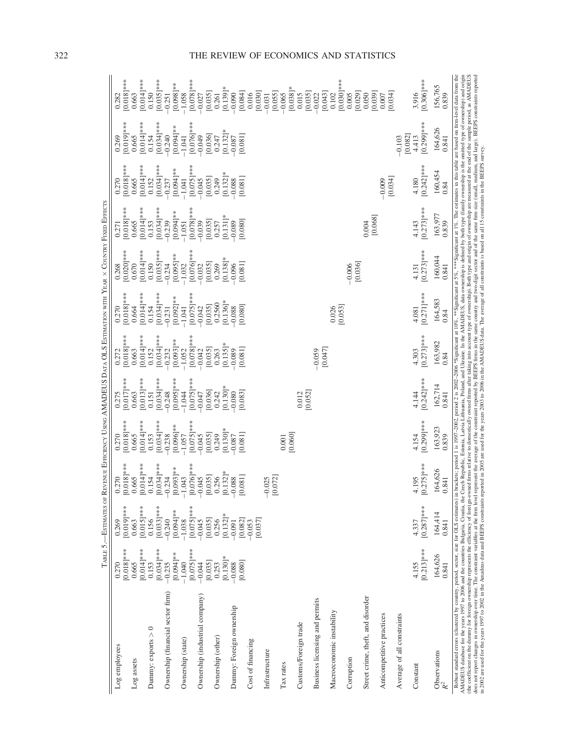TABLE 5.—ESTIMATES OF REVENUE EFFICIENCY USING AMADEUS DATA OLS ESTIMATION WITH YEAR × COUNTRY FIXED EFFECTS

| | (1) | (2) | (3) | (4) | (5) | (6) | (7) | (8) | (9) | (10) | (11) | (12) |
|---|---|---|---|---|---|---|---|---|---|---|---|---|
| Log employees | 0.270 | 0.269 | 0.270 | 0.270 | 0.275 | 0.272 | 0.270 | 0.268 | 0.271 | 0.270 | 0.269 | 0.282 |
| | [0.018]*** | [0.019]*** | [0.018]*** | [0.018]*** | [0.017]*** | [0.018]*** | [0.018]*** | [0.020]*** | [0.018]*** | [0.018]*** | [0.019]*** | [0.018]*** |
| Log assets | 0.665 | 0.663 | 0.665 | 0.665 | 0.663 | 0.663 | 0.664 | 0.670 | 0.665 | 0.665 | 0.665 | 0.663 |
| | [0.014]*** | [0.015]*** | [0.014]*** | [0.014]*** | [0.013]*** | [0.014]*** | [0.014]*** | [0.014]*** | [0.014]*** | [0.014]*** | [0.014]*** | [0.014]*** |
| Dummy: exports > 0 | 0.153 | 0.156 | 0.154 | 0.153 | 0.151 | 0.152 | 0.154 | 0.150 | 0.153 | 0.152 | 0.154 | 0.150 |
| | [0.034]*** | [0.033]*** | [0.034]*** | [0.034]*** | [0.034]*** | [0.034]*** | [0.034]*** | [0.035]*** | [0.034]*** | [0.034]*** | [0.034]*** | [0.035]*** |
| Ownership (financial sector firm) | −0.235 | −0.240 | −0.234 | −0.238 | −0.248 | −0.232 | −0.231 | −0.234 | −0.239 | −0.237 | −0.240 | −0.251 |
| | [0.094]** | [0.094]** | [0.093]** | [0.096]** | [0.095]*** | [0.093]** | [0.092]** | [0.095]** | [0.094]** | [0.094]** | [0.094]** | [0.098]** |
| Ownership (state) | −1.040 | −1.038 | −1.043 | −1.057 | −1.044 | −1.052 | −1.041 | −1.032 | −1.051 | −1.041 | −1.041 | −1.058 |
| | [0.075]*** | [0.075]*** | [0.076]*** | [0.075]*** | [0.075]*** | [0.078]*** | [0.075]*** | [0.076]*** | [0.078]*** | [0.075]*** | [0.076]*** | [0.078]*** |
| Ownership (industrial company) | −0.044 | −0.045 | −0.045 | −0.045 | −0.047 | −0.042 | −0.042 | −0.032 | −0.039 | −0.045 | −0.049 | −0.027 |
| | [0.035] | [0.035] | [0.035] | [0.035] | [0.036] | [0.035] | [0.035] | [0.035] | [0.035] | [0.035] | [0.036] | [0.035] |
| Ownership (other) | 0.253 | 0.256 | 0.256 | 0.249 | 0.242 | 0.263 | 0.2560 | 0.269 | 0.257 | 0.249 | 0.247 | 0.261 |
| | [0.130]* | [0.132]* | [0.132]* | [0.130]* | [0.130]* | [0.135]* | [0.136]* | [0.138]* | [0.131]* | [0.132]* | [0.132]* | [0.139]* |
| Dummy: Foreign ownership | −0.088 | −0.091 | −0.088 | −0.087 | −0.080 | −0.089 | −0.088 | −0.096 | −0.089 | −0.088 | −0.087 | −0.090 |
| | [0.080] | [0.082] | [0.081] | [0.081] | [0.083] | [0.081] | [0.080] | [0.081] | [0.080] | [0.081] | [0.081] | [0.084] |
| Cost of financing | | −0.053 | | | | | | | | | | 0.016 |
| | | [0.037] | | | | | | | | | | [0.030] |
| Infrastructure | | | −0.025 | | | | | | | | | −0.031 |
| | | | [0.072] | | | | | | | | | [0.055] |
| Tax rates | | | | 0.001 | | | | | | | | −0.065 |
| | | | | [0.060] | | | | | | | | [0.038]* |
| Customs/Foreign trade | | | | | 0.012 | | | | | | | 0.015 |
| | | | | | [0.052] | | | | | | | [0.035] |
| Business licensing and permits | | | | | | −0.059 | | | | | | −0.022 |
| | | | | | | [0.047] | | | | | | [0.043] |
| Macroeconomic instability | | | | | | | 0.026 | | | | | 0.102 |
| | | | | | | | [0.053] | | | | | [0.030]*** |
| Corruption | | | | | | | | −0.006 | | | | 0.005 |
| | | | | | | | | [0.036] | | | | [0.029] |
| Street crime, theft, and disorder | | | | | | | | | 0.004 | | | 0.050 |
| | | | | | | | | | [0.068] | | | [0.039] |
| Anticompetitive practices | | | | | | | | | | −0.009 | | 0.007 |
| | | | | | | | | | | [0.034] | | [0.034] |
| Average of all constraints | | | | | | | | | | | −0.103 | |
| | | | | | | | | | | | [0.082] | |
| Constant | 4.155 | 4.337 | 4.195 | 4.154 | 4.144 | 4.303 | 4.081 | 4.131 | 4.143 | 4.180 | 4.413 | 3.916 |
| | [0.213]*** | [0.287]*** | [0.275]*** | [0.299]*** | [0.242]*** | [0.273]*** | [0.271]*** | [0.273]*** | [0.273]*** | [0.242]*** | [0.299]*** | [0.306]*** |
| Observations | 164,626 | 164,414 | 164,626 | 163,923 | 162,714 | 163,982 | 164,583 | 160,044 | 163,977 | 160,454 | 164,626 | 156,765 |
| $R^2$ | 0.841 | 0.841 | 0.841 | 0.839 | 0.841 | 0.84 | 0.84 | 0.841 | 0.839 | 0.84 | 0.841 | 0.839 |

Robust standard errors (clustered by country, period, sector, size for OLS estimates) in brackets; period 1 is 1997–2002, period 2 is 2002–2006 *Significant at 10%, **Significant at 5%, ***Significant at 1%. The estimates in this table are based on firm-level data from the AMADEUS database for the years 1997 to 2006 and the countries Bulgaria, Croatia, the Czech Republic, Estonia, Latvia Lithuania, Poland, and Ukraine. In the AMADEUS, data ownership is defined by both type (family ownership is the omitted type of ownership) and origin (the coefficient on the dummy for foreign ownership represents the efficiency of foreign-owned firms relative to domestically owned firms after taking into account type of ownership). Both type and origin of ownership are measured at the end of the sample period, as AMADEUS does not report changes in ownership over time. The constraint variables at the firm level represent the average of the constraint reported by BEEPS firms in the same country and two-digit sector and of the same firm size (small, medium, and large). BEEPS constraints reported in 2002 are used for the years 1997 to 2002 in the Amadeus data and BEEPS constraints reported in 2005 are used for the years 2003 to 2006 in the AMADEUS data. The average of all constraints is based on all 15 constraints in the BEEPS survey.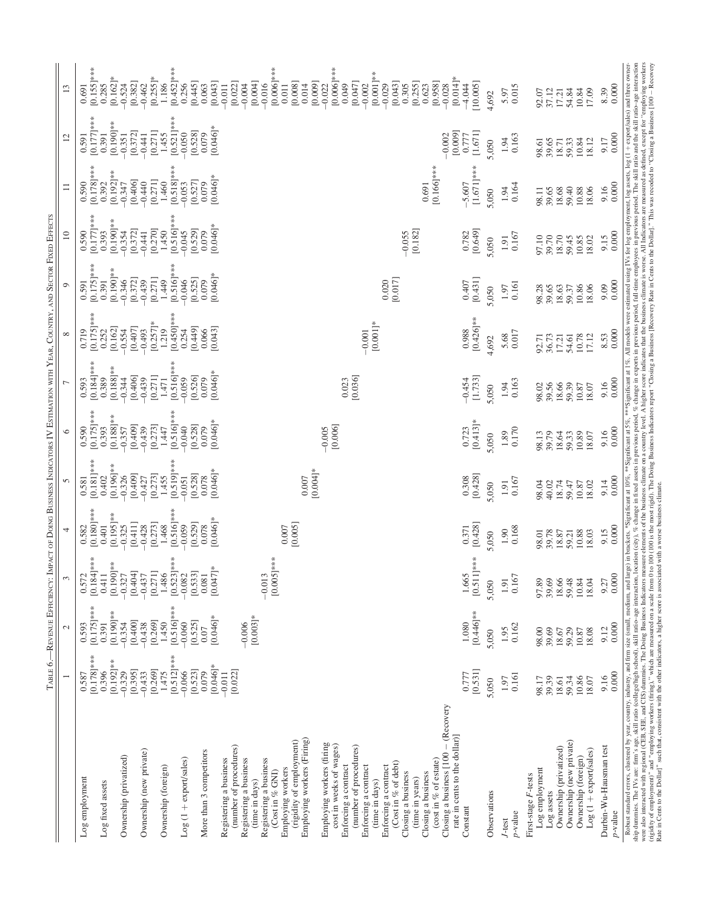Table 6.—Revenue Efficiency: Impact of Doing Business Indicators IV Estimation with Year, Country, and Sector Fixed Effects

| | 1 | 2 | 3 | 4 | 5 | 6 | 7 | 8 | 9 | 10 | 11 | 12 | 13 |
|---|---|---|---|---|---|---|---|---|---|---|---|---|---|
| Log employment | 0.587 | 0.593 | 0.572 | 0.582 | 0.581 | 0.590 | 0.593 | 0.719 | 0.591 | 0.590 | 0.590 | 0.591 | 0.691 |
| | [0.178]*** | [0.175]*** | [0.184]*** | [0.180]*** | [0.181]*** | [0.175]*** | [0.184]*** | [0.175]*** | [0.175]*** | [0.177]*** | [0.178]*** | [0.177]*** | [0.155]*** |
| Log fixed assets | 0.396 | 0.391 | 0.411 | 0.401 | 0.402 | 0.393 | 0.389 | 0.252 | 0.391 | 0.393 | 0.392 | 0.391 | 0.285 |
| | [0.192]** | [0.190]** | [0.190]** | [0.195]** | [0.196]** | [0.188]** | [0.188]** | [0.162] | [0.190]** | [0.190]** | [0.192]** | [0.190]** | [0.162]* |
| Ownership (privatized) | −0.329 | −0.354 | −0.327 | −0.325 | −0.326 | −0.357 | −0.344 | −0.554 | −0.346 | −0.354 | −0.347 | −0.351 | −0.524 |
| | [0.395] | [0.400] | [0.404] | [0.411] | [0.409] | [0.409] | [0.406] | [0.407] | [0.372] | [0.372] | [0.406] | [0.372] | [0.382] |
| Ownership (new private) | −0.433 | −0.438 | −0.437 | −0.428 | −0.427 | −0.439 | −0.439 | −0.493 | −0.439 | −0.441 | −0.440 | −0.441 | −0.462 |
| | [0.269] | [0.269] | [0.271] | [0.273] | [0.273] | [0.273] | [0.271] | [0.257]* | [0.271] | [0.270] | [0.271] | [0.271] | [0.255]* |
| Ownership (foreign) | 1.475 | 1.450 | 1.486 | 1.468 | 1.455 | 1.447 | 1.471 | 1.219 | 1.449 | 1.450 | 1.460 | 1.455 | 1.186 |
| | [0.512]*** | [0.516]*** | [0.523]*** | [0.516]*** | [0.519]*** | [0.516]*** | [0.516]*** | [0.450]*** | [0.516]*** | [0.516]*** | [0.518]*** | [0.521]*** | [0.452]*** |
| Log (1 + export/sales) | −0.066 | −0.060 | −0.082 | −0.059 | −0.051 | −0.040 | −0.059 | 0.254 | −0.046 | −0.045 | −0.053 | −0.050 | 0.256 |
| | [0.523] | [0.525] | [0.533] | [0.529] | [0.528] | [0.528] | [0.526] | [0.449] | [0.525] | [0.529] | [0.527] | [0.528] | [0.445] |
| More than 3 competitors | 0.079 | 0.07 | 0.081 | 0.078 | 0.078 | 0.079 | 0.079 | 0.066 | 0.079 | 0.079 | 0.079 | 0.079 | 0.063 |
| | [0.046]* | [0.046]* | [0.047]* | [0.046]* | [0.046]* | [0.046]* | [0.046]* | [0.043] | [0.046]* | [0.046]* | [0.046]* | [0.046]* | [0.043] |
| Registering a business (number of procedures) | −0.011 | | | | | | | | | | | | −0.011 |
| | [0.022] | | | | | | | | | | | | [0.022] |
| Registering a business (time in days) | | −0.006 | | | | | | | | | | | −0.004 |
| | | [0.003]* | | | | | | | | | | | [0.004] |
| Registering a business (Cost in % GNI) | | | −0.013 | | | | | | | | | | −0.016 |
| | | | [0.005]*** | | | | | | | | | | [0.006]*** |
| Employing workers (rigidity of employment) | | | | 0.007 | | | | | | | | | 0.011 |
| | | | | [0.005] | | | | | | | | | [0.008] |
| Employing workers (Firing) | | | | | 0.007 | | | | | | | | 0.014 |
| | | | | | [0.004]* | | | | | | | | [0.009] |
| Employing workers (firing cost in weeks of wages) | | | | | | −0.005 | | | | | | | −0.022 |
| | | | | | | [0.006] | | | | | | | [0.006]*** |
| Enforcing a contract (number of procedures) | | | | | | | 0.023 | | | | | | 0.049 |
| | | | | | | | [0.036] | | | | | | [0.047] |
| Enforcing a contract (time in days) | | | | | | | | −0.001 | | | | | −0.002 |
| | | | | | | | | [0.001]* | | | | | [0.001]** |
| Enforcing a contract (Cost in % of debt) | | | | | | | | | 0.020 | | | | −0.029 |
| | | | | | | | | | [0.017] | | | | [0.043] |
| Closing a business (time in years) | | | | | | | | | | −0.055 | | | 0.305 |
| | | | | | | | | | | [0.182] | | | [0.255] |
| Closing a business (cost in % of estate) | | | | | | | | | | | 0.691 | | 0.623 |
| | | | | | | | | | | | [0.166]*** | | [0.958] |
| Closing a business [100 − (Recovery rate in cents to the dollar)] | | | | | | | | | | | | −0.002 | −0.028 |
| | | | | | | | | | | | | [0.009] | [0.014]* |
| Constant | 0.777 | 1.080 | 1.665 | 0.371 | 0.308 | 0.723 | −0.454 | 0.988 | 0.407 | 0.782 | −5.607 | 0.777 | −4.044 |
| | [0.531] | [0.446]** | [0.511]*** | [0.428] | [0.428] | [0.413]* | [1.733] | [0.426]** | [0.431] | [0.649] | [1.671]*** | [1.671] | [10.005] |
| Observations | 5,050 | 5,050 | 5,050 | 5,050 | 5,050 | 5,050 | 5,050 | 4,692 | 5,050 | 5,050 | 5,050 | 5,050 | 4,692 |
| *J*-test | 1.97 | 1.95 | 1.91 | 1.90 | 1.91 | 1.89 | 1.94 | 5.68 | 1.97 | 1.91 | 1.94 | 1.94 | 5.97 |
| *p*-value | 0.161 | 0.162 | 0.167 | 0.168 | 0.167 | 0.170 | 0.163 | 0.017 | 0.161 | 0.167 | 0.164 | 0.163 | 0.015 |
| First-stage *F*-tests | | | | | | | | | | | | | |
| Log employment | 98.17 | 98.00 | 97.89 | 98.01 | 98.04 | 98.13 | 98.02 | 92.71 | 98.28 | 97.10 | 98.11 | 98.61 | 92.07 |
| Log assets | 39.39 | 39.69 | 39.69 | 39.78 | 40.02 | 39.79 | 39.56 | 36.73 | 39.65 | 39.70 | 39.65 | 39.65 | 37.12 |
| Ownership (privatized) | 18.61 | 18.67 | 18.66 | 18.87 | 18.74 | 18.64 | 18.66 | 17.21 | 18.63 | 18.70 | 18.68 | 18.71 | 17.21 |
| Ownership (new private) | 59.34 | 59.29 | 59.48 | 59.21 | 59.47 | 59.33 | 59.39 | 54.61 | 59.37 | 59.45 | 59.40 | 59.33 | 54.84 |
| Ownership (foreign) | 10.86 | 10.87 | 10.84 | 10.88 | 10.87 | 10.89 | 10.87 | 10.78 | 10.86 | 10.85 | 10.88 | 10.84 | 10.84 |
| Log (1 + export/sales) | 18.07 | 18.08 | 18.04 | 18.03 | 18.02 | 18.07 | 18.07 | 17.12 | 18.06 | 18.02 | 18.06 | 18.12 | 17.09 |
| Durbin-Wu-Hausman test | 9.16 | 9.12 | 9.27 | 9.15 | 9.14 | 9.16 | 9.16 | 8.53 | 9.09 | 9.15 | 9.16 | 9.17 | 8.39 |
| *p*-value | 0.000 | 0.000 | 0.000 | 0.000 | 0.000 | 0.000 | 0.000 | 0.000 | 0.000 | 0.000 | 0.000 | 0.000 | 0.000 |

Robust standard errors, clustered by year, country, industry, and firm size (small, medium, and large) in brackets. *Significant at 10%, **Significant at 5%, ***Significant at 1%. All models were estimated using IVs for log employment, log assets, log (1 + export/sales) and three ownership dummies. The IVs are: firm's age, skill ratio (college/high school), skill ratio–age interaction, location (city), % change in fixed assets in previous period, % change in exports in previous period, full-time employees in previous period. The skill ratio and the skill ratio–age interaction were also interacted with regional (CEB, SEE, and CIS) dummies. The Doing Business Indicators measure elements of the business climate on a country level. A higher score indicates that the business climate is worse. All Indicators are measured as defined, except for "employing workers (rigidity of employment)" and "employing workers (firing)," which are measured on a scale from 0 to 100 (100 is the most rigid). The Doing Business Indicators report "Closing a Business [Recovery Rate in Cents to the Dollar]." This was recoded to "Closing a Business [100 − Recovery Rate in Cents to the Dollar]" such that, consistent with the other indicators, a higher score is associated with a worse business climate.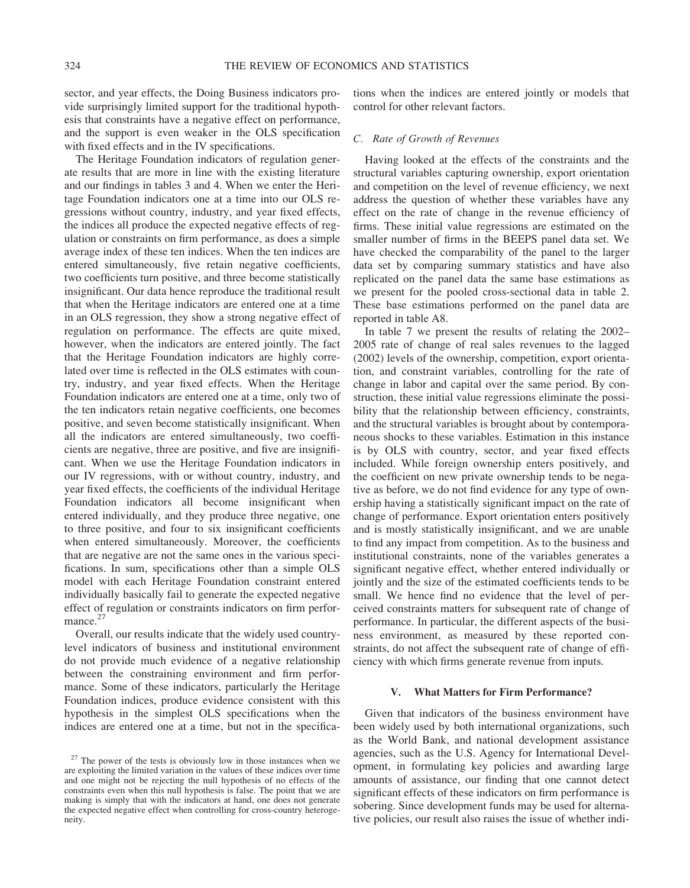sector, and year effects, the Doing Business indicators provide surprisingly limited support for the traditional hypothesis that constraints have a negative effect on performance, and the support is even weaker in the OLS specification with fixed effects and in the IV specifications.

The Heritage Foundation indicators of regulation generate results that are more in line with the existing literature and our findings in tables 3 and 4. When we enter the Heritage Foundation indicators one at a time into our OLS regressions without country, industry, and year fixed effects, the indices all produce the expected negative effects of regulation or constraints on firm performance, as does a simple average index of these ten indices. When the ten indices are entered simultaneously, five retain negative coefficients, two coefficients turn positive, and three become statistically insignificant. Our data hence reproduce the traditional result that when the Heritage indicators are entered one at a time in an OLS regression, they show a strong negative effect of regulation on performance. The effects are quite mixed, however, when the indicators are entered jointly. The fact that the Heritage Foundation indicators are highly correlated over time is reflected in the OLS estimates with country, industry, and year fixed effects. When the Heritage Foundation indicators are entered one at a time, only two of the ten indicators retain negative coefficients, one becomes positive, and seven become statistically insignificant. When all the indicators are entered simultaneously, two coefficients are negative, three are positive, and five are insignificant. When we use the Heritage Foundation indicators in our IV regressions, with or without country, industry, and year fixed effects, the coefficients of the individual Heritage Foundation indicators all become insignificant when entered individually, and they produce three negative, one to three positive, and four to six insignificant coefficients when entered simultaneously. Moreover, the coefficients that are negative are not the same ones in the various specifications. In sum, specifications other than a simple OLS model with each Heritage Foundation constraint entered individually basically fail to generate the expected negative effect of regulation or constraints indicators on firm performance.[27]

Overall, our results indicate that the widely used country-level indicators of business and institutional environment do not provide much evidence of a negative relationship between the constraining environment and firm performance. Some of these indicators, particularly the Heritage Foundation indices, produce evidence consistent with this hypothesis in the simplest OLS specifications when the indices are entered one at a time, but not in the specifications when the indices are entered jointly or models that control for other relevant factors.

### *C. Rate of Growth of Revenues*

Having looked at the effects of the constraints and the structural variables capturing ownership, export orientation and competition on the level of revenue efficiency, we next address the question of whether these variables have any effect on the rate of change in the revenue efficiency of firms. These initial value regressions are estimated on the smaller number of firms in the BEEPS panel data set. We have checked the comparability of the panel to the larger data set by comparing summary statistics and have also replicated on the panel data the same base estimations as we present for the pooled cross-sectional data in table 2. These base estimations performed on the panel data are reported in table A8.

In table 7 we present the results of relating the 2002–2005 rate of change of real sales revenues to the lagged (2002) levels of the ownership, competition, export orientation, and constraint variables, controlling for the rate of change in labor and capital over the same period. By construction, these initial value regressions eliminate the possibility that the relationship between efficiency, constraints, and the structural variables is brought about by contemporaneous shocks to these variables. Estimation in this instance is by OLS with country, sector, and year fixed effects included. While foreign ownership enters positively, and the coefficient on new private ownership tends to be negative as before, we do not find evidence for any type of ownership having a statistically significant impact on the rate of change of performance. Export orientation enters positively and is mostly statistically insignificant, and we are unable to find any impact from competition. As to the business and institutional constraints, none of the variables generates a significant negative effect, whether entered individually or jointly and the size of the estimated coefficients tends to be small. We hence find no evidence that the level of perceived constraints matters for subsequent rate of change of performance. In particular, the different aspects of the business environment, as measured by these reported constraints, do not affect the subsequent rate of change of efficiency with which firms generate revenue from inputs.

## V. What Matters for Firm Performance?

Given that indicators of the business environment have been widely used by both international organizations, such as the World Bank, and national development assistance agencies, such as the U.S. Agency for International Development, in formulating key policies and awarding large amounts of assistance, our finding that one cannot detect significant effects of these indicators on firm performance is sobering. Since development funds may be used for alternative policies, our result also raises the issue of whether indi-

[27] The power of the tests is obviously low in those instances when we are exploiting the limited variation in the values of these indices over time and one might not be rejecting the null hypothesis of no effects of the constraints even when this null hypothesis is false. The point that we are making is simply that with the indicators at hand, one does not generate the expected negative effect when controlling for cross-country heterogeneity.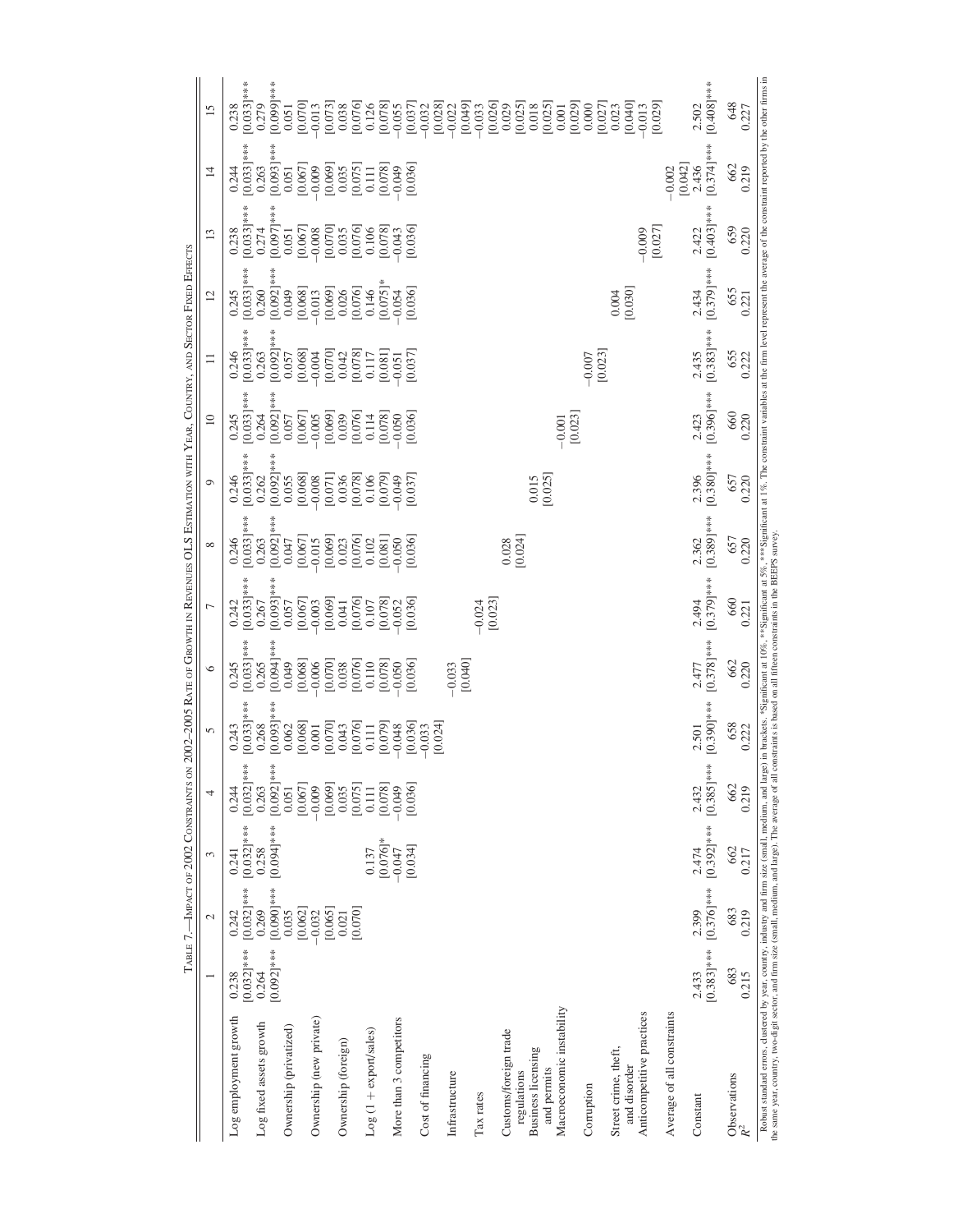TABLE 7.—IMPACT OF 2002 CONSTRAINTS ON 2002–2005 RATE OF GROWTH IN REVENUES OLS ESTIMATION WITH YEAR, COUNTRY, AND SECTOR FIXED EFFECTS

| | 1 | 2 | 3 | 4 | 5 | 6 | 7 | 8 | 9 | 10 | 11 | 12 | 13 | 14 | 15 |
|---|---|---|---|---|---|---|---|---|---|---|---|---|---|---|---|
| Log employment growth | 0.238 | 0.242 | 0.241 | 0.244 | 0.243 | 0.245 | 0.242 | 0.246 | 0.246 | 0.245 | 0.246 | 0.245 | 0.238 | 0.244 | 0.238 |
| | [0.032]*** | [0.032]*** | [0.032]*** | [0.032]*** | [0.033]*** | [0.033]*** | [0.033]*** | [0.033]*** | [0.033]*** | [0.033]*** | [0.033]*** | [0.033]*** | [0.033]*** | [0.033]*** | [0.033]*** |
| Log fixed assets growth | 0.264 | 0.269 | 0.258 | 0.263 | 0.268 | 0.265 | 0.267 | 0.263 | 0.262 | 0.264 | 0.263 | 0.260 | 0.274 | 0.263 | 0.279 |
| | [0.092]*** | [0.090]*** | [0.094]*** | [0.092]*** | [0.093]*** | [0.094]*** | [0.093]*** | [0.092]*** | [0.092]*** | [0.092]*** | [0.092]*** | [0.092]*** | [0.097]*** | [0.093]*** | [0.099]*** |
| Ownership (privatized) | | 0.035 | | 0.051 | 0.062 | 0.049 | 0.057 | 0.047 | 0.055 | 0.057 | 0.057 | 0.049 | 0.051 | 0.051 | 0.051 |
| | | [0.062] | | [0.067] | [0.068] | [0.068] | [0.067] | [0.067] | [0.068] | [0.067] | [0.068] | [0.068] | [0.067] | [0.067] | [0.070] |
| Ownership (new private) | | −0.032 | | −0.009 | 0.001 | −0.006 | −0.003 | −0.015 | −0.008 | −0.005 | −0.004 | −0.013 | −0.008 | −0.009 | −0.013 |
| | | [0.065] | | [0.069] | [0.070] | [0.070] | [0.069] | [0.069] | [0.071] | [0.069] | [0.070] | [0.069] | [0.070] | [0.069] | [0.073] |
| Ownership (foreign) | | 0.021 | | 0.035 | 0.043 | 0.038 | 0.041 | 0.023 | 0.036 | 0.039 | 0.042 | 0.026 | 0.035 | 0.035 | 0.038 |
| | | [0.070] | | [0.075] | [0.076] | [0.076] | [0.076] | [0.076] | [0.078] | [0.076] | [0.078] | [0.076] | [0.076] | [0.075] | [0.076] |
| Log (1 + export/sales) | | | 0.137 | 0.111 | 0.111 | 0.110 | 0.107 | 0.102 | 0.106 | 0.114 | 0.117 | 0.146 | 0.106 | 0.111 | 0.126 |
| | | | [0.076]* | [0.078] | [0.079] | [0.078] | [0.078] | [0.081] | [0.079] | [0.078] | [0.081] | [0.075]* | [0.078] | [0.078] | [0.078] |
| More than 3 competitors | | | −0.047 | −0.049 | −0.048 | −0.050 | −0.052 | −0.050 | −0.049 | −0.050 | −0.051 | −0.054 | −0.043 | −0.049 | −0.055 |
| | | | [0.034] | [0.036] | [0.036] | [0.036] | [0.036] | [0.036] | [0.037] | [0.036] | [0.037] | [0.036] | [0.036] | [0.036] | [0.037] |
| Cost of financing | | | | | −0.033 | | | | | | | | | | −0.032 |
| | | | | | [0.024] | | | | | | | | | | [0.028] |
| Infrastructure | | | | | | −0.033 | | | | | | | | | −0.022 |
| | | | | | | [0.040] | | | | | | | | | [0.049] |
| Tax rates | | | | | | | −0.024 | | | | | | | | −0.033 |
| | | | | | | | [0.023] | | | | | | | | [0.026] |
| Customs/foreign trade regulations | | | | | | | | 0.028 | | | | | | | 0.029 |
| | | | | | | | | [0.024] | | | | | | | [0.025] |
| Business licensing and permits | | | | | | | | | 0.015 | | | | | | 0.018 |
| | | | | | | | | | [0.025] | | | | | | [0.025] |
| Macroeconomic instability | | | | | | | | | | −0.001 | | | | | 0.001 |
| | | | | | | | | | | [0.023] | | | | | [0.029] |
| Corruption | | | | | | | | | | | −0.007 | | | | 0.000 |
| | | | | | | | | | | | [0.023] | | | | [0.027] |
| Street crime, theft, and disorder | | | | | | | | | | | | 0.004 | | | 0.023 |
| | | | | | | | | | | | | [0.030] | | | [0.040] |
| Anticompetitive practices | | | | | | | | | | | | | −0.009 | | −0.013 |
| | | | | | | | | | | | | | [0.027] | | [0.029] |
| Average of all constraints | | | | | | | | | | | | | | −0.002 | |
| | | | | | | | | | | | | | | [0.042] | |
| Constant | 2.433 | 2.399 | 2.474 | 2.432 | 2.501 | 2.477 | 2.494 | 2.362 | 2.396 | 2.423 | 2.435 | 2.434 | 2.422 | 2.436 | 2.502 |
| | [0.383]*** | [0.376]*** | [0.392]*** | [0.385]*** | [0.390]*** | [0.378]*** | [0.379]*** | [0.389]*** | [0.380]*** | [0.396]*** | [0.383]*** | [0.379]*** | [0.403]*** | [0.374]*** | [0.408]*** |
| Observations | 683 | 683 | 662 | 662 | 658 | 662 | 660 | 657 | 657 | 660 | 655 | 655 | 659 | 662 | 648 |
| $R^2$ | 0.215 | 0.219 | 0.217 | 0.219 | 0.222 | 0.220 | 0.221 | 0.220 | 0.220 | 0.220 | 0.222 | 0.221 | 0.220 | 0.219 | 0.227 |

Robust standard errors, clustered by year, country, industry and firm size (small, medium, and large) in brackets. *Significant at 10%, **Significant at 5%, ***Significant at 1%. The constraint variables at the firm level represent the average of the constraint reported by the other firms in the same year, country, two-digit sector, and firm size (small, medium, and large). The average of all constraints is based on all fifteen constraints in the BEEPS survey.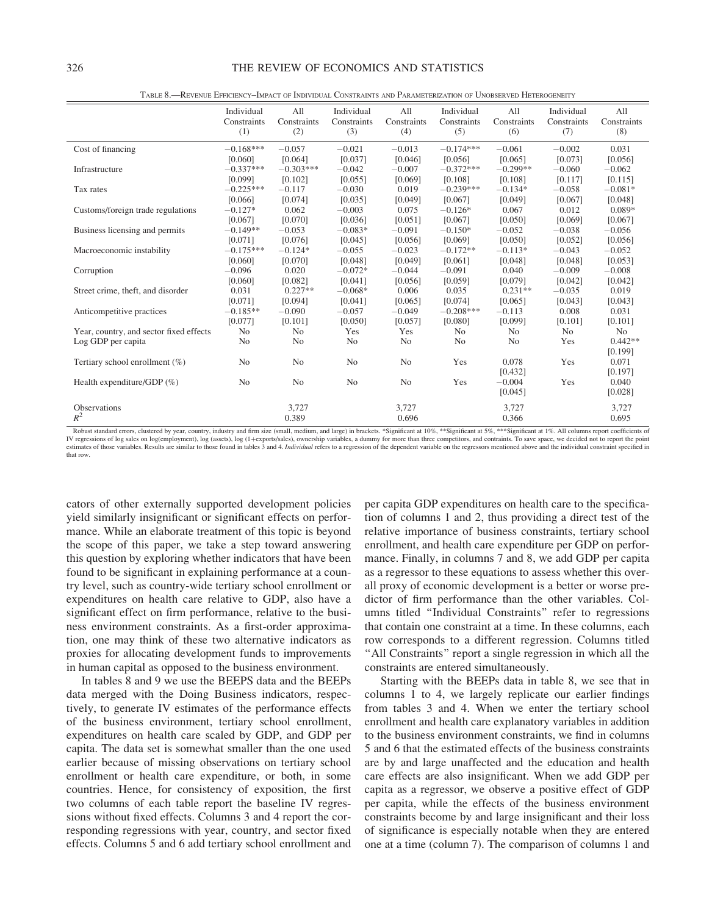TABLE 8.—REVENUE EFFICIENCY–IMPACT OF INDIVIDUAL CONSTRAINTS AND PARAMETERIZATION OF UNOBSERVED HETEROGENEITY

| | Individual Constraints (1) | All Constraints (2) | Individual Constraints (3) | All Constraints (4) | Individual Constraints (5) | All Constraints (6) | Individual Constraints (7) | All Constraints (8) |
|---|---|---|---|---|---|---|---|---|
| Cost of financing | −0.168*** | −0.057 | −0.021 | −0.013 | −0.174*** | −0.061 | −0.002 | 0.031 |
| | [0.060] | [0.064] | [0.037] | [0.046] | [0.056] | [0.065] | [0.073] | [0.056] |
| Infrastructure | −0.337*** | −0.303*** | −0.042 | −0.007 | −0.372*** | −0.299** | −0.060 | −0.062 |
| | [0.099] | [0.102] | [0.055] | [0.069] | [0.108] | [0.108] | [0.117] | [0.115] |
| Tax rates | −0.225*** | −0.117 | −0.030 | 0.019 | −0.239*** | −0.134* | −0.058 | −0.081* |
| | [0.066] | [0.074] | [0.035] | [0.049] | [0.067] | [0.049] | [0.067] | [0.048] |
| Customs/foreign trade regulations | −0.127* | 0.062 | −0.003 | 0.075 | −0.126* | 0.067 | 0.012 | 0.089* |
| | [0.067] | [0.070] | [0.036] | [0.051] | [0.067] | [0.050] | [0.069] | [0.067] |
| Business licensing and permits | −0.149** | −0.053 | −0.083* | −0.091 | −0.150* | −0.052 | −0.038 | −0.056 |
| | [0.071] | [0.076] | [0.045] | [0.056] | [0.069] | [0.050] | [0.052] | [0.056] |
| Macroeconomic instability | −0.175*** | −0.124* | −0.055 | −0.023 | −0.172** | −0.113* | −0.043 | −0.052 |
| | [0.060] | [0.070] | [0.048] | [0.049] | [0.061] | [0.048] | [0.048] | [0.053] |
| Corruption | −0.096 | 0.020 | −0.072* | −0.044 | −0.091 | 0.040 | −0.009 | −0.008 |
| | [0.060] | [0.082] | [0.041] | [0.056] | [0.059] | [0.079] | [0.042] | [0.042] |
| Street crime, theft, and disorder | 0.031 | 0.227** | −0.068* | 0.006 | 0.035 | 0.231** | −0.035 | 0.019 |
| | [0.071] | [0.094] | [0.041] | [0.065] | [0.074] | [0.065] | [0.043] | [0.043] |
| Anticompetitive practices | −0.185** | −0.090 | −0.057 | −0.049 | −0.208*** | −0.113 | 0.008 | 0.031 |
| | [0.077] | [0.101] | [0.050] | [0.057] | [0.080] | [0.099] | [0.101] | [0.101] |
| Year, country, and sector fixed effects | No | No | Yes | Yes | No | No | No | No |
| Log GDP per capita | No | No | No | No | No | No | Yes | 0.442** |
| | | | | | | | | [0.199] |
| Tertiary school enrollment (%) | No | No | No | No | Yes | 0.078 | Yes | 0.071 |
| | | | | | | [0.432] | | [0.197] |
| Health expenditure/GDP (%) | No | No | No | No | Yes | −0.004 | Yes | 0.040 |
| | | | | | | [0.045] | | [0.028] |
| Observations | | 3,727 | | 3,727 | | 3,727 | | 3,727 |
| $R^2$ | | 0.389 | | 0.696 | | 0.366 | | 0.695 |

Robust standard errors, clustered by year, country, industry and firm size (small, medium, and large) in brackets. *Significant at 10%, **Significant at 5%, ***Significant at 1%. All columns report coefficients of IV regressions of log sales on log(employment), log (assets), log (1+exports/sales), ownership variables, a dummy for more than three competitors, and contraints. To save space, we decided not to report the point estimates of those variables. Results are similar to those found in tables 3 and 4. *Individual* refers to a regression of the dependent variable on the regressors mentioned above and the individual constraint specified in that row.

cators of other externally supported development policies yield similarly insignificant or significant effects on performance. While an elaborate treatment of this topic is beyond the scope of this paper, we take a step toward answering this question by exploring whether indicators that have been found to be significant in explaining performance at a country level, such as country-wide tertiary school enrollment or expenditures on health care relative to GDP, also have a significant effect on firm performance, relative to the business environment constraints. As a first-order approximation, one may think of these two alternative indicators as proxies for allocating development funds to improvements in human capital as opposed to the business environment.

In tables 8 and 9 we use the BEEPS data and the BEEPs data merged with the Doing Business indicators, respectively, to generate IV estimates of the performance effects of the business environment, tertiary school enrollment, expenditures on health care scaled by GDP, and GDP per capita. The data set is somewhat smaller than the one used earlier because of missing observations on tertiary school enrollment or health care expenditure, or both, in some countries. Hence, for consistency of exposition, the first two columns of each table report the baseline IV regressions without fixed effects. Columns 3 and 4 report the corresponding regressions with year, country, and sector fixed effects. Columns 5 and 6 add tertiary school enrollment and per capita GDP expenditures on health care to the specification of columns 1 and 2, thus providing a direct test of the relative importance of business constraints, tertiary school enrollment, and health care expenditure per GDP on performance. Finally, in columns 7 and 8, we add GDP per capita as a regressor to these equations to assess whether this overall proxy of economic development is a better or worse predictor of firm performance than the other variables. Columns titled "Individual Constraints" refer to regressions that contain one constraint at a time. In these columns, each row corresponds to a different regression. Columns titled "All Constraints" report a single regression in which all the constraints are entered simultaneously.

Starting with the BEEPs data in table 8, we see that in columns 1 to 4, we largely replicate our earlier findings from tables 3 and 4. When we enter the tertiary school enrollment and health care explanatory variables in addition to the business environment constraints, we find in columns 5 and 6 that the estimated effects of the business constraints are by and large unaffected and the education and health care effects are also insignificant. When we add GDP per capita as a regressor, we observe a positive effect of GDP per capita, while the effects of the business environment constraints become by and large insignificant and their loss of significance is especially notable when they are entered one at a time (column 7). The comparison of columns 1 and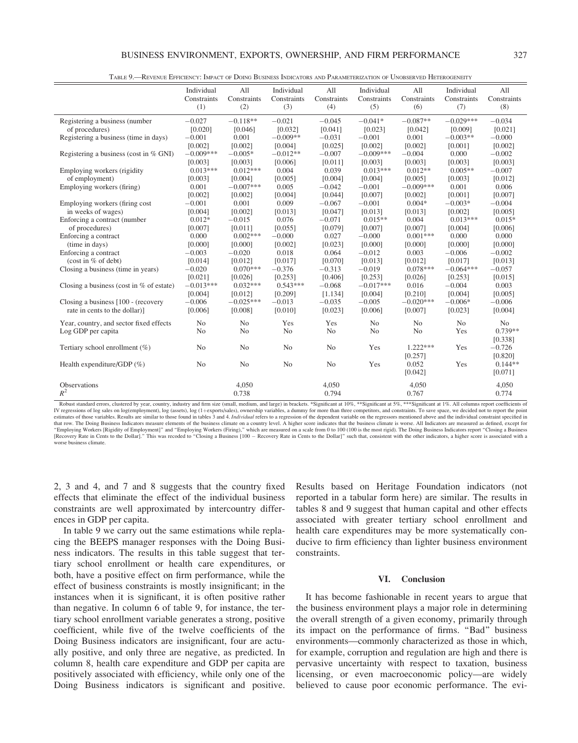TABLE 9.—REVENUE EFFICIENCY: IMPACT OF DOING BUSINESS INDICATORS AND PARAMETERIZATION OF UNOBSERVED HETEROGENEITY

| | Individual Constraints (1) | All Constraints (2) | Individual Constraints (3) | All Constraints (4) | Individual Constraints (5) | All Constraints (6) | Individual Constraints (7) | All Constraints (8) |
|---|---|---|---|---|---|---|---|---|
| Registering a business (number of procedures) | −0.027 | −0.118** | −0.021 | −0.045 | −0.041* | −0.087** | −0.029*** | −0.034 |
| | [0.020] | [0.046] | [0.032] | [0.041] | [0.023] | [0.042] | [0.009] | [0.021] |
| Registering a business (time in days) | −0.001 | 0.001 | −0.009** | −0.031 | −0.001 | 0.001 | −0.003** | −0.000 |
| | [0.002] | [0.002] | [0.004] | [0.025] | [0.002] | [0.002] | [0.001] | [0.002] |
| Registering a business (cost in % GNI) | −0.009*** | −0.005* | −0.012** | −0.007 | −0.009*** | −0.004 | 0.000 | −0.002 |
| | [0.003] | [0.003] | [0.006] | [0.011] | [0.003] | [0.003] | [0.003] | [0.003] |
| Employing workers (rigidity of employment) | 0.013*** | 0.012*** | 0.004 | 0.039 | 0.013*** | 0.012** | 0.005** | −0.007 |
| | [0.003] | [0.004] | [0.005] | [0.004] | [0.004] | [0.005] | [0.003] | [0.012] |
| Employing workers (firing) | 0.001 | −0.007*** | 0.005 | −0.042 | −0.001 | −0.009*** | 0.001 | 0.006 |
| | [0.002] | [0.002] | [0.004] | [0.044] | [0.007] | [0.002] | [0.001] | [0.007] |
| Employing workers (firing cost in weeks of wages) | −0.001 | 0.001 | 0.009 | −0.067 | −0.001 | 0.004* | −0.003* | −0.004 |
| | [0.004] | [0.002] | [0.013] | [0.047] | [0.013] | [0.013] | [0.002] | [0.005] |
| Enforcing a contract (number of procedures) | 0.012* | −0.015 | 0.076 | −0.071 | 0.015** | 0.004 | 0.013*** | 0.015* |
| | [0.007] | [0.011] | [0.055] | [0.079] | [0.007] | [0.007] | [0.004] | [0.006] |
| Enforcing a contract (time in days) | 0.000 | 0.002*** | −0.000 | 0.027 | −0.000 | 0.001*** | 0.000 | 0.000 |
| | [0.000] | [0.000] | [0.002] | [0.023] | [0.000] | [0.000] | [0.000] | [0.000] |
| Enforcing a contract (cost in % of debt) | −0.003 | −0.020 | 0.018 | 0.064 | −0.012 | 0.003 | −0.006 | −0.002 |
| | [0.014] | [0.012] | [0.017] | [0.070] | [0.013] | [0.012] | [0.017] | [0.013] |
| Closing a business (time in years) | −0.020 | 0.070*** | −0.376 | −0.313 | −0.019 | 0.078*** | −0.064*** | −0.057 |
| | [0.021] | [0.026] | [0.253] | [0.406] | [0.253] | [0.026] | [0.253] | [0.015] |
| Closing a business (cost in % of estate) | −0.013*** | 0.032*** | 0.543*** | −0.068 | −0.017*** | 0.016 | −0.004 | 0.003 |
| | [0.004] | [0.012] | [0.209] | [1.134] | [0.004] | [0.210] | [0.004] | [0.005] |
| Closing a business [100 - (recovery rate in cents to the dollar)] | −0.006 | −0.025*** | −0.013 | −0.035 | −0.005 | −0.020*** | −0.006* | −0.006 |
| | [0.006] | [0.008] | [0.010] | [0.023] | [0.006] | [0.007] | [0.023] | [0.004] |
| Year, country, and sector fixed effects | No | No | Yes | Yes | No | No | No | No |
| Log GDP per capita | No | No | No | No | No | No | Yes | 0.739** |
| | | | | | | | | [0.338] |
| Tertiary school enrollment (%) | No | No | No | No | Yes | 1.222*** | Yes | −0.726 |
| | | | | | | [0.257] | | [0.820] |
| Health expenditure/GDP (%) | No | No | No | No | Yes | 0.052 | Yes | 0.144** |
| | | | | | | [0.042] | | [0.071] |
| Observations | | 4,050 | | 4,050 | | 4,050 | | 4,050 |
| $R^2$ | | 0.738 | | 0.794 | | 0.767 | | 0.774 |

Robust standard errors, clustered by year, country, industry and firm size (small, medium, and large) in brackets. *Significant at 10%, **Significant at 5%, ***Significant at 1%. All columns report coefficients of IV regressions of log sales on log(employment), log (assets), log (1+exports/sales), ownership variables, a dummy for more than three competitors, and constraints. To save space, we decided not to report the point estimates of those variables. Results are similar to those found in tables 3 and 4. *Individual* refers to a regression of the dependent variable on the regressors mentioned above and the individual constraint specified in that row. The Doing Business Indicators measure elements of the business climate on a country level. A higher score indicates that the business climate is worse. All Indicators are measured as defined, except for "Employing Workers [Rigidity of Employment]" and "Employing Workers (Firing)," which are measured on a scale from 0 to 100 (100 is the most rigid). The Doing Business Indicators report "Closing a Business [Recovery Rate in Cents to the Dollar]." This was recoded to "Closing a Business [100 − Recovery Rate in Cents to the Dollar]" such that, consistent with the other indicators, a higher score is associated with a worse business climate.

2, 3 and 4, and 7 and 8 suggests that the country fixed effects that eliminate the effect of the individual business constraints are well approximated by intercountry differences in GDP per capita.

In table 9 we carry out the same estimations while replacing the BEEPS manager responses with the Doing Business indicators. The results in this table suggest that tertiary school enrollment or health care expenditures, or both, have a positive effect on firm performance, while the effect of business constraints is mostly insignificant; in the instances when it is significant, it is often positive rather than negative. In column 6 of table 9, for instance, the tertiary school enrollment variable generates a strong, positive coefficient, while five of the twelve coefficients of the Doing Business indicators are insignificant, four are actually positive, and only three are negative, as predicted. In column 8, health care expenditure and GDP per capita are positively associated with efficiency, while only one of the Doing Business indicators is significant and positive. Results based on Heritage Foundation indicators (not reported in a tabular form here) are similar. The results in tables 8 and 9 suggest that human capital and other effects associated with greater tertiary school enrollment and health care expenditures may be more systematically conducive to firm efficiency than lighter business environment constraints.

## VI. Conclusion

It has become fashionable in recent years to argue that the business environment plays a major role in determining the overall strength of a given economy, primarily through its impact on the performance of firms. "Bad" business environments—commonly characterized as those in which, for example, corruption and regulation are high and there is pervasive uncertainty with respect to taxation, business licensing, or even macroeconomic policy—are widely believed to cause poor economic performance. The evi-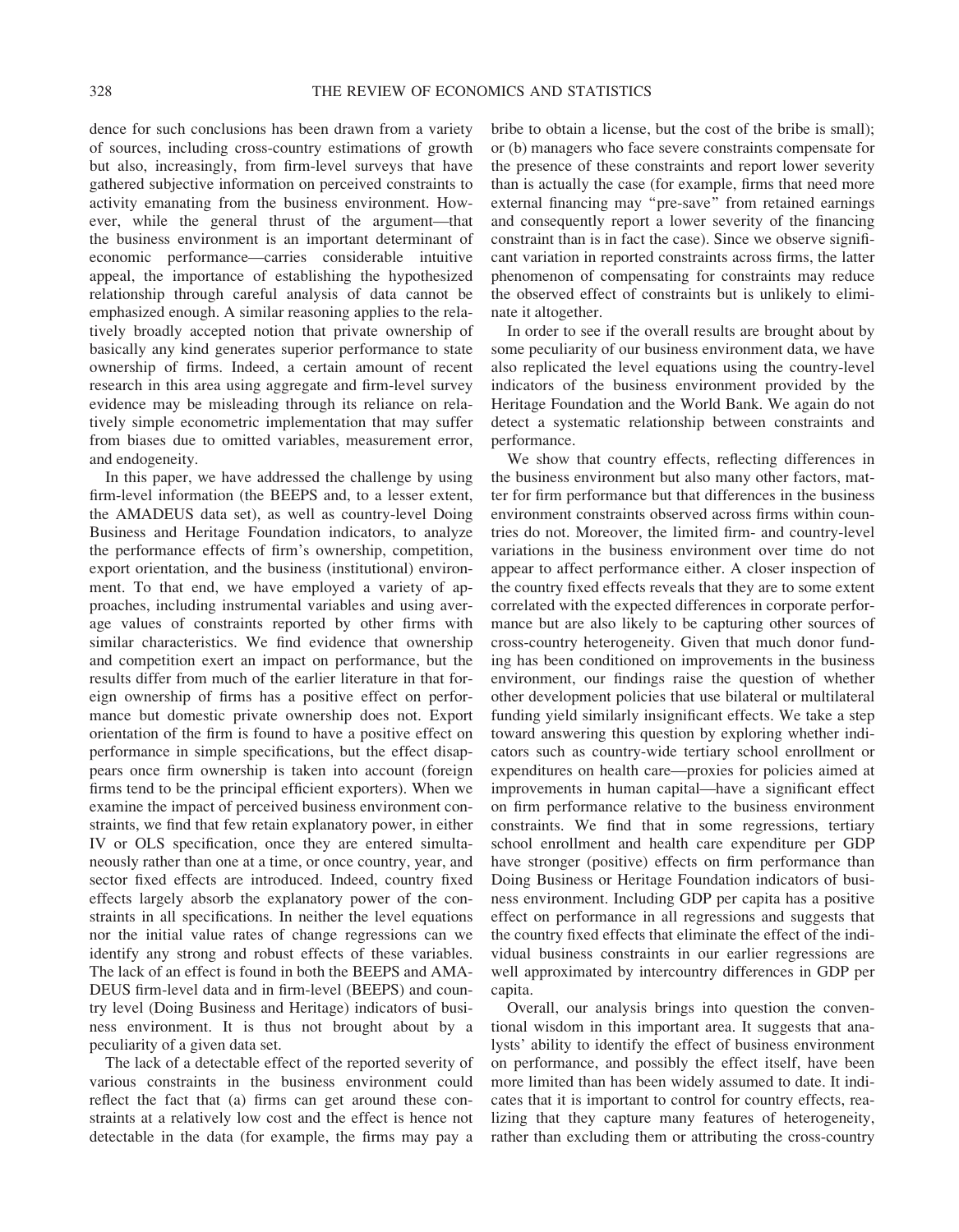dence for such conclusions has been drawn from a variety of sources, including cross-country estimations of growth but also, increasingly, from firm-level surveys that have gathered subjective information on perceived constraints to activity emanating from the business environment. However, while the general thrust of the argument—that the business environment is an important determinant of economic performance—carries considerable intuitive appeal, the importance of establishing the hypothesized relationship through careful analysis of data cannot be emphasized enough. A similar reasoning applies to the relatively broadly accepted notion that private ownership of basically any kind generates superior performance to state ownership of firms. Indeed, a certain amount of recent research in this area using aggregate and firm-level survey evidence may be misleading through its reliance on relatively simple econometric implementation that may suffer from biases due to omitted variables, measurement error, and endogeneity.

In this paper, we have addressed the challenge by using firm-level information (the BEEPS and, to a lesser extent, the AMADEUS data set), as well as country-level Doing Business and Heritage Foundation indicators, to analyze the performance effects of firm's ownership, competition, export orientation, and the business (institutional) environment. To that end, we have employed a variety of approaches, including instrumental variables and using average values of constraints reported by other firms with similar characteristics. We find evidence that ownership and competition exert an impact on performance, but the results differ from much of the earlier literature in that foreign ownership of firms has a positive effect on performance but domestic private ownership does not. Export orientation of the firm is found to have a positive effect on performance in simple specifications, but the effect disappears once firm ownership is taken into account (foreign firms tend to be the principal efficient exporters). When we examine the impact of perceived business environment constraints, we find that few retain explanatory power, in either IV or OLS specification, once they are entered simultaneously rather than one at a time, or once country, year, and sector fixed effects are introduced. Indeed, country fixed effects largely absorb the explanatory power of the constraints in all specifications. In neither the level equations nor the initial value rates of change regressions can we identify any strong and robust effects of these variables. The lack of an effect is found in both the BEEPS and AMADEUS firm-level data and in firm-level (BEEPS) and country level (Doing Business and Heritage) indicators of business environment. It is thus not brought about by a peculiarity of a given data set.

The lack of a detectable effect of the reported severity of various constraints in the business environment could reflect the fact that (a) firms can get around these constraints at a relatively low cost and the effect is hence not detectable in the data (for example, the firms may pay a bribe to obtain a license, but the cost of the bribe is small); or (b) managers who face severe constraints compensate for the presence of these constraints and report lower severity than is actually the case (for example, firms that need more external financing may "pre-save" from retained earnings and consequently report a lower severity of the financing constraint than is in fact the case). Since we observe significant variation in reported constraints across firms, the latter phenomenon of compensating for constraints may reduce the observed effect of constraints but is unlikely to eliminate it altogether.

In order to see if the overall results are brought about by some peculiarity of our business environment data, we have also replicated the level equations using the country-level indicators of the business environment provided by the Heritage Foundation and the World Bank. We again do not detect a systematic relationship between constraints and performance.

We show that country effects, reflecting differences in the business environment but also many other factors, matter for firm performance but that differences in the business environment constraints observed across firms within countries do not. Moreover, the limited firm- and country-level variations in the business environment over time do not appear to affect performance either. A closer inspection of the country fixed effects reveals that they are to some extent correlated with the expected differences in corporate performance but are also likely to be capturing other sources of cross-country heterogeneity. Given that much donor funding has been conditioned on improvements in the business environment, our findings raise the question of whether other development policies that use bilateral or multilateral funding yield similarly insignificant effects. We take a step toward answering this question by exploring whether indicators such as country-wide tertiary school enrollment or expenditures on health care—proxies for policies aimed at improvements in human capital—have a significant effect on firm performance relative to the business environment constraints. We find that in some regressions, tertiary school enrollment and health care expenditure per GDP have stronger (positive) effects on firm performance than Doing Business or Heritage Foundation indicators of business environment. Including GDP per capita has a positive effect on performance in all regressions and suggests that the country fixed effects that eliminate the effect of the individual business constraints in our earlier regressions are well approximated by intercountry differences in GDP per capita.

Overall, our analysis brings into question the conventional wisdom in this important area. It suggests that analysts' ability to identify the effect of business environment on performance, and possibly the effect itself, have been more limited than has been widely assumed to date. It indicates that it is important to control for country effects, realizing that they capture many features of heterogeneity, rather than excluding them or attributing the cross-country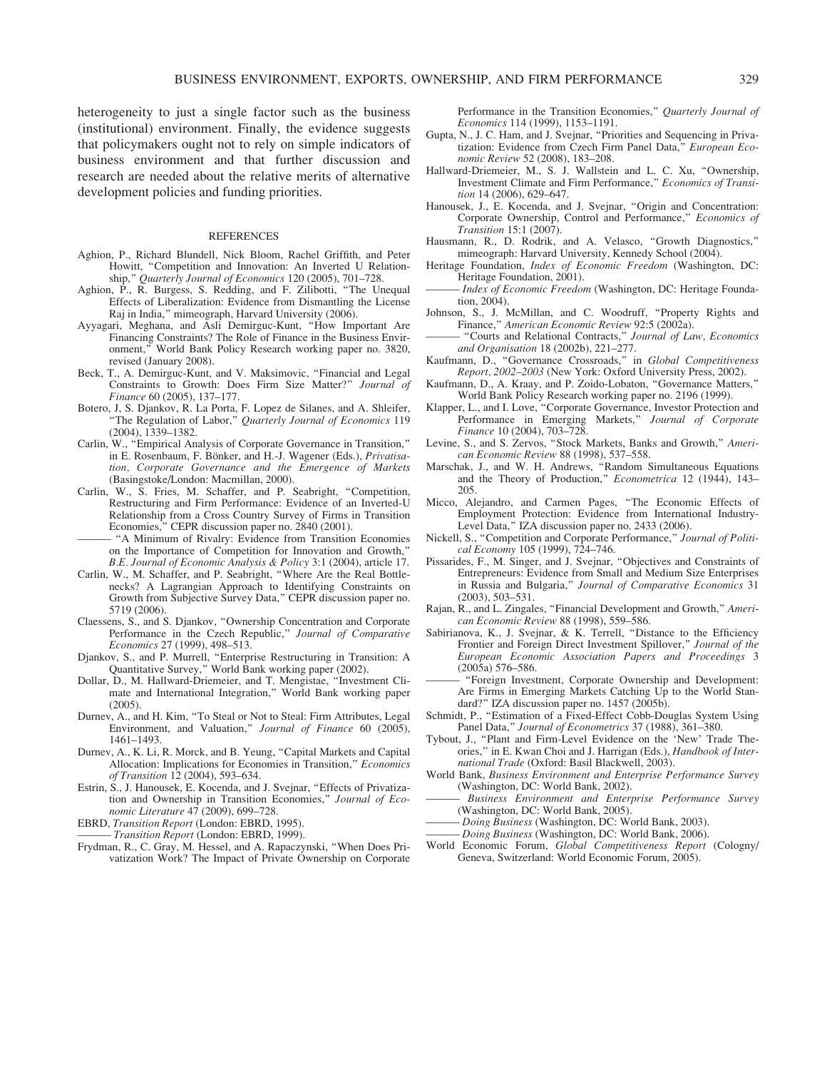heterogeneity to just a single factor such as the business (institutional) environment. Finally, the evidence suggests that policymakers ought not to rely on simple indicators of business environment and that further discussion and research are needed about the relative merits of alternative development policies and funding priorities.

## REFERENCES

Aghion, P., Richard Blundell, Nick Bloom, Rachel Griffith, and Peter Howitt, "Competition and Innovation: An Inverted U Relationship," *Quarterly Journal of Economics* 120 (2005), 701–728.

Aghion, P., R. Burgess, S. Redding, and F. Zilibotti, "The Unequal Effects of Liberalization: Evidence from Dismantling the License Raj in India," mimeograph, Harvard University (2006).

Ayyagari, Meghana, and Asli Demirguc-Kunt, "How Important Are Financing Constraints? The Role of Finance in the Business Environment," World Bank Policy Research working paper no. 3820, revised (January 2008).

Beck, T., A. Demirguc-Kunt, and V. Maksimovic, "Financial and Legal Constraints to Growth: Does Firm Size Matter?" *Journal of Finance* 60 (2005), 137–177.

Botero, J, S. Djankov, R. La Porta, F. Lopez de Silanes, and A. Shleifer, "The Regulation of Labor," *Quarterly Journal of Economics* 119 (2004), 1339–1382.

Carlin, W., "Empirical Analysis of Corporate Governance in Transition," in E. Rosenbaum, F. Bönker, and H.-J. Wagener (Eds.), *Privatisation, Corporate Governance and the Emergence of Markets* (Basingstoke/London: Macmillan, 2000).

Carlin, W., S. Fries, M. Schaffer, and P. Seabright, "Competition, Restructuring and Firm Performance: Evidence of an Inverted-U Relationship from a Cross Country Survey of Firms in Transition Economies," CEPR discussion paper no. 2840 (2001).

——— "A Minimum of Rivalry: Evidence from Transition Economies on the Importance of Competition for Innovation and Growth," *B.E. Journal of Economic Analysis & Policy* 3:1 (2004), article 17.

Carlin, W., M. Schaffer, and P. Seabright, "Where Are the Real Bottlenecks? A Lagrangian Approach to Identifying Constraints on Growth from Subjective Survey Data," CEPR discussion paper no. 5719 (2006).

Claessens, S., and S. Djankov, "Ownership Concentration and Corporate Performance in the Czech Republic," *Journal of Comparative Economics* 27 (1999), 498–513.

Djankov, S., and P. Murrell, "Enterprise Restructuring in Transition: A Quantitative Survey," World Bank working paper (2002).

Dollar, D., M. Hallward-Driemeier, and T. Mengistae, "Investment Climate and International Integration," World Bank working paper (2005).

Durnev, A., and H. Kim, "To Steal or Not to Steal: Firm Attributes, Legal Environment, and Valuation," *Journal of Finance* 60 (2005), 1461–1493.

Durnev, A., K. Li, R. Morck, and B. Yeung, "Capital Markets and Capital Allocation: Implications for Economies in Transition," *Economics of Transition* 12 (2004), 593–634.

Estrin, S., J. Hanousek, E. Kocenda, and J. Svejnar, "Effects of Privatization and Ownership in Transition Economies," *Journal of Economic Literature* 47 (2009), 699–728.

EBRD, *Transition Report* (London: EBRD, 1995).

——— *Transition Report* (London: EBRD, 1999).

Frydman, R., C. Gray, M. Hessel, and A. Rapaczynski, "When Does Privatization Work? The Impact of Private Ownership on Corporate Performance in the Transition Economies," *Quarterly Journal of Economics* 114 (1999), 1153–1191.

Gupta, N., J. C. Ham, and J. Svejnar, "Priorities and Sequencing in Privatization: Evidence from Czech Firm Panel Data," *European Economic Review* 52 (2008), 183–208.

Hallward-Driemeier, M., S. J. Wallstein and L. C. Xu, "Ownership, Investment Climate and Firm Performance," *Economics of Transition* 14 (2006), 629–647.

Hanousek, J., E. Kocenda, and J. Svejnar, "Origin and Concentration: Corporate Ownership, Control and Performance," *Economics of Transition* 15:1 (2007).

Hausmann, R., D. Rodrik, and A. Velasco, "Growth Diagnostics," mimeograph: Harvard University, Kennedy School (2004).

Heritage Foundation, *Index of Economic Freedom* (Washington, DC: Heritage Foundation, 2001).

——— *Index of Economic Freedom* (Washington, DC: Heritage Foundation, 2004).

Johnson, S., J. McMillan, and C. Woodruff, "Property Rights and Finance," *American Economic Review* 92:5 (2002a).

——— "Courts and Relational Contracts," *Journal of Law, Economics and Organisation* 18 (2002b), 221–277.

Kaufmann, D., "Governance Crossroads," in *Global Competitiveness Report, 2002–2003* (New York: Oxford University Press, 2002).

Kaufmann, D., A. Kraay, and P. Zoido-Lobaton, "Governance Matters," World Bank Policy Research working paper no. 2196 (1999).

Klapper, L., and I. Love, "Corporate Governance, Investor Protection and Performance in Emerging Markets," *Journal of Corporate Finance* 10 (2004), 703–728.

Levine, S., and S. Zervos, "Stock Markets, Banks and Growth," *American Economic Review* 88 (1998), 537–558.

Marschak, J., and W. H. Andrews, "Random Simultaneous Equations and the Theory of Production," *Econometrica* 12 (1944), 143–205.

Micco, Alejandro, and Carmen Pages, "The Economic Effects of Employment Protection: Evidence from International Industry-Level Data," IZA discussion paper no. 2433 (2006).

Nickell, S., "Competition and Corporate Performance," *Journal of Political Economy* 105 (1999), 724–746.

Pissarides, F., M. Singer, and J. Svejnar, "Objectives and Constraints of Entrepreneurs: Evidence from Small and Medium Size Enterprises in Russia and Bulgaria," *Journal of Comparative Economics* 31 (2003), 503–531.

Rajan, R., and L. Zingales, "Financial Development and Growth," *American Economic Review* 88 (1998), 559–586.

Sabirianova, K., J. Svejnar, & K. Terrell, "Distance to the Efficiency Frontier and Foreign Direct Investment Spillover," *Journal of the European Economic Association Papers and Proceedings* 3 (2005a) 576–586.

——— "Foreign Investment, Corporate Ownership and Development: Are Firms in Emerging Markets Catching Up to the World Standard?" IZA discussion paper no. 1457 (2005b).

Schmidt, P., "Estimation of a Fixed-Effect Cobb-Douglas System Using Panel Data," *Journal of Econometrics* 37 (1988), 361–380.

Tybout, J., "Plant and Firm-Level Evidence on the 'New' Trade Theories," in E. Kwan Choi and J. Harrigan (Eds.), *Handbook of International Trade* (Oxford: Basil Blackwell, 2003).

World Bank, *Business Environment and Enterprise Performance Survey* (Washington, DC: World Bank, 2002).

——— *Business Environment and Enterprise Performance Survey* (Washington, DC: World Bank, 2005).

——— *Doing Business* (Washington, DC: World Bank, 2003).

——— *Doing Business* (Washington, DC: World Bank, 2006).

World Economic Forum, *Global Competitiveness Report* (Cologny/Geneva, Switzerland: World Economic Forum, 2005).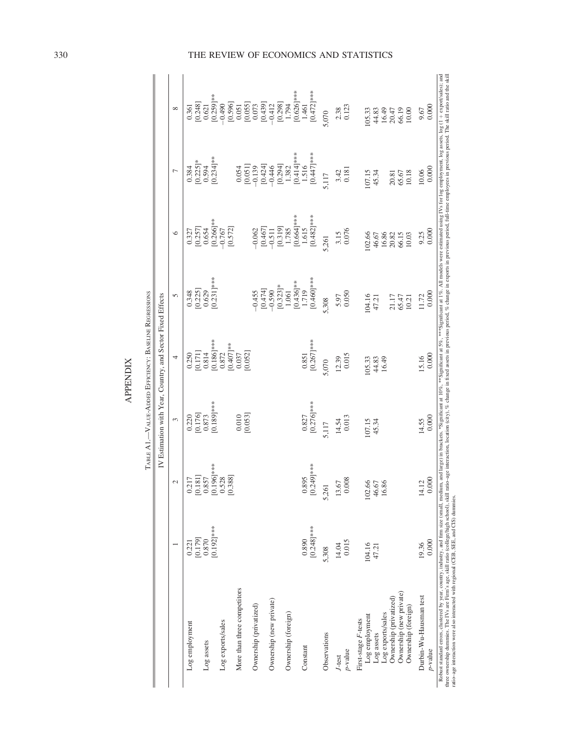# APPENDIX

Table A1.—Value-Added Efficiency: Baseline Regressions

| | IV Estimation with Year, Country, and Sector Fixed Effects | | | | | | | |
|---|---|---|---|---|---|---|---|---|
| | 1 | 2 | 3 | 4 | 5 | 6 | 7 | 8 |
| Log employment | 0.221 | 0.217 | 0.220 | 0.250 | 0.348 | 0.327 | 0.384 | 0.361 |
| | [0.179] | [0.181] | [0.176] | [0.171] | [0.225] | [0.257] | [0.225]* | [0.248] |
| Log assets | 0.870 | 0.857 | 0.873 | 0.814 | 0.629 | 0.654 | 0.594 | 0.621 |
| | [0.192]*** | [0.196]*** | [0.189]*** | [0.186]*** | [0.231]*** | [0.266]** | [0.234]** | [0.259]** |
| Log exports/sales | | 0.528 | | 0.872 | | −0.767 | | −0.490 |
| | | [0.388] | | [0.407]** | | [0.572] | | [0.596] |
| More than three competitors | | | 0.010 | 0.037 | | | 0.054 | 0.051 |
| | | | [0.053] | [0.052] | | | [0.051] | [0.055] |
| Ownership (privatized) | | | | | −0.455 | −0.062 | −0.139 | 0.073 |
| | | | | | [0.474] | [0.467] | [0.424] | [0.439] |
| Ownership (new private) | | | | | −0.590 | −0.511 | −0.446 | −0.412 |
| | | | | | [0.323]* | [0.319] | [0.294] | [0.298] |
| Ownership (foreign) | | | | | 1.061 | 1.785 | 1.382 | 1.794 |
| | | | | | [0.436]** | [0.664]*** | [0.414]*** | [0.626]*** |
| Constant | 0.890 | 0.895 | 0.827 | 0.851 | 1.719 | 1.615 | 1.516 | 1.461 |
| | [0.248]*** | [0.249]*** | [0.276]*** | [0.267]*** | [0.460]*** | [0.482]*** | [0.447]*** | [0.472]*** |
| Observations | 5,308 | 5,261 | 5,117 | 5,070 | 5,308 | 5,261 | 5,117 | 5,070 |
| $J$-test | 14.04 | 13.67 | 14.54 | 12.39 | 5.97 | 3.15 | 3.42 | 2.38 |
| $p$-value | 0.015 | 0.008 | 0.013 | 0.015 | 0.050 | 0.076 | 0.181 | 0.123 |
| First-stage $F$-tests | | | | | | | | |
| Log employment | 104.16 | 102.66 | 107.15 | 105.33 | 104.16 | 102.66 | 107.15 | 105.33 |
| Log assets | 47.21 | 46.67 | 45.34 | 44.83 | 47.21 | 46.67 | 45.34 | 44.83 |
| Log exports/sales | | 16.86 | | 16.49 | | 16.86 | | 16.49 |
| Ownership (privatized) | | | | | 21.17 | 20.82 | 20.81 | 20.47 |
| Ownership (new private) | | | | | 65.47 | 66.15 | 65.67 | 66.19 |
| Ownership (foreign) | | | | | 10.21 | 10.03 | 10.18 | 10.00 |
| Durbin-Wu-Hausman test | 19.36 | 14.12 | 14.55 | 15.16 | 11.72 | 9.25 | 10.06 | 9.67 |
| $p$-value | 0.000 | 0.000 | 0.000 | 0.000 | 0.000 | 0.000 | 0.000 | 0.000 |

Robust standard errors, clustered by year, country, industry, and firm size (small, medium, and large) in brackets. *Significant at 10%, **Significant at 5%, ***Significant at 1%. All models were estimated using IVs for log employment, log assets, log (1 + export/sales); and three ownership dummies. The IVs are Firm's age, skill ratio (college/high school), skill ratio–age interaction, location (city), % change in fixed assets in previous period, % change in exports in previous period, full-time employees in previous period. The skill ratio and the skill ratio–age interaction were also interacted with regional (CEB, SEE, and CIS) dummies.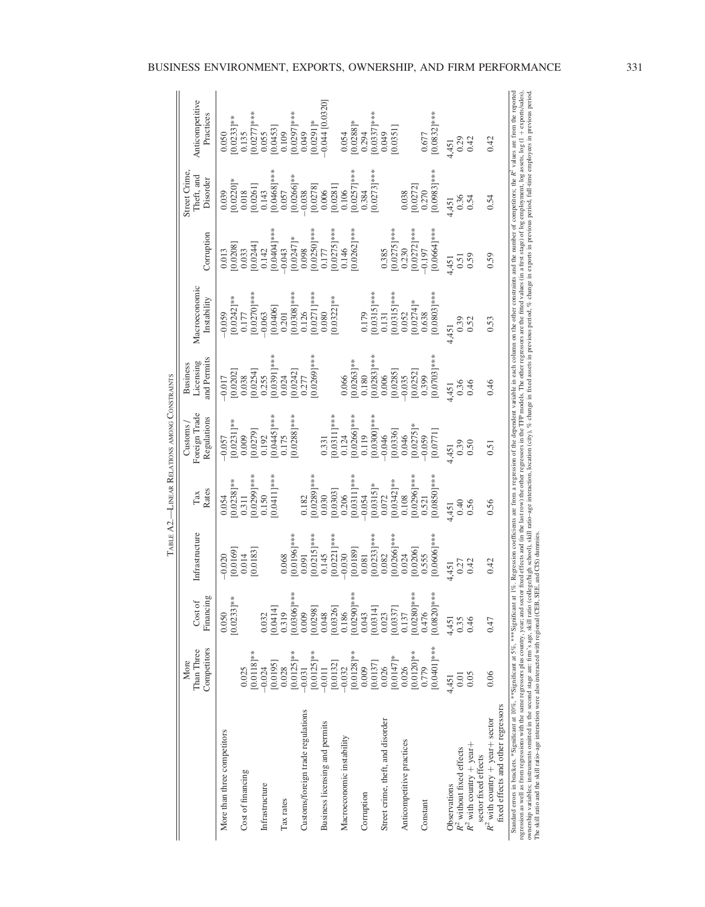TABLE A2.—LINEAR RELATIONS AMONG CONSTRAINTS

| | More Than Three Competitors | Cost of Financing | Infrastructure | Tax Rates | Customs / Foreign Trade Regulations | Business Licensing and Permits | Macroeconomic Instability | Corruption | Street Crime, Theft, and Disorder | Anticompetitive Practices |
|---|---|---|---|---|---|---|---|---|---|---|
| More than three competitors | | 0.050 | −0.020 | 0.054 | −0.057 | −0.017 | −0.059 | 0.013 | 0.039 | 0.050 |
| | | [0.0233]** | [0.0169] | [0.0238]** | [0.0231]** | [0.0202] | [0.0242]** | [0.0208] | [0.0220]* | [0.0233]** |
| Cost of financing | 0.025 | | 0.014 | 0.311 | 0.009 | 0.038 | 0.177 | 0.033 | 0.018 | 0.135 |
| | [0.0118]** | | [0.0183] | [0.0299]*** | [0.0279] | [0.0254] | [0.0270]*** | [0.0244] | [0.0261] | [0.0277]*** |
| Infrastructure | −0.024 | 0.032 | | 0.150 | 0.192 | 0.255 | −0.063 | 0.142 | 0.143 | 0.055 |
| | [0.0195] | [0.0414] | | [0.0411]*** | [0.0445]*** | [0.0391]*** | [0.0406] | [0.0404]*** | [0.0468]*** | [0.0453] |
| Tax rates | 0.028 | 0.319 | 0.068 | | 0.175 | 0.024 | 0.201 | −0.043 | 0.057 | 0.109 |
| | [0.0125]** | [0.0306]*** | [0.0196]*** | | [0.0288]*** | [0.0242] | [0.0308]*** | [0.0247]* | [0.0266]** | [0.0297]*** |
| Customs/foreign trade regulations | −0.031 | 0.009 | 0.091 | 0.182 | | 0.277 | 0.126 | 0.098 | −0.038 | 0.049 |
| | [0.0125]** | [0.0298] | [0.0215]*** | [0.0289]*** | | [0.0269]*** | [0.0271]*** | [0.0250]*** | [0.0278] | [0.0291]* |
| Business licensing and permits | −0.011 | 0.048 | 0.145 | 0.030 | 0.331 | | 0.080 | 0.177 | 0.006 | −0.044 [0.0320] |
| | [0.0132] | [0.0326] | [0.0221]*** | [0.0303] | [0.0311]*** | | [0.0322]** | [0.0275]*** | [0.0281] | |
| Macroeconomic instability | −0.032 | 0.186 | −0.030 | 0.206 | 0.124 | 0.066 | | 0.146 | 0.106 | 0.054 |
| | [0.0128]** | [0.0290]*** | [0.0189] | [0.0311]*** | [0.0266]*** | [0.0263]** | | [0.0262]*** | [0.0257]*** | [0.0288]* |
| Corruption | 0.009 | 0.043 | 0.081 | −0.054 | 0.119 | 0.180 | 0.179 | | 0.384 | 0.294 |
| | [0.0137] | [0.0314] | [0.0233]*** | [0.0315]* | [0.0300]*** | [0.0283]*** | [0.0315]*** | | [0.0273]*** | [0.0337]*** |
| Street crime, theft, and disorder | 0.026 | 0.023 | 0.082 | 0.072 | −0.046 | 0.006 | 0.131 | 0.385 | | 0.049 |
| | [0.0147]* | [0.0337] | [0.0266]*** | [0.0342]** | [0.0336] | [0.0285] | [0.0315]*** | [0.0275]*** | | [0.0351] |
| Anticompetitive practices | 0.026 | 0.137 | 0.024 | 0.108 | 0.046 | −0.035 | 0.052 | 0.230 | 0.038 | |
| | [0.0120]** | [0.0280]*** | [0.0206] | [0.0296]*** | [0.0275]* | [0.0252] | [0.0274]* | [0.0272]*** | [0.0272] | |
| Constant | 0.779 | 0.476 | 0.555 | 0.521 | −0.059 | 0.399 | 0.638 | −0.197 | 0.270 | 0.677 |
| | [0.0401]*** | [0.0820]*** | [0.0606]*** | [0.0850]*** | [0.0771] | [0.0703]*** | [0.0803]*** | [0.0664]*** | [0.0983]*** | [0.0832]*** |
| Observations | 4,451 | 4,451 | 4,451 | 4,451 | 4,451 | 4,451 | 4,451 | 4,451 | 4,451 | 4,451 |
| $R^2$ without fixed effects | 0.01 | 0.35 | 0.27 | 0.40 | 0.39 | 0.36 | 0.39 | 0.51 | 0.36 | 0.29 |
| $R^2$ with country + year + sector fixed effects | 0.05 | 0.46 | 0.42 | 0.56 | 0.50 | 0.46 | 0.52 | 0.59 | 0.54 | 0.42 |
| $R^2$ with country + year + sector fixed effects and other regressors | 0.06 | 0.47 | 0.42 | 0.56 | 0.51 | 0.46 | 0.53 | 0.59 | 0.54 | 0.42 |

Standard errors in brackets. *Significant at 10%, **Significant at 5%, ***Significant at 1%. Regression coefficients are from a regression of the dependent variable in each column on the other constraints and the number of competitors; the $R^2$ values are from the reported regression as well as from regressions with the same regressors plus country, year, and sector fixed effects and (in the last row) the other regressors in the TFP models. The other regressors are the fitted values (in a first stage) of log employment, log assets, log (1 + exports/sales), ownership variables; instruments omitted in the second stage are: firm's age, skill ratio (college/high school), skill ratio–age interaction, location (city), % change in fixed assets in previous period, % change in exports in previous period, full-time employees in previous period. The skill ratio and the skill ratio–age interaction were also interacted with regional (CEB, SEE, and CIS) dummies.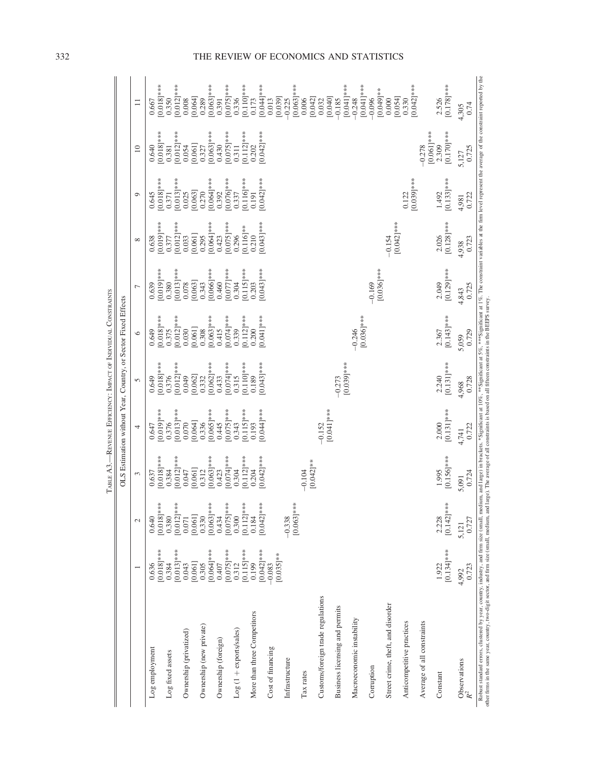TABLE A3.—REVENUE EFFICIENCY: IMPACT OF INDIVIDUAL CONSTRAINTS

| | OLS Estimation without Year, Country, or Sector Fixed Effects | | | | | | | | | | |
|---|---|---|---|---|---|---|---|---|---|---|---|
| | 1 | 2 | 3 | 4 | 5 | 6 | 7 | 8 | 9 | 10 | 11 |
| Log employment | 0.636 | 0.640 | 0.637 | 0.647 | 0.649 | 0.649 | 0.639 | 0.638 | 0.645 | 0.640 | 0.667 |
| | [0.018]*** | [0.018]*** | [0.018]*** | [0.019]*** | [0.018]*** | [0.018]*** | [0.019]*** | [0.019]*** | [0.018]*** | [0.018]*** | [0.018]*** |
| Log fixed assets | 0.384 | 0.380 | 0.384 | 0.376 | 0.376 | 0.375 | 0.380 | 0.377 | 0.371 | 0.381 | 0.350 |
| | [0.013]*** | [0.012]*** | [0.012]*** | [0.013]*** | [0.012]*** | [0.012]*** | [0.013]*** | [0.012]*** | [0.013]*** | [0.012]*** | [0.012]*** |
| Ownership (privatized) | 0.043 | 0.071 | 0.047 | 0.070 | 0.049 | 0.030 | 0.078 | 0.033 | 0.025 | 0.054 | 0.008 |
| | [0.061] | [0.061] | [0.061] | [0.064] | [0.062] | [0.061] | [0.063] | [0.061] | [0.063] | [0.061] | [0.064] |
| Ownership (new private) | 0.305 | 0.330 | 0.312 | 0.336 | 0.332 | 0.308 | 0.343 | 0.295 | 0.270 | 0.327 | 0.289 |
| | [0.064]*** | [0.063]*** | [0.063]*** | [0.065]*** | [0.062]*** | [0.063]*** | [0.066]*** | [0.064]*** | [0.064]*** | [0.063]*** | [0.063]*** |
| Ownership (foreign) | 0.407 | 0.434 | 0.423 | 0.445 | 0.433 | 0.415 | 0.460 | 0.423 | 0.392 | 0.430 | 0.391 |
| | [0.075]*** | [0.075]*** | [0.074]*** | [0.075]*** | [0.074]*** | [0.074]*** | [0.077]*** | [0.075]*** | [0.076]*** | [0.075]*** | [0.075]*** |
| Log (1 + exports/sales) | 0.312 | 0.300 | 0.304 | 0.343 | 0.315 | 0.339 | 0.304 | 0.296 | 0.337 | 0.311 | 0.336 |
| | [0.115]*** | [0.112]*** | [0.112]*** | [0.115]*** | [0.110]*** | [0.112]*** | [0.115]*** | [0.116]** | [0.116]*** | [0.112]*** | [0.110]*** |
| More than three Competitors | 0.199 | 0.184 | 0.204 | 0.193 | 0.189 | 0.200 | 0.203 | 0.210 | 0.191 | 0.202 | 0.173 |
| | [0.042]*** | [0.042]*** | [0.042]*** | [0.044]*** | [0.043]*** | [0.041]*** | [0.043]*** | [0.043]*** | [0.042]*** | [0.042]*** | [0.044]*** |
| Cost of financing | −0.083 | | | | | | | | | | 0.013 |
| | [0.035]** | | | | | | | | | | [0.039] |
| Infrastructure | | −0.338 | | | | | | | | | −0.225 |
| | | [0.063]*** | | | | | | | | | [0.063]*** |
| Tax rates | | | −0.104 | | | | | | | | 0.006 |
| | | | [0.042]** | | | | | | | | [0.042] |
| Customs/foreign trade regulations | | | | −0.152 | | | | | | | 0.032 |
| | | | | [0.041]*** | | | | | | | [0.040] |
| Business licensing and permits | | | | | −0.273 | | | | | | −0.185 |
| | | | | | [0.039]*** | | | | | | [0.041]*** |
| Macroeconomic instability | | | | | | −0.246 | | | | | −0.248 |
| | | | | | | [0.036]*** | | | | | [0.041]*** |
| Corruption | | | | | | | −0.169 | | | | −0.096 |
| | | | | | | | [0.036]*** | | | | [0.049]** |
| Street crime, theft, and disorder | | | | | | | | −0.154 | | | 0.000 |
| | | | | | | | | [0.042]*** | | | [0.054] |
| Anticompetitive practices | | | | | | | | | 0.122 | | 0.330 |
| | | | | | | | | | [0.039]*** | | [0.042]*** |
| Average of all constraints | | | | | | | | | | −0.278 | |
| | | | | | | | | | | [0.061]*** | |
| Constant | 1.922 | 2.228 | 1.995 | 2.000 | 2.240 | 2.367 | 2.049 | 2.026 | 1.492 | 2.309 | 2.526 |
| | [0.134]*** | [0.142]*** | [0.156]*** | [0.131]*** | [0.131]*** | [0.143]*** | [0.129]*** | [0.128]*** | [0.133]*** | [0.170]*** | [0.178]*** |
| Observations | 4,992 | 5,121 | 5,091 | 4,741 | 4,968 | 5,059 | 4,843 | 4,938 | 4,981 | 5,127 | 4,305 |
| $R^2$ | 0.723 | 0.727 | 0.724 | 0.722 | 0.728 | 0.729 | 0.725 | 0.723 | 0.722 | 0.725 | 0.74 |

Robust standard errors, clustered by year, country, industry, and firm size (small, medium, and large) in brackets. *Significant at 10%, **Significant at 5%, ***Significant at 1%. The constraint variables at the firm level represent the average of the constraint reported by the other firms in the same year, country, two-digit sector, and firm size (small, medium, and large). The average of all constraints is based on all fifteen constraints in the BEEPS survey.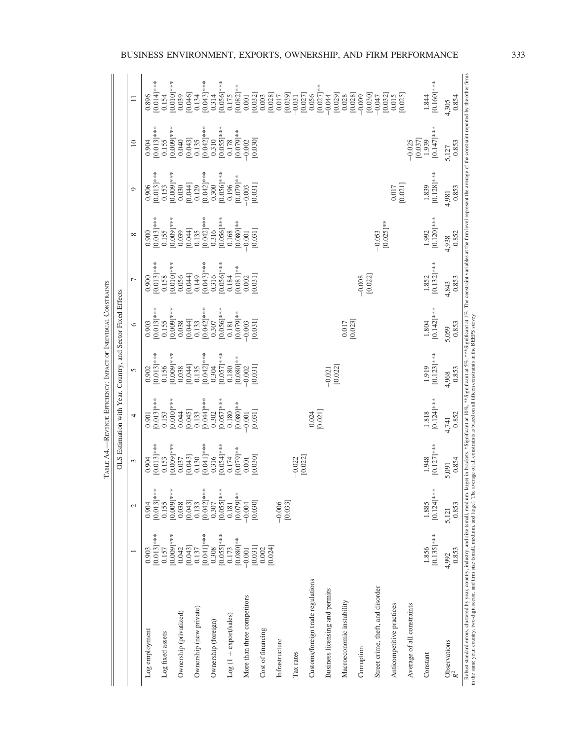TABLE A4.—REVENUE EFFICIENCY: IMPACT OF INDIVIDUAL CONSTRAINTS

OLS Estimation with Year, Country, and Sector Fixed Effects

| | 1 | 2 | 3 | 4 | 5 | 6 | 7 | 8 | 9 | 10 | 11 |
|---|---|---|---|---|---|---|---|---|---|---|---|
| Log employment | 0.903 | 0.904 | 0.904 | 0.901 | 0.902 | 0.903 | 0.900 | 0.900 | 0.906 | 0.904 | 0.896 |
| | [0.013]*** | [0.013]*** | [0.013]*** | [0.013]*** | [0.013]*** | [0.013]*** | [0.013]*** | [0.013]*** | [0.013]*** | [0.013]*** | [0.014]*** |
| Log fixed assets | 0.157 | 0.155 | 0.153 | 0.153 | 0.156 | 0.155 | 0.158 | 0.155 | 0.153 | 0.155 | 0.154 |
| | [0.009]*** | [0.009]*** | [0.009]*** | [0.010]*** | [0.009]*** | [0.009]*** | [0.010]*** | [0.009]*** | [0.009]*** | [0.009]*** | [0.010]*** |
| Ownership (privatized) | 0.042 | 0.038 | 0.037 | 0.044 | 0.038 | 0.038 | 0.056 | 0.039 | 0.030 | 0.040 | 0.039 |
| | [0.043] | [0.043] | [0.043] | [0.045] | [0.044] | [0.044] | [0.044] | [0.044] | [0.044] | [0.043] | [0.046] |
| Ownership (new private) | 0.137 | 0.133 | 0.130 | 0.133 | 0.135 | 0.133 | 0.149 | 0.135 | 0.129 | 0.135 | 0.134 |
| | [0.041]*** | [0.042]*** | [0.041]*** | [0.044]*** | [0.042]*** | [0.042]*** | [0.043]*** | [0.042]*** | [0.042]*** | [0.042]*** | [0.043]*** |
| Ownership (foreign) | 0.308 | 0.307 | 0.316 | 0.302 | 0.304 | 0.307 | 0.316 | 0.316 | 0.300 | 0.310 | 0.314 |
| | [0.055]*** | [0.055]*** | [0.054]*** | [0.057]*** | [0.057]*** | [0.056]*** | [0.056]*** | [0.056]*** | [0.056]*** | [0.055]*** | [0.056]*** |
| Log (1 + export/sales) | 0.173 | 0.181 | 0.174 | 0.180 | 0.180 | 0.181 | 0.184 | 0.168 | 0.196 | 0.178 | 0.175 |
| | [0.080]** | [0.079]** | [0.079]** | [0.080]** | [0.080]** | [0.079]** | [0.081]** | [0.080]** | [0.079]** | [0.079]** | [0.082]** |
| More than three competitors | −0.001 | −0.004 | 0.001 | −0.001 | −0.002 | −0.003 | 0.002 | −0.001 | −0.003 | −0.002 | 0.001 |
| | [0.031] | [0.030] | [0.030] | [0.031] | [0.031] | [0.031] | [0.031] | [0.031] | [0.031] | [0.030] | [0.032] |
| Cost of financing | 0.002 | | | | | | | | | | 0.003 |
| | [0.024] | | | | | | | | | | [0.028] |
| Infrastructure | | −0.006 | | | | | | | | | 0.017 |
| | | [0.033] | | | | | | | | | [0.039] |
| Tax rates | | | −0.022 | | | | | | | | −0.031 |
| | | | [0.022] | | | | | | | | [0.027] |
| Customs/foreign trade regulations | | | | 0.024 | | | | | | | 0.056 |
| | | | | [0.021] | | | | | | | [0.027]** |
| Business licensing and permits | | | | | −0.021 | | | | | | −0.044 |
| | | | | | [0.022] | | | | | | [0.029] |
| Macroeconomic instability | | | | | | 0.017 | | | | | 0.028 |
| | | | | | | [0.023] | | | | | [0.028] |
| Corruption | | | | | | | −0.008 | | | | −0.009 |
| | | | | | | | [0.022] | | | | [0.030] |
| Street crime, theft, and disorder | | | | | | | | −0.053 | | | −0.047 |
| | | | | | | | | [0.025]** | | | [0.032] |
| Anticompetitive practices | | | | | | | | | 0.017 | | 0.015 |
| | | | | | | | | | [0.021] | | [0.025] |
| Average of all constraints | | | | | | | | | | −0.025 | |
| | | | | | | | | | | [0.037] | |
| Constant | 1.856 | 1.885 | 1.948 | 1.818 | 1.919 | 1.804 | 1.852 | 1.992 | 1.839 | 1.939 | 1.844 |
| | [0.135]*** | [0.124]*** | [0.127]*** | [0.124]*** | [0.123]*** | [0.142]*** | [0.132]*** | [0.120]*** | [0.128]*** | [0.147]*** | [0.160]*** |
| Observations | 4,992 | 5,121 | 5,091 | 4,741 | 4,968 | 5,059 | 4,843 | 4,938 | 4,981 | 5,127 | 4,305 |
| $R^2$ | 0.853 | 0.853 | 0.854 | 0.852 | 0.853 | 0.853 | 0.853 | 0.852 | 0.853 | 0.853 | 0.854 |

Robust standard errors, clustered by year, country, industry, and size (small, medium, large) in brackets. *Significant at 10%, **Significant at 5%, ***Significant at 1%. The constraint variables at the firm level represent the average of the constraint reported by the other firms in the same year, country, two-digit sector, and firm size (small, medium, and large). The average of all constraints is based on all fifteen constraints in the BEEPS survey.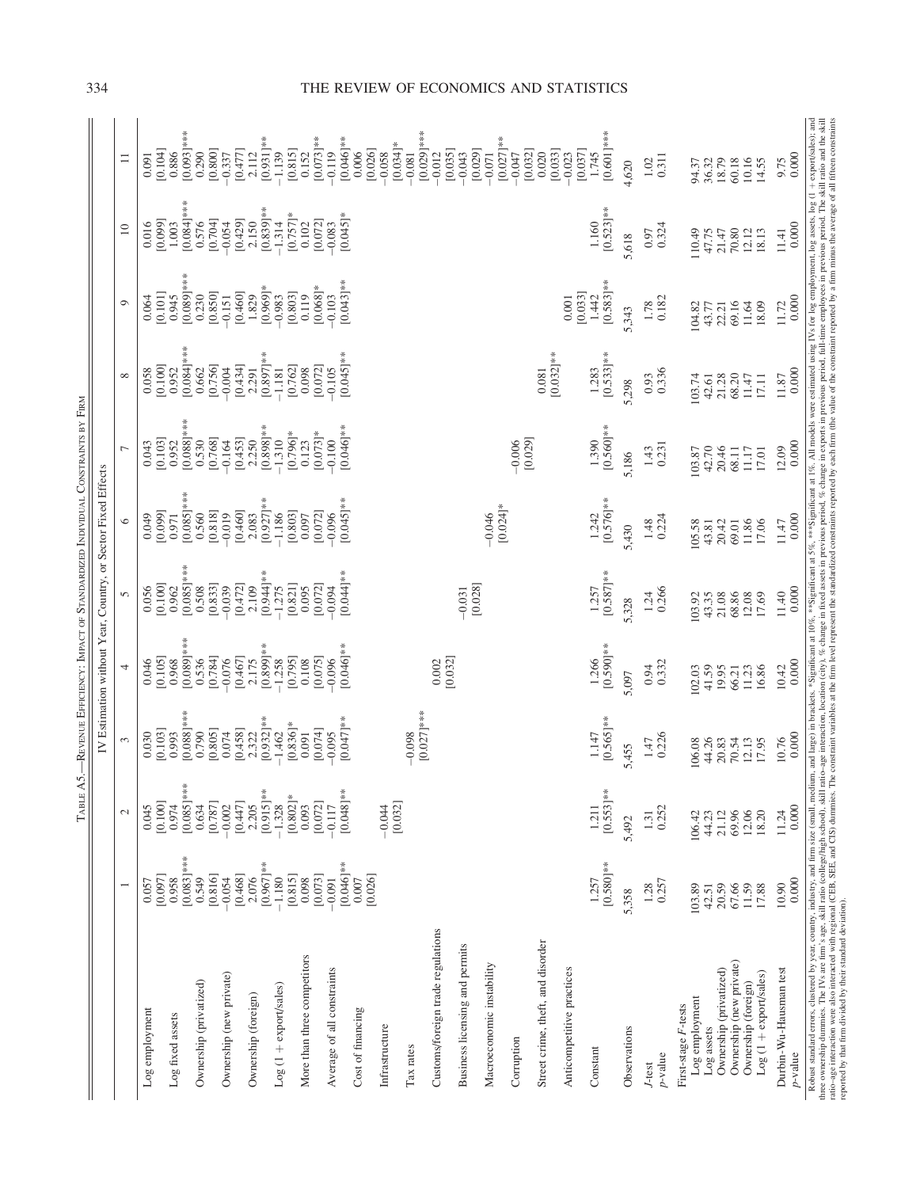TABLE A5.—REVENUE EFFICIENCY: IMPACT OF STANDARDIZED INDIVIDUAL CONSTRAINTS BY FIRM

| | IV Estimation without Year, Country, or Sector Fixed Effects | | | | | | | | | | |
|---|---|---|---|---|---|---|---|---|---|---|---|
| | 1 | 2 | 3 | 4 | 5 | 6 | 7 | 8 | 9 | 10 | 11 |
| Log employment | 0.057 | 0.045 | 0.030 | 0.046 | 0.056 | 0.049 | 0.043 | 0.058 | 0.064 | 0.016 | 0.091 |
| | [0.097] | [0.100] | [0.103] | [0.105] | [0.100] | [0.099] | [0.103] | [0.100] | [0.101] | [0.099] | [0.104] |
| Log fixed assets | 0.958 | 0.974 | 0.993 | 0.968 | 0.962 | 0.971 | 0.952 | 0.952 | 0.945 | 1.003 | 0.886 |
| | [0.083]*** | [0.085]*** | [0.088]*** | [0.089]*** | [0.085]*** | [0.085]*** | [0.088]*** | [0.084]*** | [0.089]*** | [0.084]*** | [0.093]*** |
| Ownership (privatized) | 0.549 | 0.634 | 0.790 | 0.536 | 0.508 | 0.560 | 0.530 | 0.662 | 0.230 | 0.576 | 0.290 |
| | [0.816] | [0.787] | [0.805] | [0.784] | [0.833] | [0.818] | [0.768] | [0.756] | [0.850] | [0.704] | [0.800] |
| Ownership (new private) | −0.054 | −0.002 | 0.074 | −0.076 | −0.039 | −0.019 | −0.164 | −0.004 | −0.151 | −0.054 | −0.337 |
| | [0.468] | [0.447] | [0.458] | [0.467] | [0.472] | [0.460] | [0.453] | [0.434] | [0.460] | [0.429] | [0.477] |
| Ownership (foreign) | 2.076 | 2.205 | 2.322 | 2.175 | 2.109 | 2.083 | 2.250 | 2.291 | 1.829 | 2.150 | 2.112 |
| | [0.967]** | [0.915]** | [0.932]** | [0.899]** | [0.944]** | [0.927]** | [0.898]** | [0.897]** | [0.969]* | [0.839]** | [0.931]** |
| Log (1 + export/sales) | −1.180 | −1.328 | −1.462 | −1.258 | −1.275 | −1.186 | −1.310 | −1.181 | −0.983 | −1.314 | −1.139 |
| | [0.815] | [0.802]* | [0.836]* | [0.795] | [0.821] | [0.803] | [0.796]* | [0.762] | [0.803] | [0.757]* | [0.815] |
| More than three competitors | 0.098 | 0.093 | 0.091 | 0.108 | 0.095 | 0.097 | 0.123 | 0.098 | 0.119 | 0.102 | 0.152 |
| | [0.073] | [0.072] | [0.074] | [0.075] | [0.072] | [0.072] | [0.073]* | [0.072] | [0.068]* | [0.072] | [0.073]** |
| Average of all constraints | −0.091 | −0.117 | −0.095 | −0.096 | −0.094 | −0.096 | −0.100 | −0.105 | −0.103 | −0.083 | −0.119 |
| | [0.046]** | [0.048]** | [0.047]** | [0.046]** | [0.044]** | [0.045]** | [0.046]** | [0.045]** | [0.043]** | [0.045]* | [0.046]** |
| Cost of financing | 0.007 | | | | | | | | | | 0.006 |
| | [0.026] | | | | | | | | | | [0.026] |
| Infrastructure | | −0.044 | | | | | | | | | −0.058 |
| | | [0.032] | | | | | | | | | [0.034]* |
| Tax rates | | | −0.098 | | | | | | | | −0.081 |
| | | | [0.027]*** | | | | | | | | [0.029]*** |
| Customs/foreign trade regulations | | | | 0.002 | | | | | | | −0.012 |
| | | | | [0.032] | | | | | | | [0.035] |
| Business licensing and permits | | | | | −0.031 | | | | | | −0.043 |
| | | | | | [0.028] | | | | | | [0.029] |
| Macroeconomic instability | | | | | | −0.046 | | | | | −0.071 |
| | | | | | | [0.024]* | | | | | [0.027]** |
| Corruption | | | | | | | −0.006 | | | | −0.047 |
| | | | | | | | [0.029] | | | | [0.032] |
| Street crime, theft, and disorder | | | | | | | | 0.081 | | | 0.020 |
| | | | | | | | | [0.032]** | | | [0.033] |
| Anticompetitive practices | | | | | | | | | 0.001 | | −0.023 |
| | | | | | | | | | [0.033] | | [0.037] |
| Constant | 1.257 | 1.211 | 1.147 | 1.266 | 1.257 | 1.242 | 1.390 | 1.283 | 1.442 | 1.160 | 1.745 |
| | [0.580]** | [0.553]** | [0.565]** | [0.590]** | [0.587]** | [0.576]** | [0.560]** | [0.533]** | [0.583]** | [0.523]** | [0.601]*** |
| Observations | 5,358 | 5,492 | 5,455 | 5,097 | 5,328 | 5,430 | 5,186 | 5,298 | 5,343 | 5,618 | 4,620 |
| J-test | 1.28 | 1.31 | 1.47 | 0.94 | 1.24 | 1.48 | 1.43 | 0.93 | 1.78 | 0.97 | 1.02 |
| p-value | 0.257 | 0.252 | 0.226 | 0.332 | 0.266 | 0.224 | 0.231 | 0.336 | 0.182 | 0.324 | 0.311 |
| First-stage F-tests | | | | | | | | | | | |
| Log employment | 103.89 | 106.42 | 106.08 | 102.03 | 103.92 | 105.58 | 103.87 | 103.74 | 104.82 | 110.49 | 94.37 |
| Log assets | 42.51 | 44.23 | 44.26 | 41.59 | 43.35 | 43.81 | 42.70 | 42.61 | 43.77 | 47.75 | 36.32 |
| Ownership (privatized) | 20.59 | 21.12 | 20.83 | 19.95 | 21.08 | 20.42 | 20.46 | 21.28 | 22.21 | 21.47 | 18.79 |
| Ownership (new private) | 67.66 | 69.96 | 70.54 | 66.21 | 68.86 | 69.01 | 68.11 | 68.20 | 69.16 | 70.80 | 60.18 |
| Ownership (foreign) | 11.59 | 12.06 | 12.13 | 11.23 | 12.08 | 11.86 | 11.17 | 11.47 | 11.64 | 12.12 | 10.16 |
| Log (1 + export/sales) | 17.88 | 18.20 | 17.95 | 16.86 | 17.69 | 17.06 | 17.01 | 17.11 | 18.09 | 18.13 | 14.55 |
| Durbin-Wu-Hausman test | 10.90 | 11.24 | 10.76 | 10.42 | 11.40 | 11.47 | 12.09 | 11.87 | 11.72 | 11.41 | 9.75 |
| p-value | 0.000 | 0.000 | 0.000 | 0.000 | 0.000 | 0.000 | 0.000 | 0.000 | 0.000 | 0.000 | 0.000 |

Robust standard errors, clustered by year, country, industry, and firm size (small, medium, and large) in brackets. *Significant at 10%, **Significant at 5%, ***Significant at 1%. All models were estimated using IVs for log employment, log assets, log (1 + export/sales); and three ownership dummies. The IVs are firm's age, skill ratio (college/high school), skill ratio–age interaction, location (city), % change in fixed assets in previous period, % change in exports in previous period, full-time employees in previous period. The skill ratio and the skill ratio–age interaction were also interacted with regional (CEB, SEE, and CIS) dummies. The constraint variables at the firm level represent the standardized constraints reported by each firm (the value of the constraint reported by a firm minus the average of all fifteen constraints reported by that firm divided by their standard deviation).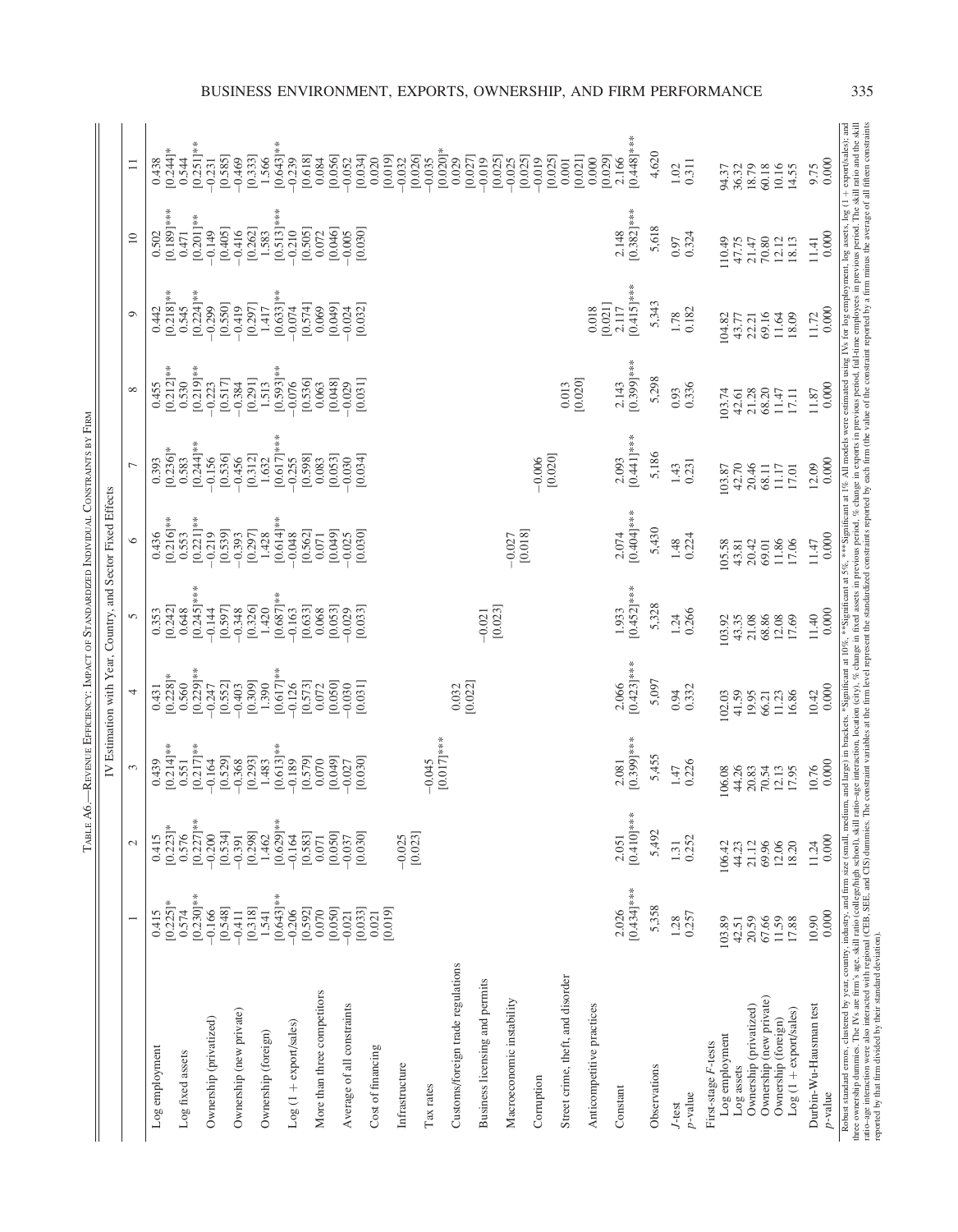TABLE A6.—REVENUE EFFICIENCY: IMPACT OF STANDARDIZED INDIVIDUAL CONSTRAINTS BY FIRM

IV Estimation with Year, Country, and Sector Fixed Effects

| | 1 | 2 | 3 | 4 | 5 | 6 | 7 | 8 | 9 | 10 | 11 |
|---|---|---|---|---|---|---|---|---|---|---|---|
| Log employment | 0.415 | 0.415 | 0.439 | 0.431 | 0.353 | 0.436 | 0.393 | 0.455 | 0.442 | 0.502 | 0.438 |
| | [0.225]* | [0.223]* | [0.214]** | [0.228]* | [0.242] | [0.216]** | [0.236]* | [0.212]** | [0.218]** | [0.189]*** | [0.244]* |
| Log fixed assets | 0.574 | 0.576 | 0.551 | 0.560 | 0.648 | 0.553 | 0.583 | 0.530 | 0.545 | 0.471 | 0.544 |
| | [0.230]** | [0.227]** | [0.217]** | [0.229]** | [0.245]*** | [0.221]** | [0.244]** | [0.219]** | [0.224]** | [0.201]** | [0.251]** |
| Ownership (privatized) | −0.166 | −0.200 | −0.164 | −0.247 | −0.144 | −0.219 | −0.156 | −0.223 | −0.299 | −0.149 | −0.231 |
| | [0.548] | [0.534] | [0.529] | [0.552] | [0.597] | [0.539] | [0.536] | [0.517] | [0.550] | [0.405] | [0.585] |
| Ownership (new private) | −0.411 | −0.391 | −0.368 | −0.403 | −0.348 | −0.393 | −0.456 | −0.384 | −0.419 | −0.416 | −0.469 |
| | [0.318] | [0.298] | [0.293] | [0.309] | [0.326] | [0.297] | [0.312] | [0.291] | [0.297] | [0.262] | [0.333] |
| Ownership (foreign) | 1.541 | 1.462 | 1.483 | 1.390 | 1.420 | 1.428 | 1.632 | 1.513 | 1.417 | 1.583 | 1.566 |
| | [0.643]** | [0.629]** | [0.613]** | [0.617]** | [0.687]** | [0.614]** | [0.617]*** | [0.593]** | [0.633]** | [0.513]*** | [0.643]** |
| Log (1 + export/sales) | −0.206 | −0.164 | −0.189 | −0.126 | −0.163 | −0.048 | −0.255 | −0.076 | −0.074 | −0.210 | −0.239 |
| | [0.592] | [0.583] | [0.579] | [0.573] | [0.633] | [0.562] | [0.598] | [0.536] | [0.574] | [0.505] | [0.618] |
| More than three competitors | 0.070 | 0.071 | 0.070 | 0.072 | 0.068 | 0.071 | 0.083 | 0.063 | 0.069 | 0.072 | 0.084 |
| | [0.050] | [0.050] | [0.049] | [0.050] | [0.053] | [0.049] | [0.053] | [0.048] | [0.049] | [0.046] | [0.056] |
| Average of all constraints | −0.021 | −0.037 | −0.027 | −0.030 | −0.029 | −0.025 | −0.030 | −0.029 | −0.024 | −0.005 | −0.052 |
| | [0.033] | [0.030] | [0.030] | [0.031] | [0.033] | [0.030] | [0.034] | [0.031] | [0.032] | [0.030] | [0.034] |
| Cost of financing | 0.021 | | | | | | | | | | 0.020 |
| | [0.019] | | | | | | | | | | [0.019] |
| Infrastructure | | −0.025 | | | | | | | | | −0.032 |
| | | [0.023] | | | | | | | | | [0.026] |
| Tax rates | | | −0.045 | | | | | | | | −0.035 |
| | | | [0.017]*** | | | | | | | | [0.020]* |
| Customs/foreign trade regulations | | | | 0.032 | | | | | | | 0.029 |
| | | | | [0.022] | | | | | | | [0.027] |
| Business licensing and permits | | | | | −0.021 | | | | | | −0.019 |
| | | | | | [0.023] | | | | | | [0.025] |
| Macroeconomic instability | | | | | | −0.027 | | | | | −0.025 |
| | | | | | | [0.018] | | | | | [0.025] |
| Corruption | | | | | | | −0.006 | | | | −0.019 |
| | | | | | | | [0.020] | | | | [0.025] |
| Street crime, theft, and disorder | | | | | | | | 0.013 | | | 0.001 |
| | | | | | | | | [0.020] | | | [0.021] |
| Anticompetitive practices | | | | | | | | | 0.018 | | 0.000 |
| | | | | | | | | | [0.021] | | [0.029] |
| Constant | 2.026 | 2.051 | 2.081 | 2.066 | 1.933 | 2.074 | 2.093 | 2.143 | 2.117 | 2.148 | 2.166 |
| | [0.434]*** | [0.410]*** | [0.399]*** | [0.423]*** | [0.452]*** | [0.404]*** | [0.441]*** | [0.399]*** | [0.415]*** | [0.382]*** | [0.448]*** |
| Observations | 5,358 | 5,492 | 5,455 | 5,097 | 5,328 | 5,430 | 5,186 | 5,298 | 5,343 | 5,618 | 4,620 |
| *J*-test | 1.28 | 1.31 | 1.47 | 0.94 | 1.24 | 1.48 | 1.43 | 0.93 | 1.78 | 0.97 | 1.02 |
| *p*-value | 0.257 | 0.252 | 0.226 | 0.332 | 0.266 | 0.224 | 0.231 | 0.336 | 0.182 | 0.324 | 0.311 |
| First-stage *F*-tests | | | | | | | | | | | |
| Log employment | 103.89 | 106.42 | 106.08 | 102.03 | 103.92 | 105.58 | 103.87 | 103.74 | 104.82 | 110.49 | 94.37 |
| Log assets | 42.51 | 44.23 | 44.26 | 41.59 | 43.35 | 43.81 | 42.70 | 42.61 | 43.77 | 47.75 | 36.32 |
| Ownership (privatized) | 20.59 | 21.12 | 20.83 | 19.95 | 21.08 | 20.42 | 20.46 | 21.28 | 22.21 | 21.47 | 18.79 |
| Ownership (new private) | 67.66 | 69.96 | 70.54 | 66.21 | 68.86 | 69.01 | 68.11 | 68.20 | 69.16 | 70.80 | 60.18 |
| Ownership (foreign) | 11.59 | 12.06 | 12.13 | 11.23 | 12.08 | 11.86 | 11.17 | 11.47 | 11.64 | 12.12 | 10.16 |
| Log (1 + export/sales) | 17.88 | 18.20 | 17.95 | 16.86 | 17.69 | 17.06 | 17.01 | 17.11 | 18.09 | 18.13 | 14.55 |
| Durbin-Wu-Hausman test | 10.90 | 11.24 | 10.76 | 10.42 | 11.40 | 11.47 | 12.09 | 11.87 | 11.72 | 11.41 | 9.75 |
| *p*-value | 0.000 | 0.000 | 0.000 | 0.000 | 0.000 | 0.000 | 0.000 | 0.000 | 0.000 | 0.000 | 0.000 |

Robust standard errors, clustered by year, country, industry, and firm size (small, medium, and large) in brackets. *Significant at 10%, **Significant at 5%, ***Significant at 1%. All models were estimated using IVs for log employment, log assets, log (1 + export/sales); and three ownership dummies. The IVs are firm's age, skill ratio (college/high school), skill ratio–age interaction, location (city), % change in fixed assets in previous period, % change in exports in previous period, full-time employees in previous period. The skill ratio and the skill ratio–age interaction were also interacted with regional (CEB, SEE, and CIS) dummies. The constraint variables at the firm level represent the standardized constraints reported by each firm (the value of the constraint reported by a firm minus the average of all fifteen constraints reported by that firm divided by their standard deviation).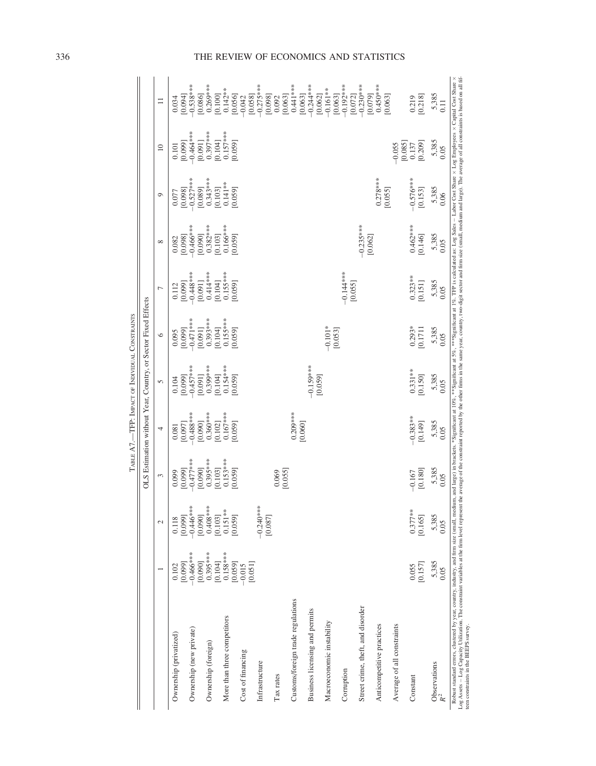TABLE A7.—TFP: IMPACT OF INDIVIDUAL CONSTRAINTS

| | OLS Estimation without Year, Country, or Sector Fixed Effects | | | | | | | | | | |
|---|---|---|---|---|---|---|---|---|---|---|---|
| | 1 | 2 | 3 | 4 | 5 | 6 | 7 | 8 | 9 | 10 | 11 |
| Ownership (privatized) | 0.102 | 0.118 | 0.099 | 0.081 | 0.104 | 0.095 | 0.112 | 0.082 | 0.077 | 0.101 | 0.034 |
| | [0.099] | [0.099] | [0.099] | [0.097] | [0.099] | [0.099] | [0.099] | [0.098] | [0.098] | [0.099] | [0.094] |
| Ownership (new private) | −0.466*** | −0.446*** | −0.477*** | −0.488*** | −0.457*** | −0.471*** | −0.448*** | −0.466*** | −0.527*** | −0.464*** | −0.538*** |
| | [0.090] | [0.090] | [0.090] | [0.090] | [0.091] | [0.091] | [0.091] | [0.090] | [0.089] | [0.091] | [0.086] |
| Ownership (foreign) | 0.395*** | 0.408*** | 0.395*** | 0.360*** | 0.399*** | 0.393*** | 0.414*** | 0.382*** | 0.343*** | 0.397*** | 0.269*** |
| | [0.104] | [0.103] | [0.103] | [0.102] | [0.104] | [0.104] | [0.104] | [0.103] | [0.103] | [0.104] | [0.100] |
| More than three competitors | 0.158*** | 0.151** | 0.153*** | 0.167*** | 0.154*** | 0.155*** | 0.155*** | 0.166*** | 0.141** | 0.157*** | 0.142** |
| | [0.059] | [0.059] | [0.059] | [0.059] | [0.059] | [0.059] | [0.059] | [0.059] | [0.059] | [0.059] | [0.056] |
| Cost of financing | −0.015 | | | | | | | | | | −0.042 |
| | [0.051] | | | | | | | | | | [0.058] |
| Infrastructure | | −0.240*** | | | | | | | | | −0.275*** |
| | | [0.087] | | | | | | | | | [0.098] |
| Tax rates | | | 0.069 | | | | | | | | 0.092 |
| | | | [0.055] | | | | | | | | [0.063] |
| Customs/foreign trade regulations | | | | 0.209*** | | | | | | | 0.441*** |
| | | | | [0.060] | | | | | | | [0.063] |
| Business licensing and permits | | | | | −0.159*** | | | | | | −0.244*** |
| | | | | | [0.059] | | | | | | [0.062] |
| Macroeconomic instability | | | | | | −0.101* | | | | | −0.161** |
| | | | | | | [0.053] | | | | | [0.063] |
| Corruption | | | | | | | −0.144*** | | | | −0.192*** |
| | | | | | | | [0.055] | | | | [0.072] |
| Street crime, theft, and disorder | | | | | | | | −0.235*** | | | −0.230*** |
| | | | | | | | | [0.062] | | | [0.079] |
| Anticompetitive practices | | | | | | | | | 0.278*** | | 0.450*** |
| | | | | | | | | | [0.055] | | [0.063] |
| Average of all constraints | | | | | | | | | | −0.055 | |
| | | | | | | | | | | [0.085] | |
| Constant | 0.055 | 0.377** | −0.167 | −0.383** | 0.331** | 0.293* | 0.323** | 0.462*** | −0.576*** | 0.137 | 0.219 |
| | [0.157] | [0.165] | [0.180] | [0.149] | [0.150] | [0.1711 | [0.151] | [0.146] | [0.153] | [0.209] | [0.218] |
| Observations | 5,385 | 5,385 | 5,385 | 5,385 | 5,385 | 5,385 | 5,385 | 5,385 | 5,385 | 5,385 | 5,385 |
| $R^2$ | 0.05 | 0.05 | 0.05 | 0.05 | 0.05 | 0.05 | 0.05 | 0.05 | 0.06 | 0.05 | 0.11 |

Robust standard errors, clustered by year, country, industry, and firm size (small, medium, and large) in brackets. *Significant at 10%, **Significant at 5%, ***Significant at 1%. TFP is calculated as: Log Sales − Labor Cost Share × Log Employees × Capital Cost Share × Log Assets − Log Capacity Utilization. The constraint variables at the firm level represent the average of the constraint reported by the other firms in the same year, country, two-digit sector and firm size (small, medium and large). The average of all constraints is based on all fifteen constraints in the BEEPS survey.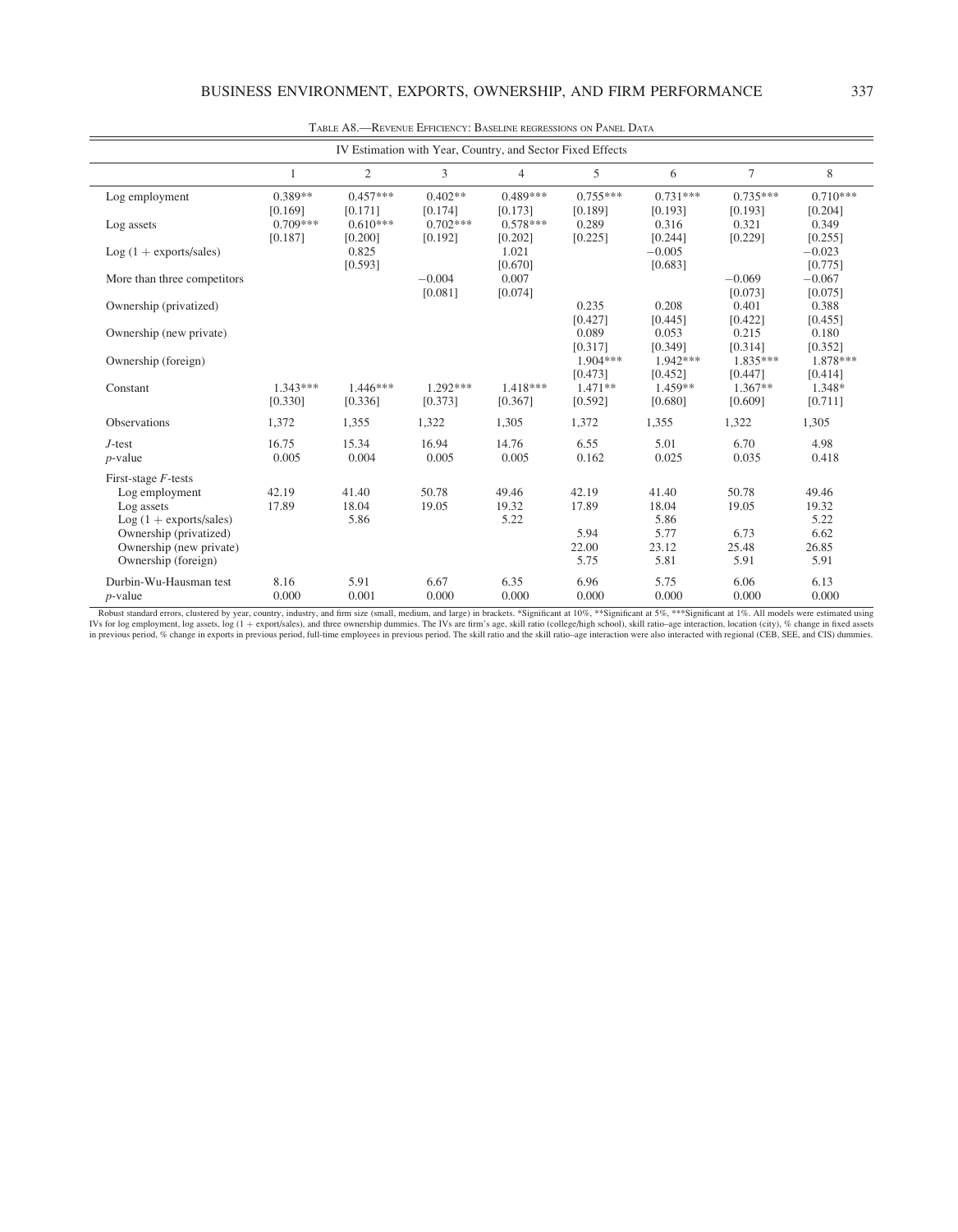Table A8.—Revenue Efficiency: Baseline regressions on Panel Data

| IV Estimation with Year, Country, and Sector Fixed Effects | | | | | | | | |
|---|---|---|---|---|---|---|---|---|
| | 1 | 2 | 3 | 4 | 5 | 6 | 7 | 8 |
| Log employment | 0.389** | 0.457*** | 0.402** | 0.489*** | 0.755*** | 0.731*** | 0.735*** | 0.710*** |
| | [0.169] | [0.171] | [0.174] | [0.173] | [0.189] | [0.193] | [0.193] | [0.204] |
| Log assets | 0.709*** | 0.610*** | 0.702*** | 0.578*** | 0.289 | 0.316 | 0.321 | 0.349 |
| | [0.187] | [0.200] | [0.192] | [0.202] | [0.225] | [0.244] | [0.229] | [0.255] |
| Log (1 + exports/sales) | | 0.825 | | 1.021 | | −0.005 | | −0.023 |
| | | [0.593] | | [0.670] | | [0.683] | | [0.775] |
| More than three competitors | | | −0.004 | 0.007 | | | −0.069 | −0.067 |
| | | | [0.081] | [0.074] | | | [0.073] | [0.075] |
| Ownership (privatized) | | | | | 0.235 | 0.208 | 0.401 | 0.388 |
| | | | | | [0.427] | [0.445] | [0.422] | [0.455] |
| Ownership (new private) | | | | | 0.089 | 0.053 | 0.215 | 0.180 |
| | | | | | [0.317] | [0.349] | [0.314] | [0.352] |
| Ownership (foreign) | | | | | 1.904*** | 1.942*** | 1.835*** | 1.878*** |
| | | | | | [0.473] | [0.452] | [0.447] | [0.414] |
| Constant | 1.343*** | 1.446*** | 1.292*** | 1.418*** | 1.471** | 1.459** | 1.367** | 1.348* |
| | [0.330] | [0.336] | [0.373] | [0.367] | [0.592] | [0.680] | [0.609] | [0.711] |
| Observations | 1,372 | 1,355 | 1,322 | 1,305 | 1,372 | 1,355 | 1,322 | 1,305 |
| *J*-test | 16.75 | 15.34 | 16.94 | 14.76 | 6.55 | 5.01 | 6.70 | 4.98 |
| *p*-value | 0.005 | 0.004 | 0.005 | 0.005 | 0.162 | 0.025 | 0.035 | 0.418 |
| First-stage *F*-tests | | | | | | | | |
| Log employment | 42.19 | 41.40 | 50.78 | 49.46 | 42.19 | 41.40 | 50.78 | 49.46 |
| Log assets | 17.89 | 18.04 | 19.05 | 19.32 | 17.89 | 18.04 | 19.05 | 19.32 |
| Log (1 + exports/sales) | | 5.86 | | 5.22 | | 5.86 | | 5.22 |
| Ownership (privatized) | | | | | 5.94 | 5.77 | 6.73 | 6.62 |
| Ownership (new private) | | | | | 22.00 | 23.12 | 25.48 | 26.85 |
| Ownership (foreign) | | | | | 5.75 | 5.81 | 5.91 | 5.91 |
| Durbin-Wu-Hausman test | 8.16 | 5.91 | 6.67 | 6.35 | 6.96 | 5.75 | 6.06 | 6.13 |
| *p*-value | 0.000 | 0.001 | 0.000 | 0.000 | 0.000 | 0.000 | 0.000 | 0.000 |

Robust standard errors, clustered by year, country, industry, and firm size (small, medium, and large) in brackets. *Significant at 10%, **Significant at 5%, ***Significant at 1%. All models were estimated using IVs for log employment, log assets, log (1 + export/sales), and three ownership dummies. The IVs are firm's age, skill ratio (college/high school), skill ratio–age interaction, location (city), % change in fixed assets in previous period, % change in exports in previous period, full-time employees in previous period. The skill ratio and the skill ratio–age interaction were also interacted with regional (CEB, SEE, and CIS) dummies.